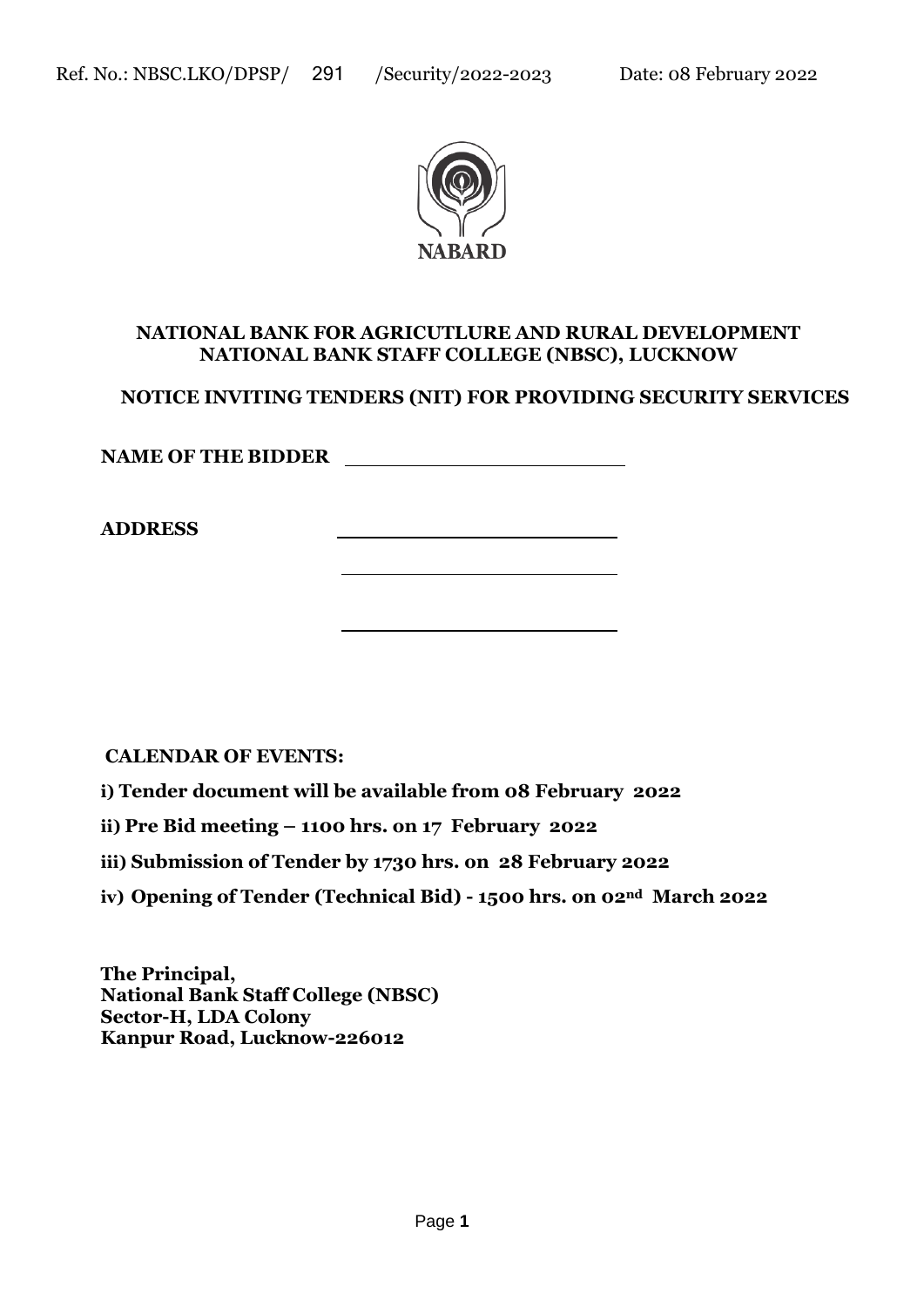Ref. No.: NBSC.LKO/DPSP/ 291 /Security/2022-2023 Date: 08 February 2022

NABARD

**NATIONAL BANK FOR AGRICUTLURE AND RURAL DEVELOPMENT**
**NATIONAL BANK STAFF COLLEGE (NBSC), LUCKNOW**

**NOTICE INVITING TENDERS (NIT) FOR PROVIDING SECURITY SERVICES**

**NAME OF THE BIDDER** ________________________

**ADDRESS** ________________________

________________________

________________________

**CALENDAR OF EVENTS:**

**i) Tender document will be available from 08 February 2022**

**ii) Pre Bid meeting – 1100 hrs. on 17 February 2022**

**iii) Submission of Tender by 1730 hrs. on 28 February 2022**

**iv) Opening of Tender (Technical Bid) - 1500 hrs. on 02nd March 2022**

**The Principal,**
**National Bank Staff College (NBSC)**
**Sector-H, LDA Colony**
**Kanpur Road, Lucknow-226012**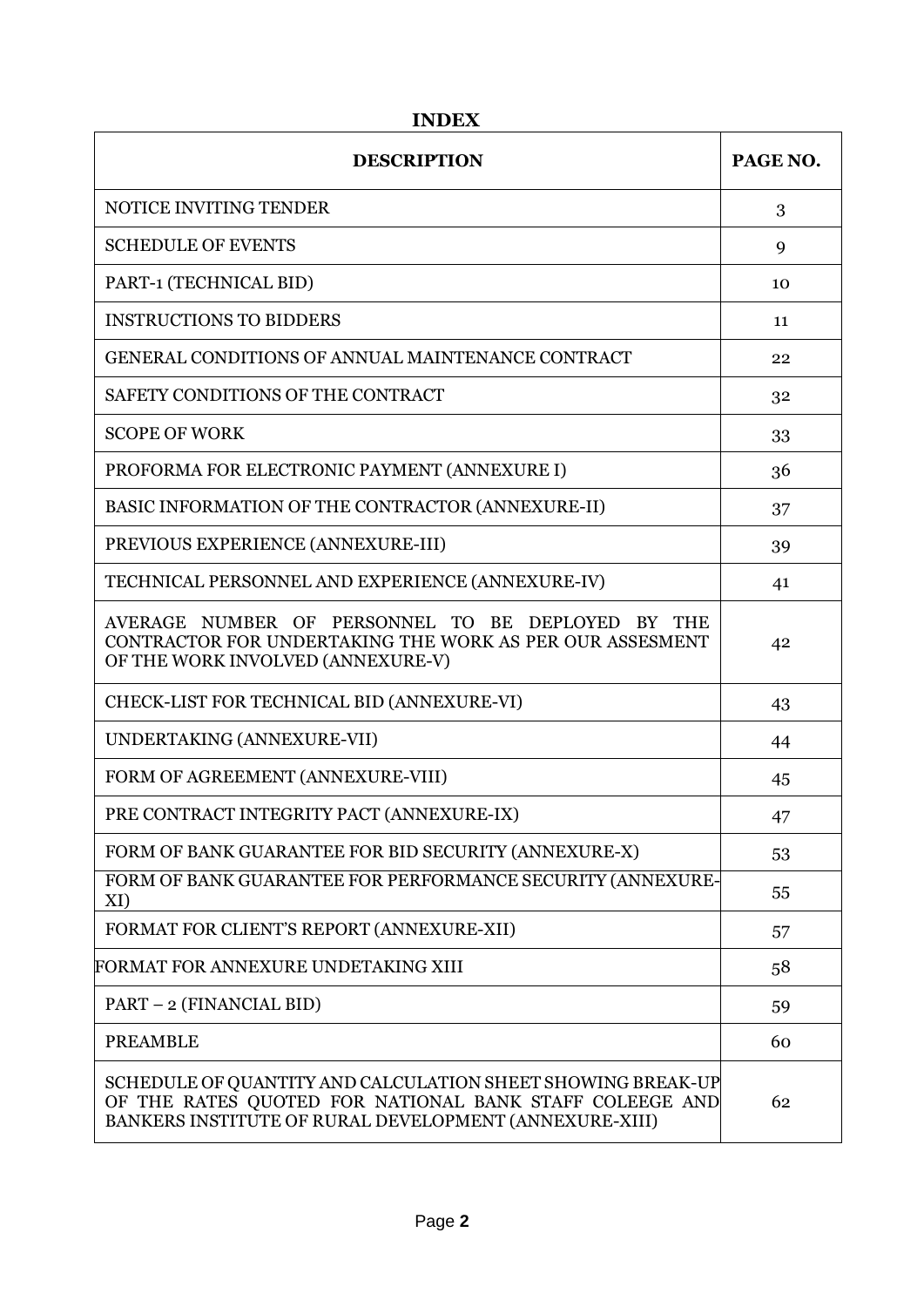# INDEX

| DESCRIPTION | PAGE NO. |
|---|---|
| NOTICE INVITING TENDER | 3 |
| SCHEDULE OF EVENTS | 9 |
| PART-1 (TECHNICAL BID) | 10 |
| INSTRUCTIONS TO BIDDERS | 11 |
| GENERAL CONDITIONS OF ANNUAL MAINTENANCE CONTRACT | 22 |
| SAFETY CONDITIONS OF THE CONTRACT | 32 |
| SCOPE OF WORK | 33 |
| PROFORMA FOR ELECTRONIC PAYMENT (ANNEXURE I) | 36 |
| BASIC INFORMATION OF THE CONTRACTOR (ANNEXURE-II) | 37 |
| PREVIOUS EXPERIENCE (ANNEXURE-III) | 39 |
| TECHNICAL PERSONNEL AND EXPERIENCE (ANNEXURE-IV) | 41 |
| AVERAGE NUMBER OF PERSONNEL TO BE DEPLOYED BY THE CONTRACTOR FOR UNDERTAKING THE WORK AS PER OUR ASSESMENT OF THE WORK INVOLVED (ANNEXURE-V) | 42 |
| CHECK-LIST FOR TECHNICAL BID (ANNEXURE-VI) | 43 |
| UNDERTAKING (ANNEXURE-VII) | 44 |
| FORM OF AGREEMENT (ANNEXURE-VIII) | 45 |
| PRE CONTRACT INTEGRITY PACT (ANNEXURE-IX) | 47 |
| FORM OF BANK GUARANTEE FOR BID SECURITY (ANNEXURE-X) | 53 |
| FORM OF BANK GUARANTEE FOR PERFORMANCE SECURITY (ANNEXURE-XI) | 55 |
| FORMAT FOR CLIENT'S REPORT (ANNEXURE-XII) | 57 |
| FORMAT FOR ANNEXURE UNDETAKING XIII | 58 |
| PART – 2 (FINANCIAL BID) | 59 |
| PREAMBLE | 60 |
| SCHEDULE OF QUANTITY AND CALCULATION SHEET SHOWING BREAK-UP OF THE RATES QUOTED FOR NATIONAL BANK STAFF COLEEGE AND BANKERS INSTITUTE OF RURAL DEVELOPMENT (ANNEXURE-XIII) | 62 |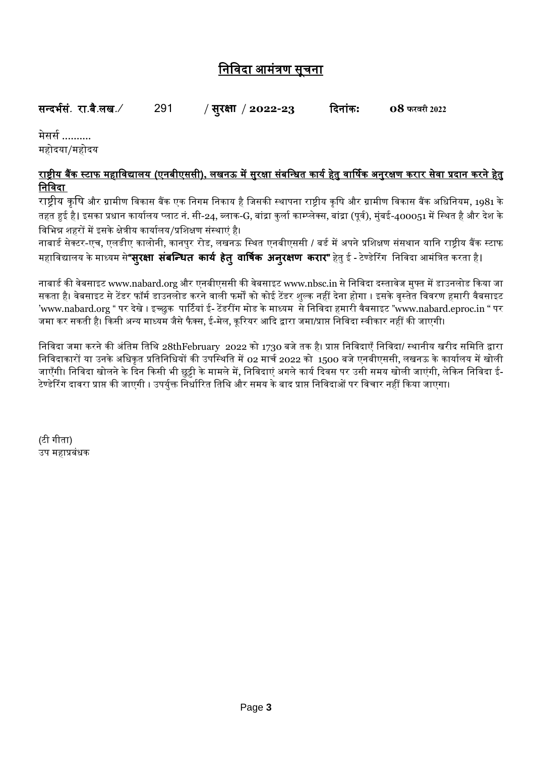# निविदा आमंत्रण सूचना

**सन्दर्भसं. रा.बै.लख./ 291 / सुरक्षा / 2022-23 दिनांकः 08 फरवरी 2022**

मेसर्स ..........
महोदया/महोदय

**राष्ट्रीय बैंक स्टाफ महाविद्यालय (एनबीएससी), लखनऊ में सुरक्षा संबंधित कार्य हेतु वार्षिक अनुरक्षण करार सेवा प्रदान करने हेतु निविदा**

राष्ट्रीय कृषि और ग्रामीण विकास बैंक एक निगम निकाय है जिसकी स्थापना राष्ट्रीय कृषि और ग्रामीण विकास बैंक अधिनियम, 1981 के तहत हुई है। इसका प्रधान कार्यालय प्लाट नं. सी-24, ब्लाक-G, बांद्रा कुर्ला काम्प्लेक्स, बांद्रा (पूर्व), मुंबई-400051 में स्थित है और देश के विभिन्न शहरों में इसके क्षेत्रीय कार्यालय/प्रशिक्षण संस्थाएं है।

नाबार्ड सेक्टर-एच, एलडीए कालोनी, कानपुर रोड, लखनऊ स्थित एनबीएससी / बर्ड में अपने प्रशिक्षण संसथान यानि राष्ट्रीय बैंक स्टाफ महाविद्यालय के माध्यम से**"सुरक्षा संबन्धित कार्य हेतु वार्षिक अनुरक्षण करार"** हेतु ई - टेण्डेरिंग निविदा आमंत्रित करता है।

नाबार्ड की वेबसाइट www.nabard.org और एनबीएससी की वेबसाइट www.nbsc.in से निविदा दस्तावेज मुफ्त में डाउनलोड किया जा सकता है। वेबसाइट से टेंडर फॉर्म डाउनलोड करने वाली फर्मों को कोई टेंडर शुल्क नहीं देना होगा । इसके वृस्तेत विवरण हमारी वैबसाइट 'www.nabard.org " पर देखे । इच्छुक पार्टियां ई- टेंडरींग मोड के माध्यम से निविदा हमारी वैबसाइट "www.nabard.eproc.in " पर जमा कर सकती है। किसी अन्य माध्यम जैसे फैक्स, ई-मेल, कूरियर आदि द्वारा जमा/प्राप्त निविदा स्वीकार नहीं की जाएगी।

निविदा जमा करने की अंतिम तिथि 28thFebruary 2022 को 1730 बजे तक है। प्राप्त निविदाएँ निविदा/ स्थानीय खरीद समिति द्वारा निविदाकारों या उनके अधिकृत प्रतिनिधियों की उपस्थिति में 02 मार्च 2022 को 1500 बजे एनबीएससी, लखनऊ के कार्यालय में खोली जाएँगी। निविदा खोलने के दिन किसी भी छुट्टी के मामले में, निविदाएं अगले कार्य दिवस पर उसी समय खोली जाएंगी, लेकिन निविदा ई-टेण्डेरिंग दावरा प्राप्त की जाएगी । उपर्युक्त निर्धारित तिथि और समय के बाद प्राप्त निविदाओं पर विचार नहीं किया जाएगा।

(टी गीता)
उप महाप्रबंधक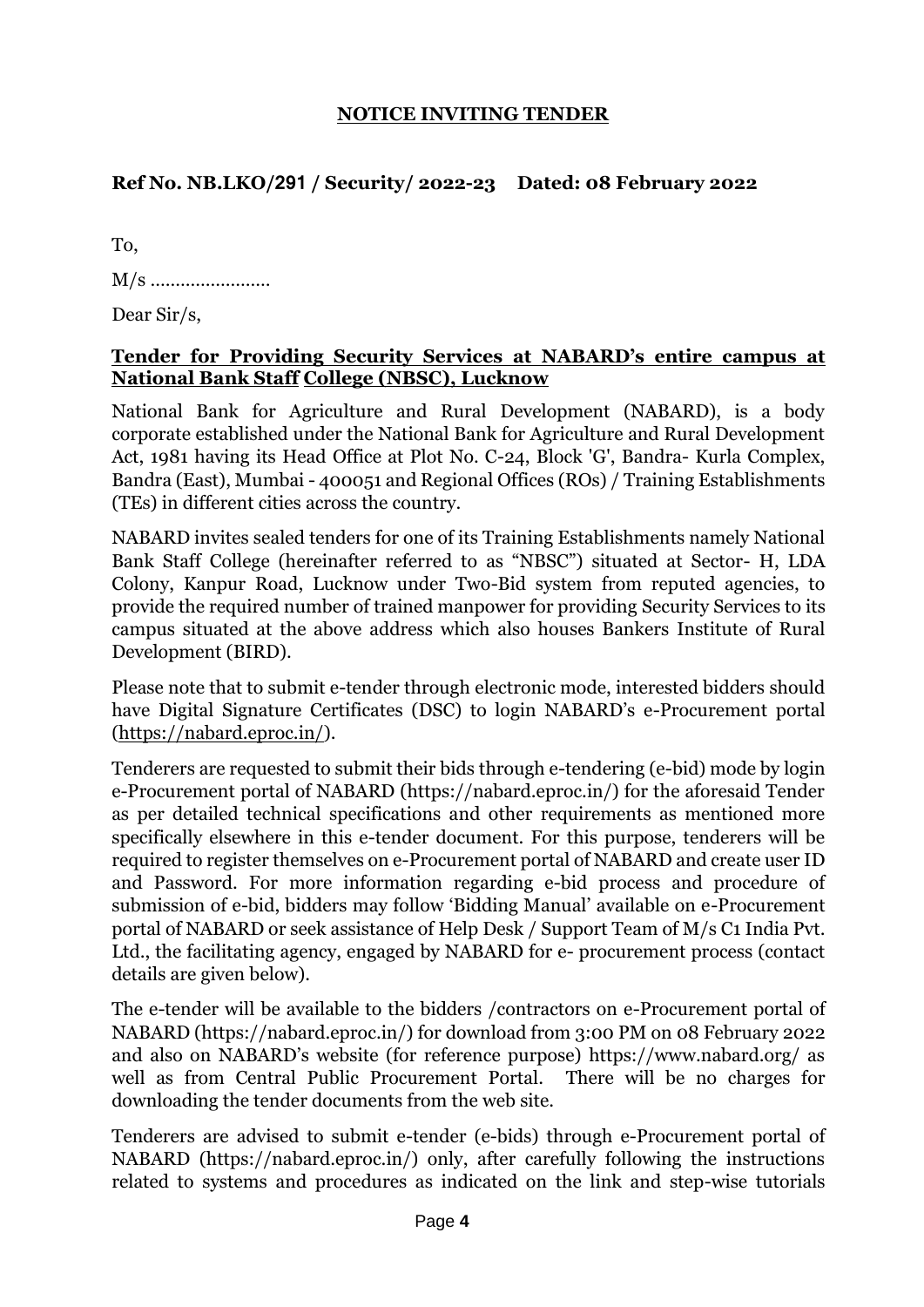**NOTICE INVITING TENDER**

**Ref No. NB.LKO/291 / Security/ 2022-23 Dated: 08 February 2022**

To,

M/s .......................

Dear Sir/s,

**Tender for Providing Security Services at NABARD's entire campus at National Bank Staff College (NBSC), Lucknow**

National Bank for Agriculture and Rural Development (NABARD), is a body corporate established under the National Bank for Agriculture and Rural Development Act, 1981 having its Head Office at Plot No. C-24, Block 'G', Bandra- Kurla Complex, Bandra (East), Mumbai - 400051 and Regional Offices (ROs) / Training Establishments (TEs) in different cities across the country.

NABARD invites sealed tenders for one of its Training Establishments namely National Bank Staff College (hereinafter referred to as "NBSC") situated at Sector- H, LDA Colony, Kanpur Road, Lucknow under Two-Bid system from reputed agencies, to provide the required number of trained manpower for providing Security Services to its campus situated at the above address which also houses Bankers Institute of Rural Development (BIRD).

Please note that to submit e-tender through electronic mode, interested bidders should have Digital Signature Certificates (DSC) to login NABARD's e-Procurement portal (https://nabard.eproc.in/).

Tenderers are requested to submit their bids through e-tendering (e-bid) mode by login e-Procurement portal of NABARD (https://nabard.eproc.in/) for the aforesaid Tender as per detailed technical specifications and other requirements as mentioned more specifically elsewhere in this e-tender document. For this purpose, tenderers will be required to register themselves on e-Procurement portal of NABARD and create user ID and Password. For more information regarding e-bid process and procedure of submission of e-bid, bidders may follow 'Bidding Manual' available on e-Procurement portal of NABARD or seek assistance of Help Desk / Support Team of M/s C1 India Pvt. Ltd., the facilitating agency, engaged by NABARD for e- procurement process (contact details are given below).

The e-tender will be available to the bidders /contractors on e-Procurement portal of NABARD (https://nabard.eproc.in/) for download from 3:00 PM on 08 February 2022 and also on NABARD's website (for reference purpose) https://www.nabard.org/ as well as from Central Public Procurement Portal. There will be no charges for downloading the tender documents from the web site.

Tenderers are advised to submit e-tender (e-bids) through e-Procurement portal of NABARD (https://nabard.eproc.in/) only, after carefully following the instructions related to systems and procedures as indicated on the link and step-wise tutorials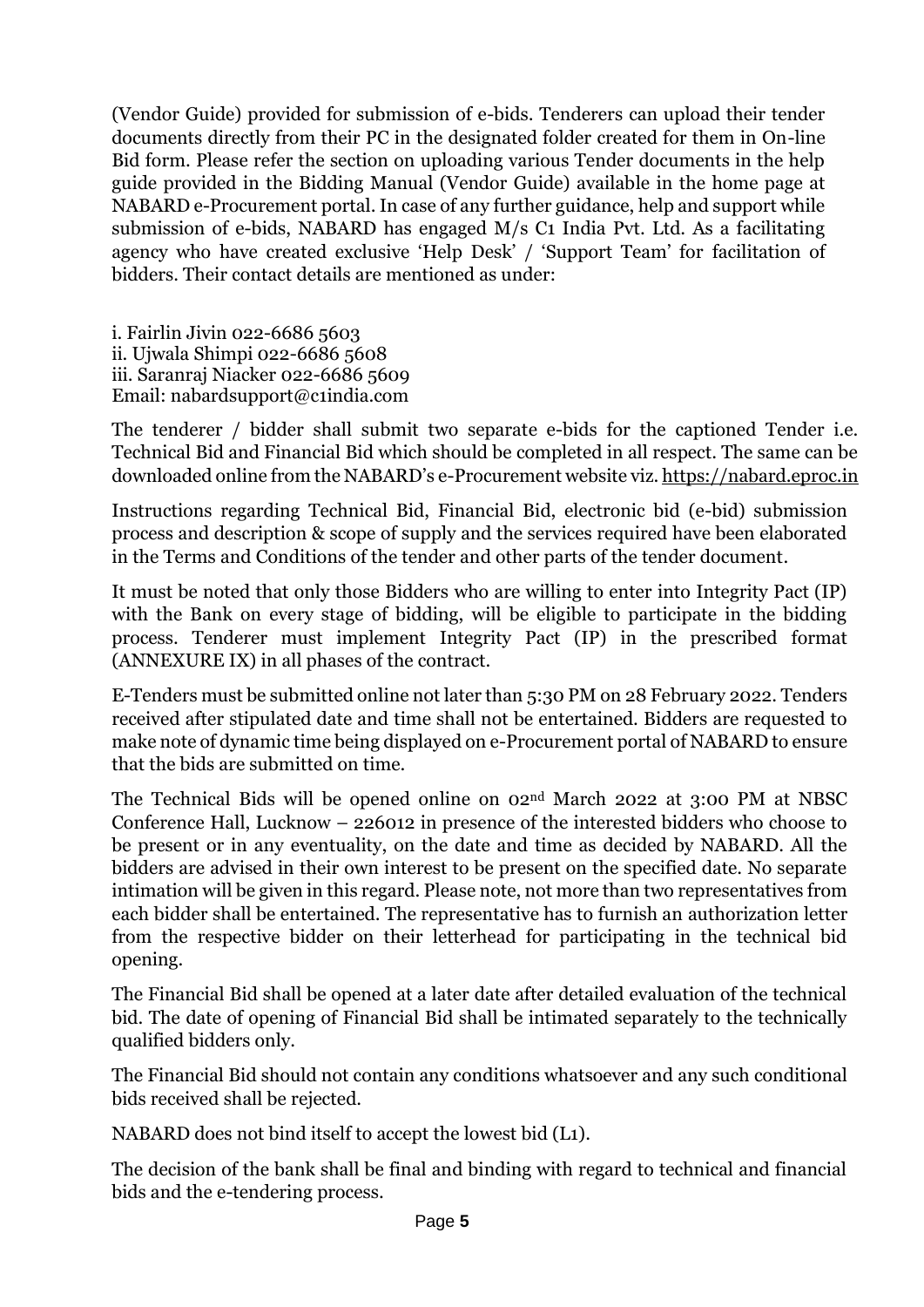(Vendor Guide) provided for submission of e-bids. Tenderers can upload their tender documents directly from their PC in the designated folder created for them in On-line Bid form. Please refer the section on uploading various Tender documents in the help guide provided in the Bidding Manual (Vendor Guide) available in the home page at NABARD e-Procurement portal. In case of any further guidance, help and support while submission of e-bids, NABARD has engaged M/s C1 India Pvt. Ltd. As a facilitating agency who have created exclusive 'Help Desk' / 'Support Team' for facilitation of bidders. Their contact details are mentioned as under:

i. Fairlin Jivin 022-6686 5603
ii. Ujwala Shimpi 022-6686 5608
iii. Saranraj Niacker 022-6686 5609
Email: nabardsupport@c1india.com

The tenderer / bidder shall submit two separate e-bids for the captioned Tender i.e. Technical Bid and Financial Bid which should be completed in all respect. The same can be downloaded online from the NABARD's e-Procurement website viz. https://nabard.eproc.in

Instructions regarding Technical Bid, Financial Bid, electronic bid (e-bid) submission process and description & scope of supply and the services required have been elaborated in the Terms and Conditions of the tender and other parts of the tender document.

It must be noted that only those Bidders who are willing to enter into Integrity Pact (IP) with the Bank on every stage of bidding, will be eligible to participate in the bidding process. Tenderer must implement Integrity Pact (IP) in the prescribed format (ANNEXURE IX) in all phases of the contract.

E-Tenders must be submitted online not later than 5:30 PM on 28 February 2022. Tenders received after stipulated date and time shall not be entertained. Bidders are requested to make note of dynamic time being displayed on e-Procurement portal of NABARD to ensure that the bids are submitted on time.

The Technical Bids will be opened online on 02nd March 2022 at 3:00 PM at NBSC Conference Hall, Lucknow – 226012 in presence of the interested bidders who choose to be present or in any eventuality, on the date and time as decided by NABARD. All the bidders are advised in their own interest to be present on the specified date. No separate intimation will be given in this regard. Please note, not more than two representatives from each bidder shall be entertained. The representative has to furnish an authorization letter from the respective bidder on their letterhead for participating in the technical bid opening.

The Financial Bid shall be opened at a later date after detailed evaluation of the technical bid. The date of opening of Financial Bid shall be intimated separately to the technically qualified bidders only.

The Financial Bid should not contain any conditions whatsoever and any such conditional bids received shall be rejected.

NABARD does not bind itself to accept the lowest bid (L1).

The decision of the bank shall be final and binding with regard to technical and financial bids and the e-tendering process.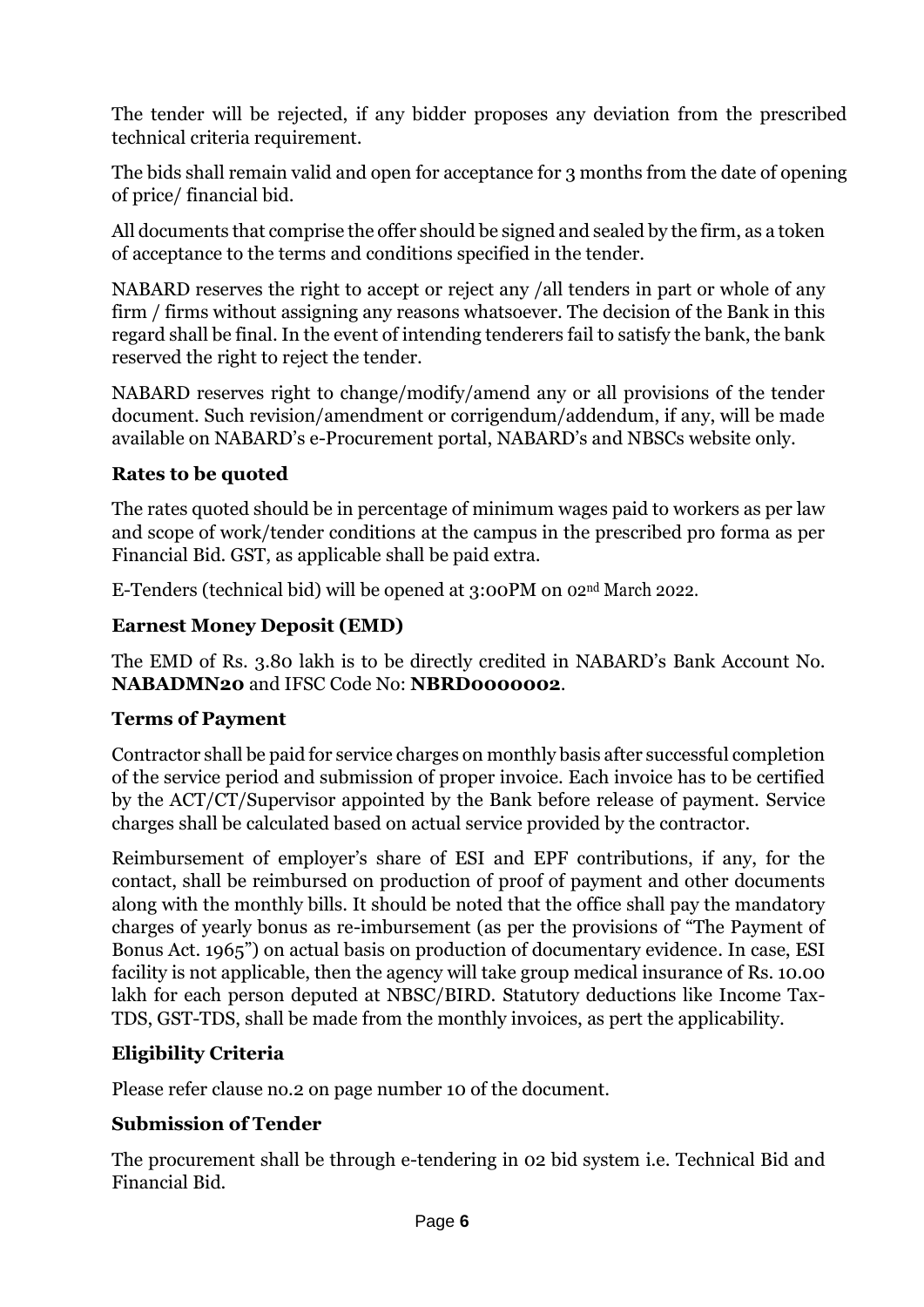The tender will be rejected, if any bidder proposes any deviation from the prescribed technical criteria requirement.

The bids shall remain valid and open for acceptance for 3 months from the date of opening of price/ financial bid.

All documents that comprise the offer should be signed and sealed by the firm, as a token of acceptance to the terms and conditions specified in the tender.

NABARD reserves the right to accept or reject any /all tenders in part or whole of any firm / firms without assigning any reasons whatsoever. The decision of the Bank in this regard shall be final. In the event of intending tenderers fail to satisfy the bank, the bank reserved the right to reject the tender.

NABARD reserves right to change/modify/amend any or all provisions of the tender document. Such revision/amendment or corrigendum/addendum, if any, will be made available on NABARD's e-Procurement portal, NABARD's and NBSCs website only.

### Rates to be quoted

The rates quoted should be in percentage of minimum wages paid to workers as per law and scope of work/tender conditions at the campus in the prescribed pro forma as per Financial Bid. GST, as applicable shall be paid extra.

E-Tenders (technical bid) will be opened at 3:00PM on 02nd March 2022.

### Earnest Money Deposit (EMD)

The EMD of Rs. 3.80 lakh is to be directly credited in NABARD's Bank Account No. **NABADMN20** and IFSC Code No: **NBRD0000002**.

### Terms of Payment

Contractor shall be paid for service charges on monthly basis after successful completion of the service period and submission of proper invoice. Each invoice has to be certified by the ACT/CT/Supervisor appointed by the Bank before release of payment. Service charges shall be calculated based on actual service provided by the contractor.

Reimbursement of employer's share of ESI and EPF contributions, if any, for the contact, shall be reimbursed on production of proof of payment and other documents along with the monthly bills. It should be noted that the office shall pay the mandatory charges of yearly bonus as re-imbursement (as per the provisions of "The Payment of Bonus Act. 1965") on actual basis on production of documentary evidence. In case, ESI facility is not applicable, then the agency will take group medical insurance of Rs. 10.00 lakh for each person deputed at NBSC/BIRD. Statutory deductions like Income Tax-TDS, GST-TDS, shall be made from the monthly invoices, as pert the applicability.

### Eligibility Criteria

Please refer clause no.2 on page number 10 of the document.

### Submission of Tender

The procurement shall be through e-tendering in 02 bid system i.e. Technical Bid and Financial Bid.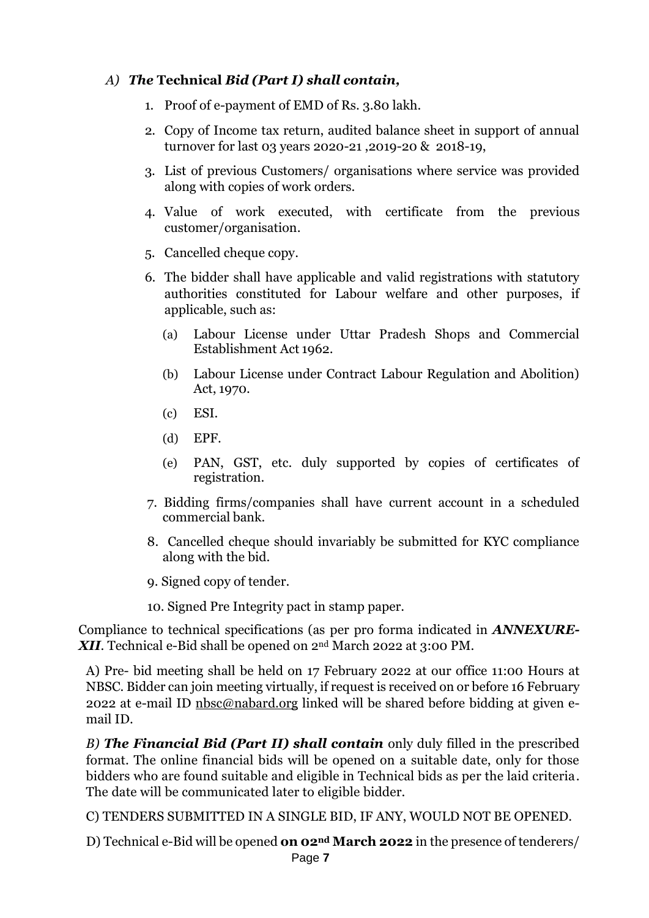*A) **The Technical Bid (Part I) shall contain,***

1. Proof of e-payment of EMD of Rs. 3.80 lakh.
2. Copy of Income tax return, audited balance sheet in support of annual turnover for last 03 years 2020-21 ,2019-20 & 2018-19,
3. List of previous Customers/ organisations where service was provided along with copies of work orders.
4. Value of work executed, with certificate from the previous customer/organisation.
5. Cancelled cheque copy.
6. The bidder shall have applicable and valid registrations with statutory authorities constituted for Labour welfare and other purposes, if applicable, such as:
   - (a) Labour License under Uttar Pradesh Shops and Commercial Establishment Act 1962.
   - (b) Labour License under Contract Labour Regulation and Abolition) Act, 1970.
   - (c) ESI.
   - (d) EPF.
   - (e) PAN, GST, etc. duly supported by copies of certificates of registration.
7. Bidding firms/companies shall have current account in a scheduled commercial bank.
8. Cancelled cheque should invariably be submitted for KYC compliance along with the bid.
9. Signed copy of tender.
10. Signed Pre Integrity pact in stamp paper.

Compliance to technical specifications (as per pro forma indicated in ***ANNEXURE-XII***. Technical e-Bid shall be opened on 2nd March 2022 at 3:00 PM.

A) Pre- bid meeting shall be held on 17 February 2022 at our office 11:00 Hours at NBSC. Bidder can join meeting virtually, if request is received on or before 16 February 2022 at e-mail ID nbsc@nabard.org linked will be shared before bidding at given e-mail ID.

*B) **The Financial Bid (Part II) shall contain*** only duly filled in the prescribed format. The online financial bids will be opened on a suitable date, only for those bidders who are found suitable and eligible in Technical bids as per the laid criteria. The date will be communicated later to eligible bidder.

C) TENDERS SUBMITTED IN A SINGLE BID, IF ANY, WOULD NOT BE OPENED.

D) Technical e-Bid will be opened **on 02nd March 2022** in the presence of tenderers/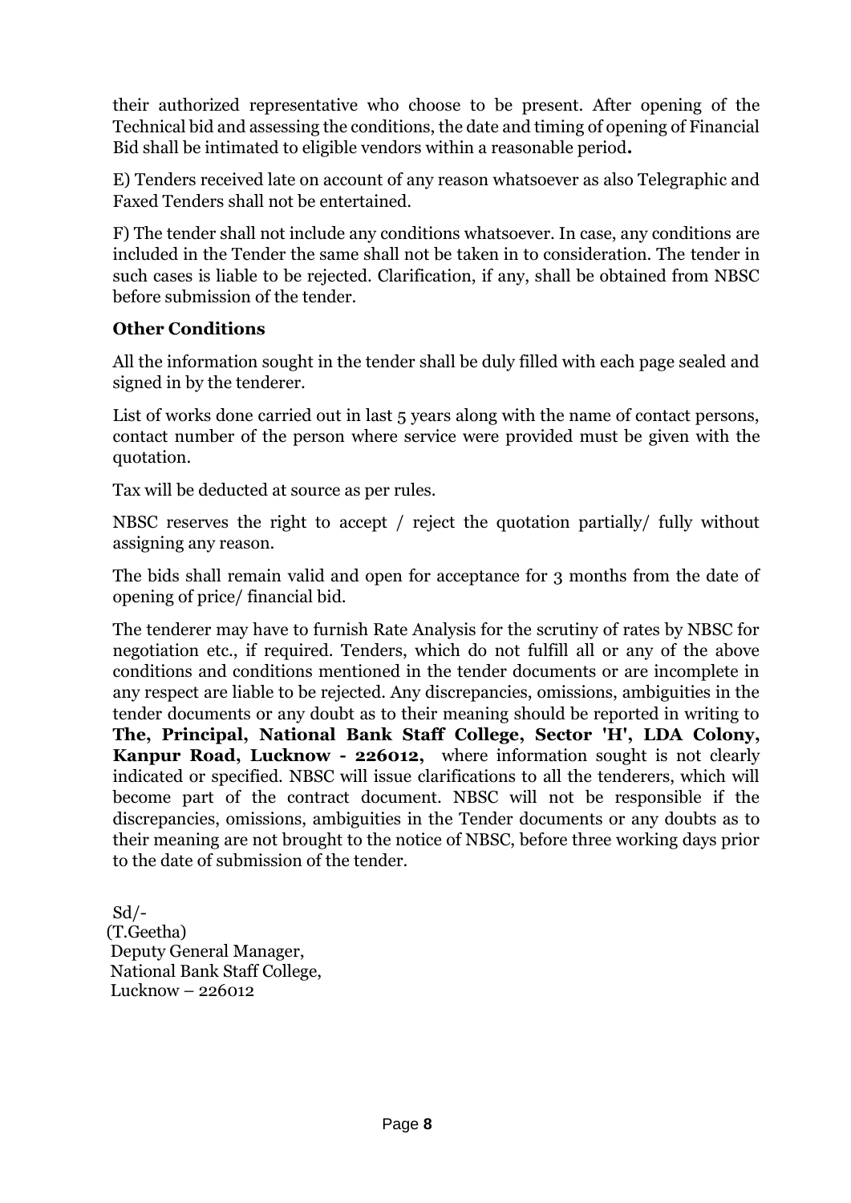their authorized representative who choose to be present. After opening of the Technical bid and assessing the conditions, the date and timing of opening of Financial Bid shall be intimated to eligible vendors within a reasonable period**.**

E) Tenders received late on account of any reason whatsoever as also Telegraphic and Faxed Tenders shall not be entertained.

F) The tender shall not include any conditions whatsoever. In case, any conditions are included in the Tender the same shall not be taken in to consideration. The tender in such cases is liable to be rejected. Clarification, if any, shall be obtained from NBSC before submission of the tender.

**Other Conditions**

All the information sought in the tender shall be duly filled with each page sealed and signed in by the tenderer.

List of works done carried out in last 5 years along with the name of contact persons, contact number of the person where service were provided must be given with the quotation.

Tax will be deducted at source as per rules.

NBSC reserves the right to accept / reject the quotation partially/ fully without assigning any reason.

The bids shall remain valid and open for acceptance for 3 months from the date of opening of price/ financial bid.

The tenderer may have to furnish Rate Analysis for the scrutiny of rates by NBSC for negotiation etc., if required. Tenders, which do not fulfill all or any of the above conditions and conditions mentioned in the tender documents or are incomplete in any respect are liable to be rejected. Any discrepancies, omissions, ambiguities in the tender documents or any doubt as to their meaning should be reported in writing to **The, Principal, National Bank Staff College, Sector 'H', LDA Colony, Kanpur Road, Lucknow - 226012,** where information sought is not clearly indicated or specified. NBSC will issue clarifications to all the tenderers, which will become part of the contract document. NBSC will not be responsible if the discrepancies, omissions, ambiguities in the Tender documents or any doubts as to their meaning are not brought to the notice of NBSC, before three working days prior to the date of submission of the tender.

Sd/-
(T.Geetha)
Deputy General Manager,
National Bank Staff College,
Lucknow – 226012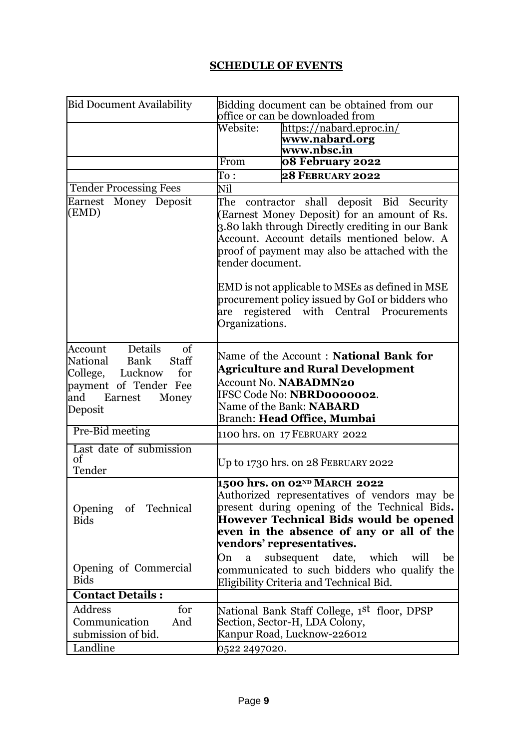## SCHEDULE OF EVENTS

| | | |
|---|---|---|
| Bid Document Availability | Bidding document can be obtained from our office or can be downloaded from | |
| | Website: | https://nabard.eproc.in/<br>**www.nabard.org**<br>**www.nbsc.in** |
| | From | **08 February 2022** |
| | To : | **28 FEBRUARY 2022** |
| Tender Processing Fees | Nil | |
| Earnest Money Deposit (EMD) | The contractor shall deposit Bid Security (Earnest Money Deposit) for an amount of Rs. 3.80 lakh through Directly crediting in our Bank Account. Account details mentioned below. A proof of payment may also be attached with the tender document.<br><br>EMD is not applicable to MSEs as defined in MSE procurement policy issued by GoI or bidders who are registered with Central Procurements Organizations. | |
| Account Details of National Bank Staff College, Lucknow for payment of Tender Fee and Earnest Money Deposit | Name of the Account : **National Bank for Agriculture and Rural Development**<br>Account No. **NABADMN20**<br>IFSC Code No: **NBRD0000002**.<br>Name of the Bank: **NABARD**<br>Branch: **Head Office, Mumbai** | |
| Pre-Bid meeting | 1100 hrs. on 17 FEBRUARY 2022 | |
| Last date of submission of Tender | Up to 1730 hrs. on 28 FEBRUARY 2022 | |
| Opening of Technical Bids | **1500 hrs. on 02ND MARCH 2022**<br>Authorized representatives of vendors may be present during opening of the Technical Bids. **However Technical Bids would be opened even in the absence of any or all of the vendors' representatives.** | |
| Opening of Commercial Bids | On a subsequent date, which will be communicated to such bidders who qualify the Eligibility Criteria and Technical Bid. | |
| **Contact Details :** | | |
| Address for Communication And submission of bid. | National Bank Staff College, 1st floor, DPSP Section, Sector-H, LDA Colony, Kanpur Road, Lucknow-226012 | |
| Landline | 0522 2497020. | |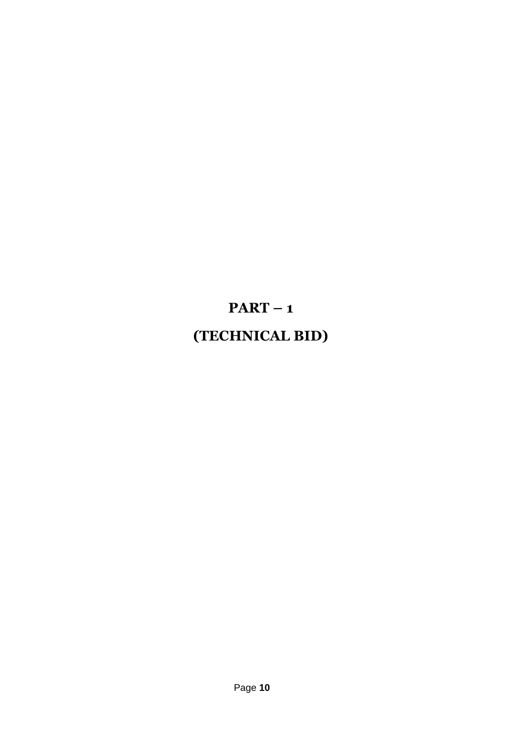# PART – 1

# (TECHNICAL BID)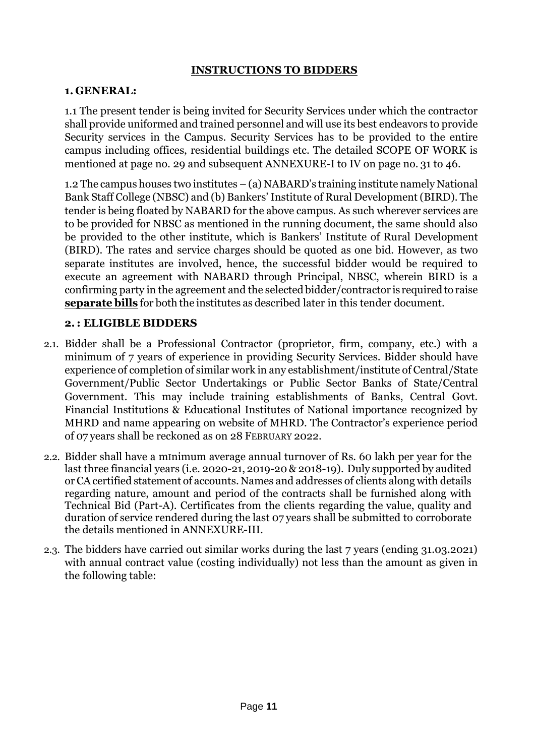## INSTRUCTIONS TO BIDDERS

### 1. GENERAL:

1.1 The present tender is being invited for Security Services under which the contractor shall provide uniformed and trained personnel and will use its best endeavors to provide Security services in the Campus. Security Services has to be provided to the entire campus including offices, residential buildings etc. The detailed SCOPE OF WORK is mentioned at page no. 29 and subsequent ANNEXURE-I to IV on page no. 31 to 46.

1.2 The campus houses two institutes – (a) NABARD's training institute namely National Bank Staff College (NBSC) and (b) Bankers' Institute of Rural Development (BIRD). The tender is being floated by NABARD for the above campus. As such wherever services are to be provided for NBSC as mentioned in the running document, the same should also be provided to the other institute, which is Bankers' Institute of Rural Development (BIRD). The rates and service charges should be quoted as one bid. However, as two separate institutes are involved, hence, the successful bidder would be required to execute an agreement with NABARD through Principal, NBSC, wherein BIRD is a confirming party in the agreement and the selected bidder/contractor is required to raise **separate bills** for both the institutes as described later in this tender document.

### 2. : ELIGIBLE BIDDERS

2.1. Bidder shall be a Professional Contractor (proprietor, firm, company, etc.) with a minimum of 7 years of experience in providing Security Services. Bidder should have experience of completion of similar work in any establishment/institute of Central/State Government/Public Sector Undertakings or Public Sector Banks of State/Central Government. This may include training establishments of Banks, Central Govt. Financial Institutions & Educational Institutes of National importance recognized by MHRD and name appearing on website of MHRD. The Contractor's experience period of 07 years shall be reckoned as on 28 FEBRUARY 2022.

2.2. Bidder shall have a mInimum average annual turnover of Rs. 60 lakh per year for the last three financial years (i.e. 2020-21, 2019-20 & 2018-19). Duly supported by audited or CA certified statement of accounts. Names and addresses of clients along with details regarding nature, amount and period of the contracts shall be furnished along with Technical Bid (Part-A). Certificates from the clients regarding the value, quality and duration of service rendered during the last 07 years shall be submitted to corroborate the details mentioned in ANNEXURE-III.

2.3. The bidders have carried out similar works during the last 7 years (ending 31.03.2021) with annual contract value (costing individually) not less than the amount as given in the following table: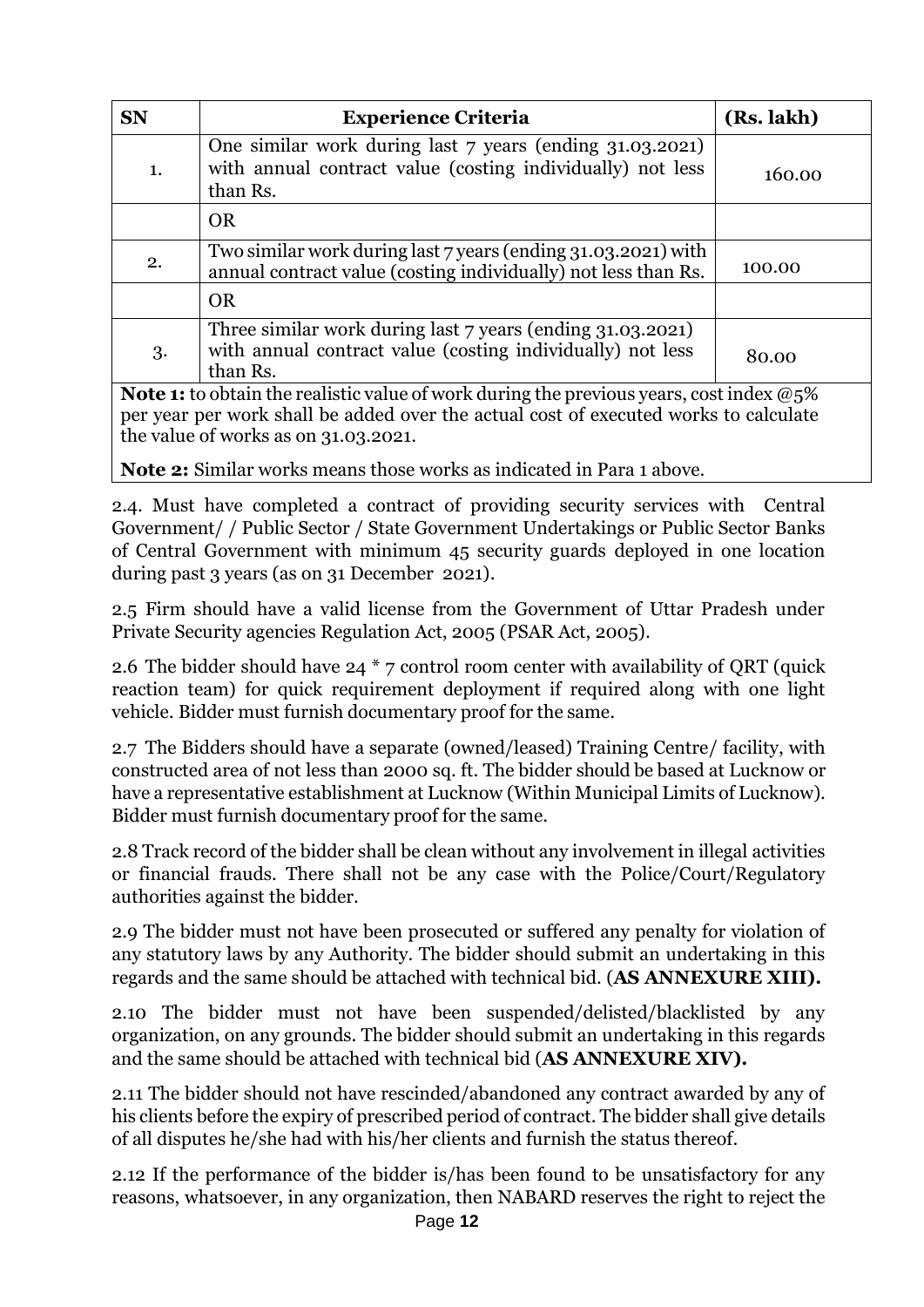| SN | Experience Criteria | (Rs. lakh) |
|---|---|---|
| 1. | One similar work during last 7 years (ending 31.03.2021) with annual contract value (costing individually) not less than Rs. | 160.00 |
| | OR | |
| 2. | Two similar work during last 7 years (ending 31.03.2021) with annual contract value (costing individually) not less than Rs. | 100.00 |
| | OR | |
| 3. | Three similar work during last 7 years (ending 31.03.2021) with annual contract value (costing individually) not less than Rs. | 80.00 |
| **Note 1:** to obtain the realistic value of work during the previous years, cost index @5% per year per work shall be added over the actual cost of executed works to calculate the value of works as on 31.03.2021. **Note 2:** Similar works means those works as indicated in Para 1 above. | | |

2.4. Must have completed a contract of providing security services with Central Government/ / Public Sector / State Government Undertakings or Public Sector Banks of Central Government with minimum 45 security guards deployed in one location during past 3 years (as on 31 December 2021).

2.5 Firm should have a valid license from the Government of Uttar Pradesh under Private Security agencies Regulation Act, 2005 (PSAR Act, 2005).

2.6 The bidder should have 24 * 7 control room center with availability of QRT (quick reaction team) for quick requirement deployment if required along with one light vehicle. Bidder must furnish documentary proof for the same.

2.7 The Bidders should have a separate (owned/leased) Training Centre/ facility, with constructed area of not less than 2000 sq. ft. The bidder should be based at Lucknow or have a representative establishment at Lucknow (Within Municipal Limits of Lucknow). Bidder must furnish documentary proof for the same.

2.8 Track record of the bidder shall be clean without any involvement in illegal activities or financial frauds. There shall not be any case with the Police/Court/Regulatory authorities against the bidder.

2.9 The bidder must not have been prosecuted or suffered any penalty for violation of any statutory laws by any Authority. The bidder should submit an undertaking in this regards and the same should be attached with technical bid. (**AS ANNEXURE XIII).**

2.10 The bidder must not have been suspended/delisted/blacklisted by any organization, on any grounds. The bidder should submit an undertaking in this regards and the same should be attached with technical bid (**AS ANNEXURE XIV).**

2.11 The bidder should not have rescinded/abandoned any contract awarded by any of his clients before the expiry of prescribed period of contract. The bidder shall give details of all disputes he/she had with his/her clients and furnish the status thereof.

2.12 If the performance of the bidder is/has been found to be unsatisfactory for any reasons, whatsoever, in any organization, then NABARD reserves the right to reject the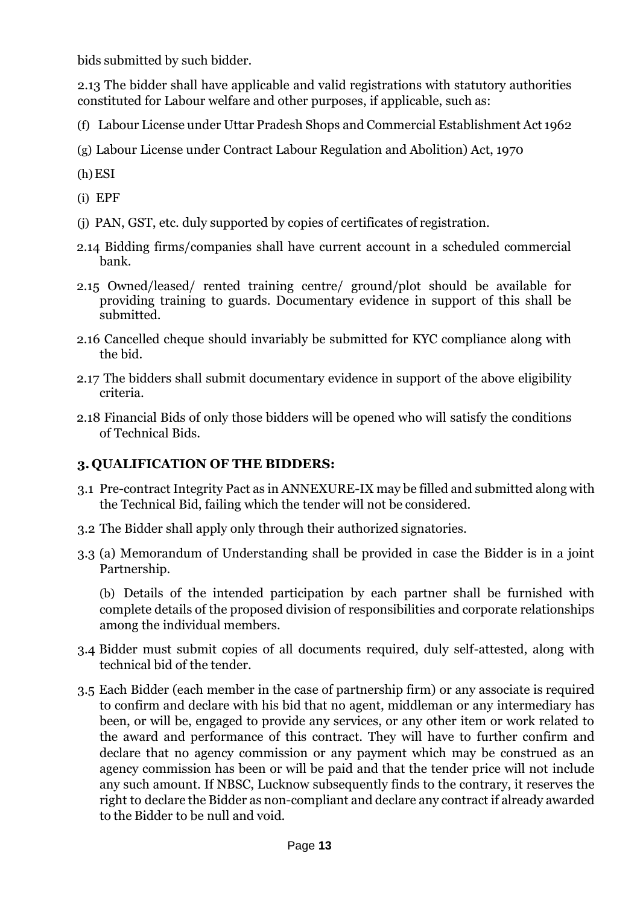bids submitted by such bidder.

2.13 The bidder shall have applicable and valid registrations with statutory authorities constituted for Labour welfare and other purposes, if applicable, such as:

(f) Labour License under Uttar Pradesh Shops and Commercial Establishment Act 1962

(g) Labour License under Contract Labour Regulation and Abolition) Act, 1970

(h) ESI

(i) EPF

(j) PAN, GST, etc. duly supported by copies of certificates of registration.

2.14 Bidding firms/companies shall have current account in a scheduled commercial bank.

2.15 Owned/leased/ rented training centre/ ground/plot should be available for providing training to guards. Documentary evidence in support of this shall be submitted.

2.16 Cancelled cheque should invariably be submitted for KYC compliance along with the bid.

2.17 The bidders shall submit documentary evidence in support of the above eligibility criteria.

2.18 Financial Bids of only those bidders will be opened who will satisfy the conditions of Technical Bids.

## 3. QUALIFICATION OF THE BIDDERS:

3.1 Pre-contract Integrity Pact as in ANNEXURE-IX may be filled and submitted along with the Technical Bid, failing which the tender will not be considered.

3.2 The Bidder shall apply only through their authorized signatories.

3.3 (a) Memorandum of Understanding shall be provided in case the Bidder is in a joint Partnership.

(b) Details of the intended participation by each partner shall be furnished with complete details of the proposed division of responsibilities and corporate relationships among the individual members.

3.4 Bidder must submit copies of all documents required, duly self-attested, along with technical bid of the tender.

3.5 Each Bidder (each member in the case of partnership firm) or any associate is required to confirm and declare with his bid that no agent, middleman or any intermediary has been, or will be, engaged to provide any services, or any other item or work related to the award and performance of this contract. They will have to further confirm and declare that no agency commission or any payment which may be construed as an agency commission has been or will be paid and that the tender price will not include any such amount. If NBSC, Lucknow subsequently finds to the contrary, it reserves the right to declare the Bidder as non-compliant and declare any contract if already awarded to the Bidder to be null and void.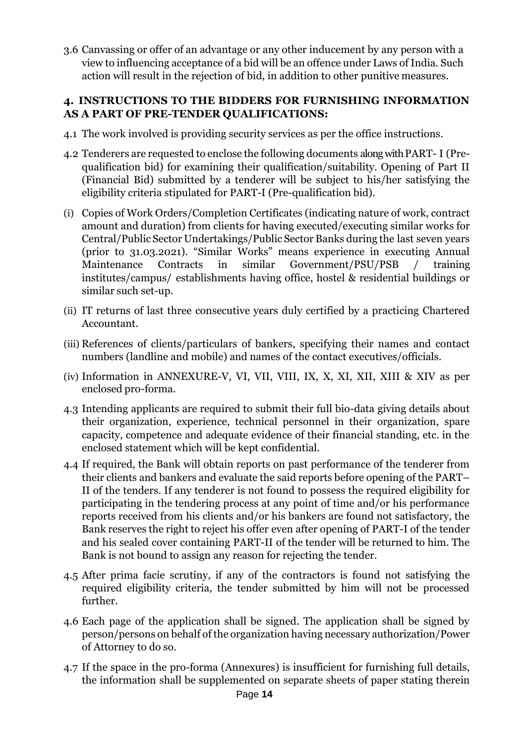3.6 Canvassing or offer of an advantage or any other inducement by any person with a view to influencing acceptance of a bid will be an offence under Laws of India. Such action will result in the rejection of bid, in addition to other punitive measures.

## 4. INSTRUCTIONS TO THE BIDDERS FOR FURNISHING INFORMATION AS A PART OF PRE-TENDER QUALIFICATIONS:

4.1 The work involved is providing security services as per the office instructions.

4.2 Tenderers are requested to enclose the following documents along with PART- I (Pre-qualification bid) for examining their qualification/suitability. Opening of Part II (Financial Bid) submitted by a tenderer will be subject to his/her satisfying the eligibility criteria stipulated for PART-I (Pre-qualification bid).

(i) Copies of Work Orders/Completion Certificates (indicating nature of work, contract amount and duration) from clients for having executed/executing similar works for Central/Public Sector Undertakings/Public Sector Banks during the last seven years (prior to 31.03.2021). "Similar Works" means experience in executing Annual Maintenance Contracts in similar Government/PSU/PSB / training institutes/campus/ establishments having office, hostel & residential buildings or similar such set-up.

(ii) IT returns of last three consecutive years duly certified by a practicing Chartered Accountant.

(iii) References of clients/particulars of bankers, specifying their names and contact numbers (landline and mobile) and names of the contact executives/officials.

(iv) Information in ANNEXURE-V, VI, VII, VIII, IX, X, XI, XII, XIII & XIV as per enclosed pro-forma.

4.3 Intending applicants are required to submit their full bio-data giving details about their organization, experience, technical personnel in their organization, spare capacity, competence and adequate evidence of their financial standing, etc. in the enclosed statement which will be kept confidential.

4.4 If required, the Bank will obtain reports on past performance of the tenderer from their clients and bankers and evaluate the said reports before opening of the PART–II of the tenders. If any tenderer is not found to possess the required eligibility for participating in the tendering process at any point of time and/or his performance reports received from his clients and/or his bankers are found not satisfactory, the Bank reserves the right to reject his offer even after opening of PART-I of the tender and his sealed cover containing PART-II of the tender will be returned to him. The Bank is not bound to assign any reason for rejecting the tender.

4.5 After prima facie scrutiny, if any of the contractors is found not satisfying the required eligibility criteria, the tender submitted by him will not be processed further.

4.6 Each page of the application shall be signed. The application shall be signed by person/persons on behalf of the organization having necessary authorization/Power of Attorney to do so.

4.7 If the space in the pro-forma (Annexures) is insufficient for furnishing full details, the information shall be supplemented on separate sheets of paper stating therein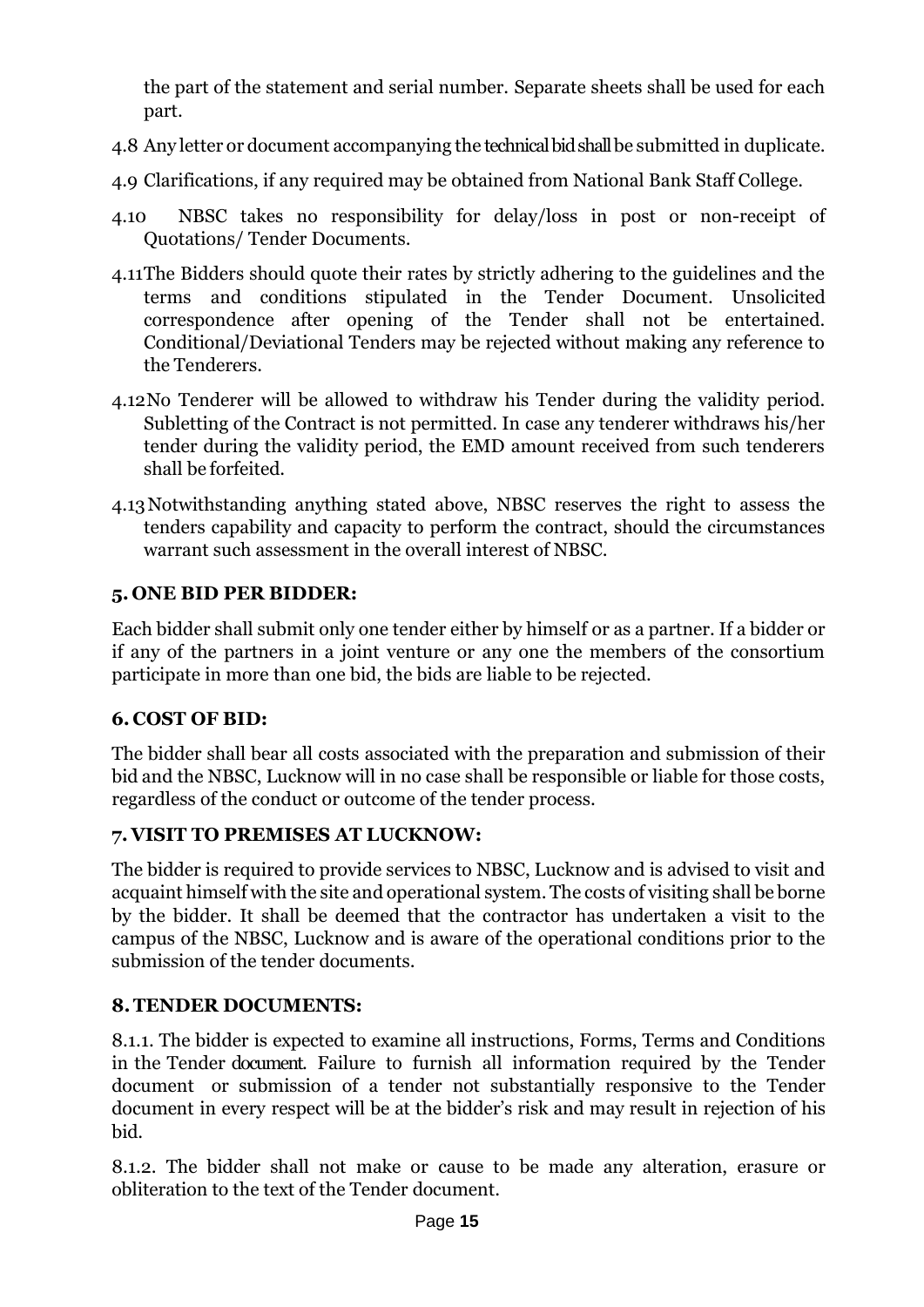the part of the statement and serial number. Separate sheets shall be used for each part.

4.8 Any letter or document accompanying the technical bid shall be submitted in duplicate.

4.9 Clarifications, if any required may be obtained from National Bank Staff College.

4.10 NBSC takes no responsibility for delay/loss in post or non-receipt of Quotations/ Tender Documents.

4.11 The Bidders should quote their rates by strictly adhering to the guidelines and the terms and conditions stipulated in the Tender Document. Unsolicited correspondence after opening of the Tender shall not be entertained. Conditional/Deviational Tenders may be rejected without making any reference to the Tenderers.

4.12 No Tenderer will be allowed to withdraw his Tender during the validity period. Subletting of the Contract is not permitted. In case any tenderer withdraws his/her tender during the validity period, the EMD amount received from such tenderers shall be forfeited.

4.13 Notwithstanding anything stated above, NBSC reserves the right to assess the tenders capability and capacity to perform the contract, should the circumstances warrant such assessment in the overall interest of NBSC.

**5. ONE BID PER BIDDER:**

Each bidder shall submit only one tender either by himself or as a partner. If a bidder or if any of the partners in a joint venture or any one the members of the consortium participate in more than one bid, the bids are liable to be rejected.

**6. COST OF BID:**

The bidder shall bear all costs associated with the preparation and submission of their bid and the NBSC, Lucknow will in no case shall be responsible or liable for those costs, regardless of the conduct or outcome of the tender process.

**7. VISIT TO PREMISES AT LUCKNOW:**

The bidder is required to provide services to NBSC, Lucknow and is advised to visit and acquaint himself with the site and operational system. The costs of visiting shall be borne by the bidder. It shall be deemed that the contractor has undertaken a visit to the campus of the NBSC, Lucknow and is aware of the operational conditions prior to the submission of the tender documents.

**8. TENDER DOCUMENTS:**

8.1.1. The bidder is expected to examine all instructions, Forms, Terms and Conditions in the Tender document. Failure to furnish all information required by the Tender document or submission of a tender not substantially responsive to the Tender document in every respect will be at the bidder's risk and may result in rejection of his bid.

8.1.2. The bidder shall not make or cause to be made any alteration, erasure or obliteration to the text of the Tender document.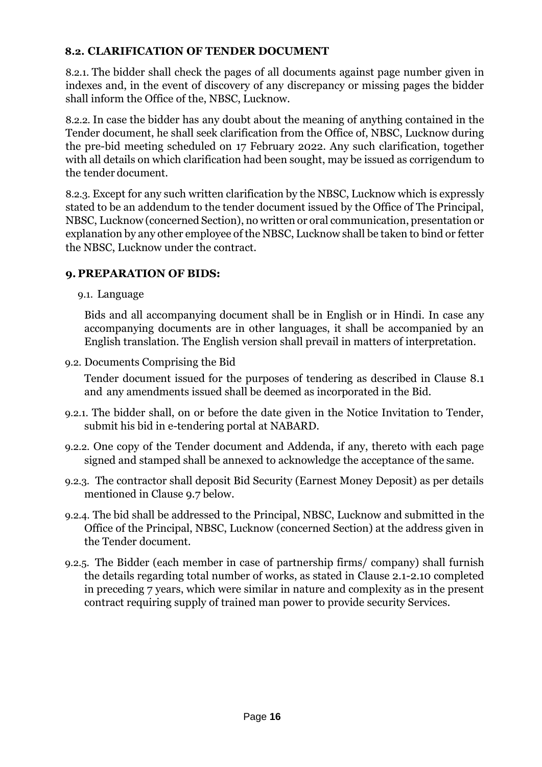## 8.2. CLARIFICATION OF TENDER DOCUMENT

8.2.1. The bidder shall check the pages of all documents against page number given in indexes and, in the event of discovery of any discrepancy or missing pages the bidder shall inform the Office of the, NBSC, Lucknow.

8.2.2. In case the bidder has any doubt about the meaning of anything contained in the Tender document, he shall seek clarification from the Office of, NBSC, Lucknow during the pre-bid meeting scheduled on 17 February 2022. Any such clarification, together with all details on which clarification had been sought, may be issued as corrigendum to the tender document.

8.2.3. Except for any such written clarification by the NBSC, Lucknow which is expressly stated to be an addendum to the tender document issued by the Office of The Principal, NBSC, Lucknow (concerned Section), no written or oral communication, presentation or explanation by any other employee of the NBSC, Lucknow shall be taken to bind or fetter the NBSC, Lucknow under the contract.

## 9. PREPARATION OF BIDS:

9.1. Language

Bids and all accompanying document shall be in English or in Hindi. In case any accompanying documents are in other languages, it shall be accompanied by an English translation. The English version shall prevail in matters of interpretation.

9.2. Documents Comprising the Bid

Tender document issued for the purposes of tendering as described in Clause 8.1 and any amendments issued shall be deemed as incorporated in the Bid.

9.2.1. The bidder shall, on or before the date given in the Notice Invitation to Tender, submit his bid in e-tendering portal at NABARD.

9.2.2. One copy of the Tender document and Addenda, if any, thereto with each page signed and stamped shall be annexed to acknowledge the acceptance of the same.

9.2.3. The contractor shall deposit Bid Security (Earnest Money Deposit) as per details mentioned in Clause 9.7 below.

9.2.4. The bid shall be addressed to the Principal, NBSC, Lucknow and submitted in the Office of the Principal, NBSC, Lucknow (concerned Section) at the address given in the Tender document.

9.2.5. The Bidder (each member in case of partnership firms/ company) shall furnish the details regarding total number of works, as stated in Clause 2.1-2.10 completed in preceding 7 years, which were similar in nature and complexity as in the present contract requiring supply of trained man power to provide security Services.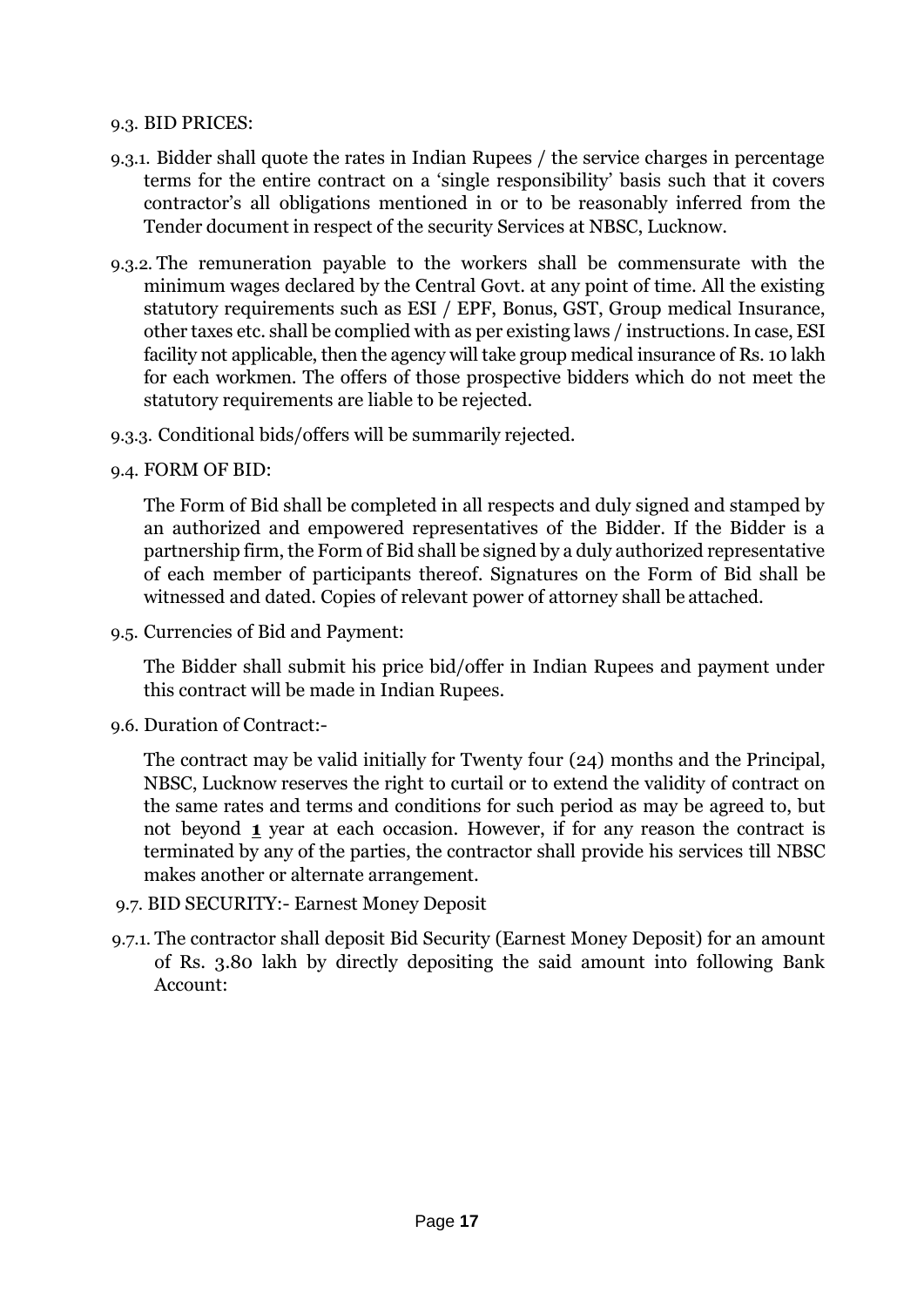9.3. BID PRICES:

9.3.1. Bidder shall quote the rates in Indian Rupees / the service charges in percentage terms for the entire contract on a 'single responsibility' basis such that it covers contractor's all obligations mentioned in or to be reasonably inferred from the Tender document in respect of the security Services at NBSC, Lucknow.

9.3.2. The remuneration payable to the workers shall be commensurate with the minimum wages declared by the Central Govt. at any point of time. All the existing statutory requirements such as ESI / EPF, Bonus, GST, Group medical Insurance, other taxes etc. shall be complied with as per existing laws / instructions. In case, ESI facility not applicable, then the agency will take group medical insurance of Rs. 10 lakh for each workmen. The offers of those prospective bidders which do not meet the statutory requirements are liable to be rejected.

9.3.3. Conditional bids/offers will be summarily rejected.

9.4. FORM OF BID:

The Form of Bid shall be completed in all respects and duly signed and stamped by an authorized and empowered representatives of the Bidder. If the Bidder is a partnership firm, the Form of Bid shall be signed by a duly authorized representative of each member of participants thereof. Signatures on the Form of Bid shall be witnessed and dated. Copies of relevant power of attorney shall be attached.

9.5. Currencies of Bid and Payment:

The Bidder shall submit his price bid/offer in Indian Rupees and payment under this contract will be made in Indian Rupees.

9.6. Duration of Contract:-

The contract may be valid initially for Twenty four (24) months and the Principal, NBSC, Lucknow reserves the right to curtail or to extend the validity of contract on the same rates and terms and conditions for such period as may be agreed to, but not beyond **1** year at each occasion. However, if for any reason the contract is terminated by any of the parties, the contractor shall provide his services till NBSC makes another or alternate arrangement.

9.7. BID SECURITY:- Earnest Money Deposit

9.7.1. The contractor shall deposit Bid Security (Earnest Money Deposit) for an amount of Rs. 3.80 lakh by directly depositing the said amount into following Bank Account: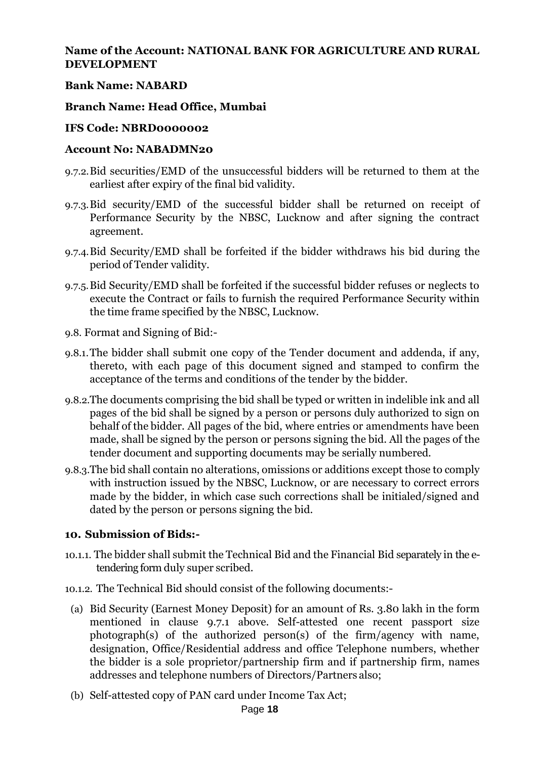**Name of the Account: NATIONAL BANK FOR AGRICULTURE AND RURAL DEVELOPMENT**

**Bank Name: NABARD**

**Branch Name: Head Office, Mumbai**

**IFS Code: NBRD0000002**

**Account No: NABADMN20**

9.7.2. Bid securities/EMD of the unsuccessful bidders will be returned to them at the earliest after expiry of the final bid validity.

9.7.3. Bid security/EMD of the successful bidder shall be returned on receipt of Performance Security by the NBSC, Lucknow and after signing the contract agreement.

9.7.4. Bid Security/EMD shall be forfeited if the bidder withdraws his bid during the period of Tender validity.

9.7.5. Bid Security/EMD shall be forfeited if the successful bidder refuses or neglects to execute the Contract or fails to furnish the required Performance Security within the time frame specified by the NBSC, Lucknow.

9.8. Format and Signing of Bid:-

9.8.1. The bidder shall submit one copy of the Tender document and addenda, if any, thereto, with each page of this document signed and stamped to confirm the acceptance of the terms and conditions of the tender by the bidder.

9.8.2. The documents comprising the bid shall be typed or written in indelible ink and all pages of the bid shall be signed by a person or persons duly authorized to sign on behalf of the bidder. All pages of the bid, where entries or amendments have been made, shall be signed by the person or persons signing the bid. All the pages of the tender document and supporting documents may be serially numbered.

9.8.3. The bid shall contain no alterations, omissions or additions except those to comply with instruction issued by the NBSC, Lucknow, or are necessary to correct errors made by the bidder, in which case such corrections shall be initialed/signed and dated by the person or persons signing the bid.

## 10. Submission of Bids:-

10.1.1. The bidder shall submit the Technical Bid and the Financial Bid separately in the e-tendering form duly super scribed.

10.1.2. The Technical Bid should consist of the following documents:-

(a) Bid Security (Earnest Money Deposit) for an amount of Rs. 3.80 lakh in the form mentioned in clause 9.7.1 above. Self-attested one recent passport size photograph(s) of the authorized person(s) of the firm/agency with name, designation, Office/Residential address and office Telephone numbers, whether the bidder is a sole proprietor/partnership firm and if partnership firm, names addresses and telephone numbers of Directors/Partners also;

(b) Self-attested copy of PAN card under Income Tax Act;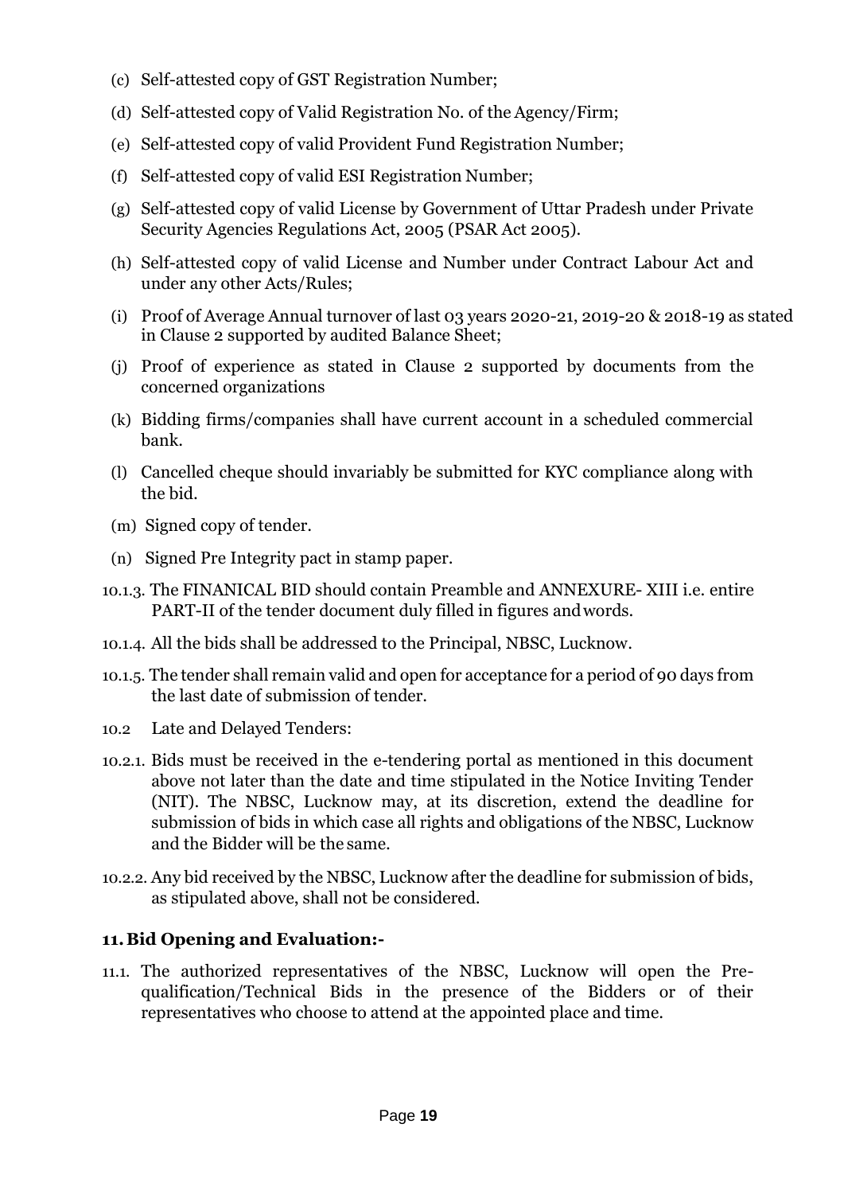(c) Self-attested copy of GST Registration Number;

(d) Self-attested copy of Valid Registration No. of the Agency/Firm;

(e) Self-attested copy of valid Provident Fund Registration Number;

(f) Self-attested copy of valid ESI Registration Number;

(g) Self-attested copy of valid License by Government of Uttar Pradesh under Private Security Agencies Regulations Act, 2005 (PSAR Act 2005).

(h) Self-attested copy of valid License and Number under Contract Labour Act and under any other Acts/Rules;

(i) Proof of Average Annual turnover of last 03 years 2020-21, 2019-20 & 2018-19 as stated in Clause 2 supported by audited Balance Sheet;

(j) Proof of experience as stated in Clause 2 supported by documents from the concerned organizations

(k) Bidding firms/companies shall have current account in a scheduled commercial bank.

(l) Cancelled cheque should invariably be submitted for KYC compliance along with the bid.

(m) Signed copy of tender.

(n) Signed Pre Integrity pact in stamp paper.

10.1.3. The FINANICAL BID should contain Preamble and ANNEXURE- XIII i.e. entire PART-II of the tender document duly filled in figures and words.

10.1.4. All the bids shall be addressed to the Principal, NBSC, Lucknow.

10.1.5. The tender shall remain valid and open for acceptance for a period of 90 days from the last date of submission of tender.

10.2 Late and Delayed Tenders:

10.2.1. Bids must be received in the e-tendering portal as mentioned in this document above not later than the date and time stipulated in the Notice Inviting Tender (NIT). The NBSC, Lucknow may, at its discretion, extend the deadline for submission of bids in which case all rights and obligations of the NBSC, Lucknow and the Bidder will be the same.

10.2.2. Any bid received by the NBSC, Lucknow after the deadline for submission of bids, as stipulated above, shall not be considered.

## 11. Bid Opening and Evaluation:-

11.1. The authorized representatives of the NBSC, Lucknow will open the Pre-qualification/Technical Bids in the presence of the Bidders or of their representatives who choose to attend at the appointed place and time.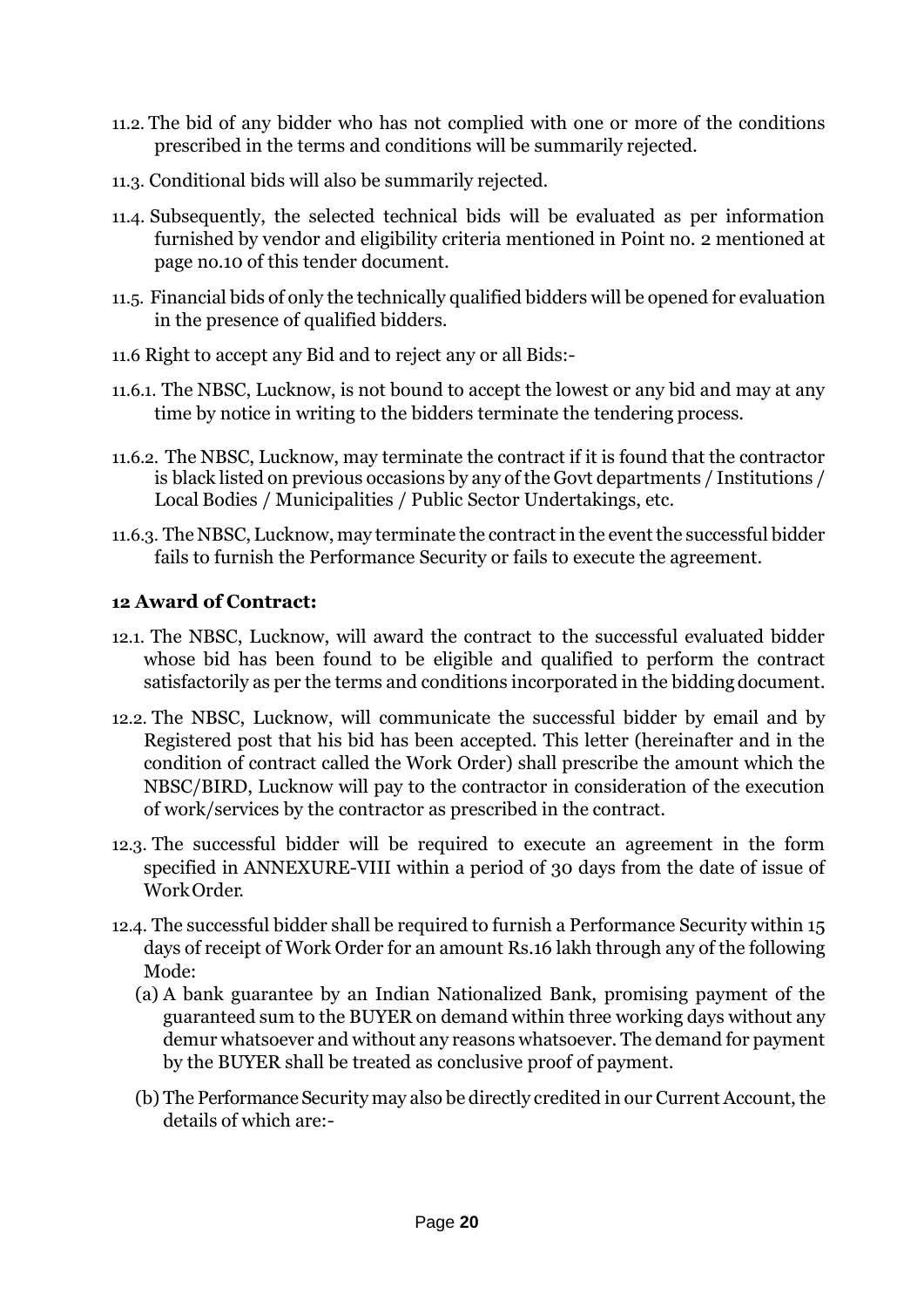11.2. The bid of any bidder who has not complied with one or more of the conditions prescribed in the terms and conditions will be summarily rejected.

11.3. Conditional bids will also be summarily rejected.

11.4. Subsequently, the selected technical bids will be evaluated as per information furnished by vendor and eligibility criteria mentioned in Point no. 2 mentioned at page no.10 of this tender document.

11.5. Financial bids of only the technically qualified bidders will be opened for evaluation in the presence of qualified bidders.

11.6 Right to accept any Bid and to reject any or all Bids:-

11.6.1. The NBSC, Lucknow, is not bound to accept the lowest or any bid and may at any time by notice in writing to the bidders terminate the tendering process.

11.6.2. The NBSC, Lucknow, may terminate the contract if it is found that the contractor is black listed on previous occasions by any of the Govt departments / Institutions / Local Bodies / Municipalities / Public Sector Undertakings, etc.

11.6.3. The NBSC, Lucknow, may terminate the contract in the event the successful bidder fails to furnish the Performance Security or fails to execute the agreement.

**12 Award of Contract:**

12.1. The NBSC, Lucknow, will award the contract to the successful evaluated bidder whose bid has been found to be eligible and qualified to perform the contract satisfactorily as per the terms and conditions incorporated in the bidding document.

12.2. The NBSC, Lucknow, will communicate the successful bidder by email and by Registered post that his bid has been accepted. This letter (hereinafter and in the condition of contract called the Work Order) shall prescribe the amount which the NBSC/BIRD, Lucknow will pay to the contractor in consideration of the execution of work/services by the contractor as prescribed in the contract.

12.3. The successful bidder will be required to execute an agreement in the form specified in ANNEXURE-VIII within a period of 30 days from the date of issue of Work Order.

12.4. The successful bidder shall be required to furnish a Performance Security within 15 days of receipt of Work Order for an amount Rs.16 lakh through any of the following Mode:

(a) A bank guarantee by an Indian Nationalized Bank, promising payment of the guaranteed sum to the BUYER on demand within three working days without any demur whatsoever and without any reasons whatsoever. The demand for payment by the BUYER shall be treated as conclusive proof of payment.

(b) The Performance Security may also be directly credited in our Current Account, the details of which are:-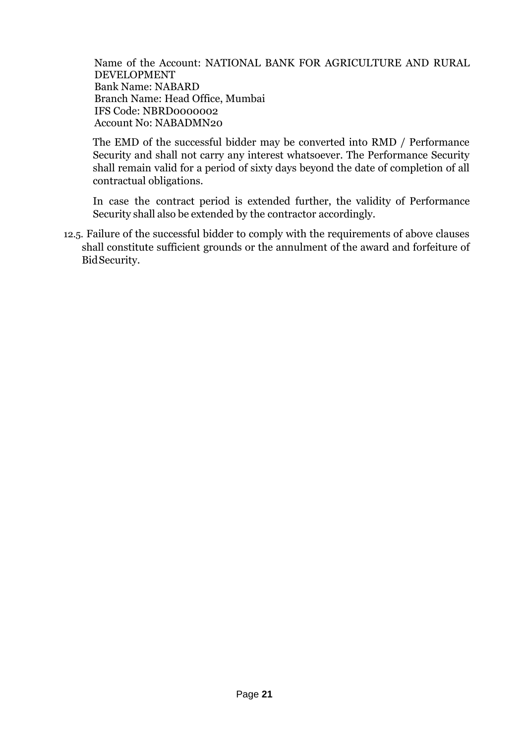Name of the Account: NATIONAL BANK FOR AGRICULTURE AND RURAL DEVELOPMENT
Bank Name: NABARD
Branch Name: Head Office, Mumbai
IFS Code: NBRD0000002
Account No: NABADMN20

The EMD of the successful bidder may be converted into RMD / Performance Security and shall not carry any interest whatsoever. The Performance Security shall remain valid for a period of sixty days beyond the date of completion of all contractual obligations.

In case the contract period is extended further, the validity of Performance Security shall also be extended by the contractor accordingly.

12.5. Failure of the successful bidder to comply with the requirements of above clauses shall constitute sufficient grounds or the annulment of the award and forfeiture of Bid Security.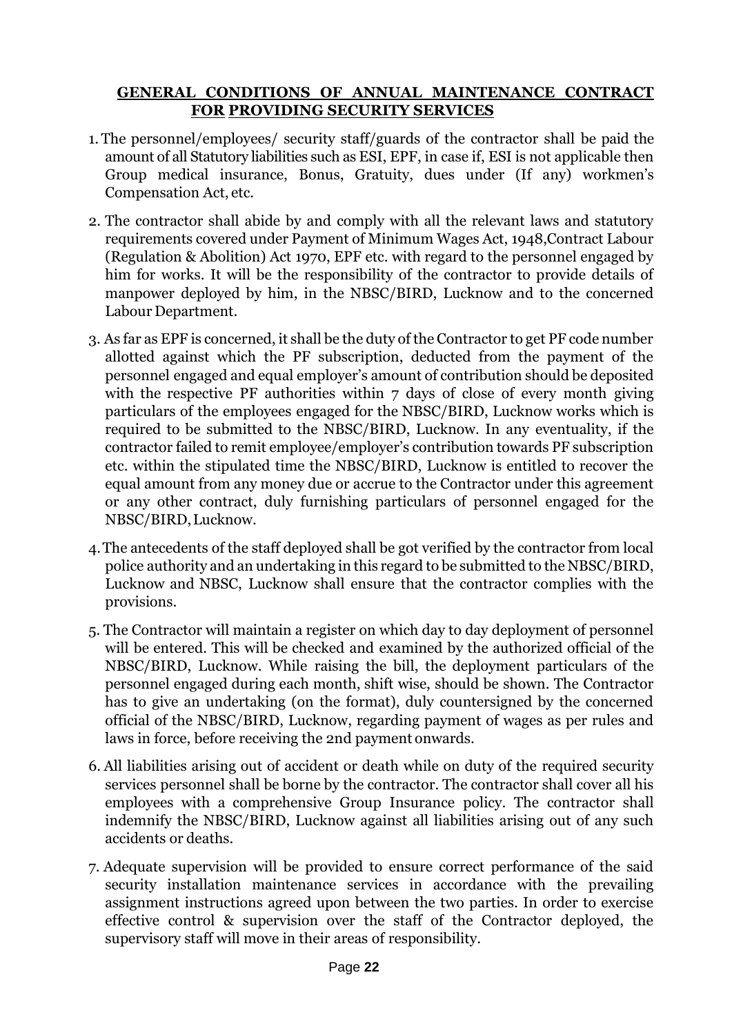## GENERAL CONDITIONS OF ANNUAL MAINTENANCE CONTRACT FOR PROVIDING SECURITY SERVICES

1. The personnel/employees/ security staff/guards of the contractor shall be paid the amount of all Statutory liabilities such as ESI, EPF, in case if, ESI is not applicable then Group medical insurance, Bonus, Gratuity, dues under (If any) workmen's Compensation Act, etc.
2. The contractor shall abide by and comply with all the relevant laws and statutory requirements covered under Payment of Minimum Wages Act, 1948,Contract Labour (Regulation & Abolition) Act 1970, EPF etc. with regard to the personnel engaged by him for works. It will be the responsibility of the contractor to provide details of manpower deployed by him, in the NBSC/BIRD, Lucknow and to the concerned Labour Department.
3. As far as EPF is concerned, it shall be the duty of the Contractor to get PF code number allotted against which the PF subscription, deducted from the payment of the personnel engaged and equal employer's amount of contribution should be deposited with the respective PF authorities within 7 days of close of every month giving particulars of the employees engaged for the NBSC/BIRD, Lucknow works which is required to be submitted to the NBSC/BIRD, Lucknow. In any eventuality, if the contractor failed to remit employee/employer's contribution towards PF subscription etc. within the stipulated time the NBSC/BIRD, Lucknow is entitled to recover the equal amount from any money due or accrue to the Contractor under this agreement or any other contract, duly furnishing particulars of personnel engaged for the NBSC/BIRD, Lucknow.
4. The antecedents of the staff deployed shall be got verified by the contractor from local police authority and an undertaking in this regard to be submitted to the NBSC/BIRD, Lucknow and NBSC, Lucknow shall ensure that the contractor complies with the provisions.
5. The Contractor will maintain a register on which day to day deployment of personnel will be entered. This will be checked and examined by the authorized official of the NBSC/BIRD, Lucknow. While raising the bill, the deployment particulars of the personnel engaged during each month, shift wise, should be shown. The Contractor has to give an undertaking (on the format), duly countersigned by the concerned official of the NBSC/BIRD, Lucknow, regarding payment of wages as per rules and laws in force, before receiving the 2nd payment onwards.
6. All liabilities arising out of accident or death while on duty of the required security services personnel shall be borne by the contractor. The contractor shall cover all his employees with a comprehensive Group Insurance policy. The contractor shall indemnify the NBSC/BIRD, Lucknow against all liabilities arising out of any such accidents or deaths.
7. Adequate supervision will be provided to ensure correct performance of the said security installation maintenance services in accordance with the prevailing assignment instructions agreed upon between the two parties. In order to exercise effective control & supervision over the staff of the Contractor deployed, the supervisory staff will move in their areas of responsibility.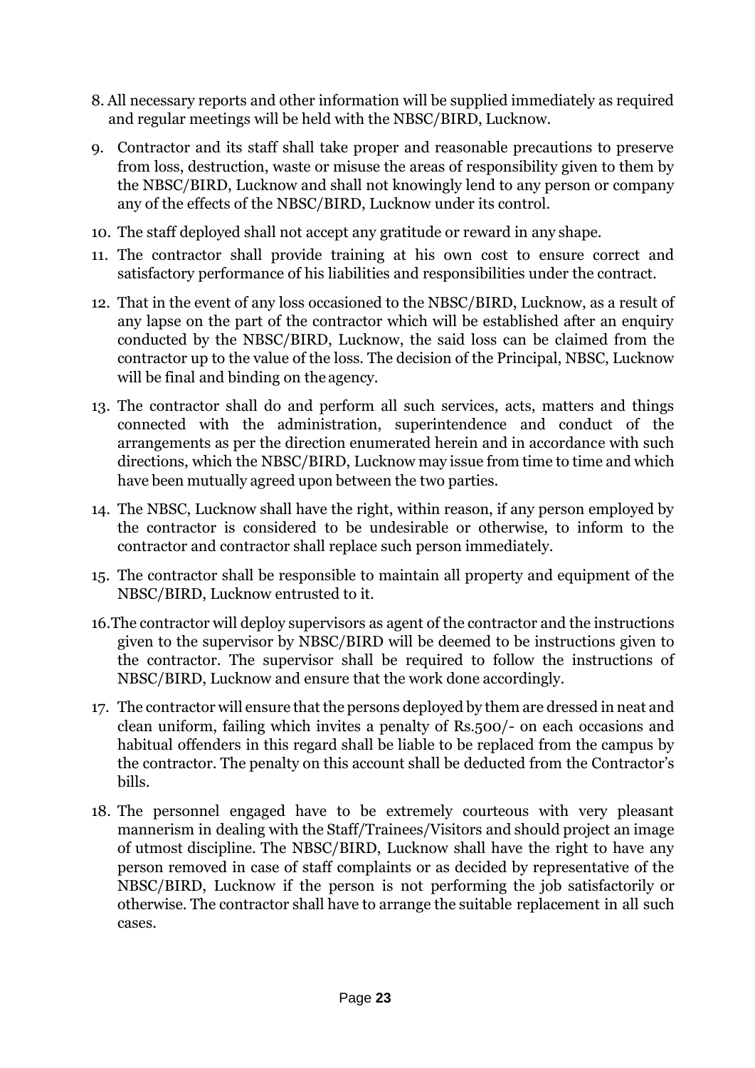8. All necessary reports and other information will be supplied immediately as required and regular meetings will be held with the NBSC/BIRD, Lucknow.
9. Contractor and its staff shall take proper and reasonable precautions to preserve from loss, destruction, waste or misuse the areas of responsibility given to them by the NBSC/BIRD, Lucknow and shall not knowingly lend to any person or company any of the effects of the NBSC/BIRD, Lucknow under its control.
10. The staff deployed shall not accept any gratitude or reward in any shape.
11. The contractor shall provide training at his own cost to ensure correct and satisfactory performance of his liabilities and responsibilities under the contract.
12. That in the event of any loss occasioned to the NBSC/BIRD, Lucknow, as a result of any lapse on the part of the contractor which will be established after an enquiry conducted by the NBSC/BIRD, Lucknow, the said loss can be claimed from the contractor up to the value of the loss. The decision of the Principal, NBSC, Lucknow will be final and binding on the agency.
13. The contractor shall do and perform all such services, acts, matters and things connected with the administration, superintendence and conduct of the arrangements as per the direction enumerated herein and in accordance with such directions, which the NBSC/BIRD, Lucknow may issue from time to time and which have been mutually agreed upon between the two parties.
14. The NBSC, Lucknow shall have the right, within reason, if any person employed by the contractor is considered to be undesirable or otherwise, to inform to the contractor and contractor shall replace such person immediately.
15. The contractor shall be responsible to maintain all property and equipment of the NBSC/BIRD, Lucknow entrusted to it.
16. The contractor will deploy supervisors as agent of the contractor and the instructions given to the supervisor by NBSC/BIRD will be deemed to be instructions given to the contractor. The supervisor shall be required to follow the instructions of NBSC/BIRD, Lucknow and ensure that the work done accordingly.
17. The contractor will ensure that the persons deployed by them are dressed in neat and clean uniform, failing which invites a penalty of Rs.500/- on each occasions and habitual offenders in this regard shall be liable to be replaced from the campus by the contractor. The penalty on this account shall be deducted from the Contractor's bills.
18. The personnel engaged have to be extremely courteous with very pleasant mannerism in dealing with the Staff/Trainees/Visitors and should project an image of utmost discipline. The NBSC/BIRD, Lucknow shall have the right to have any person removed in case of staff complaints or as decided by representative of the NBSC/BIRD, Lucknow if the person is not performing the job satisfactorily or otherwise. The contractor shall have to arrange the suitable replacement in all such cases.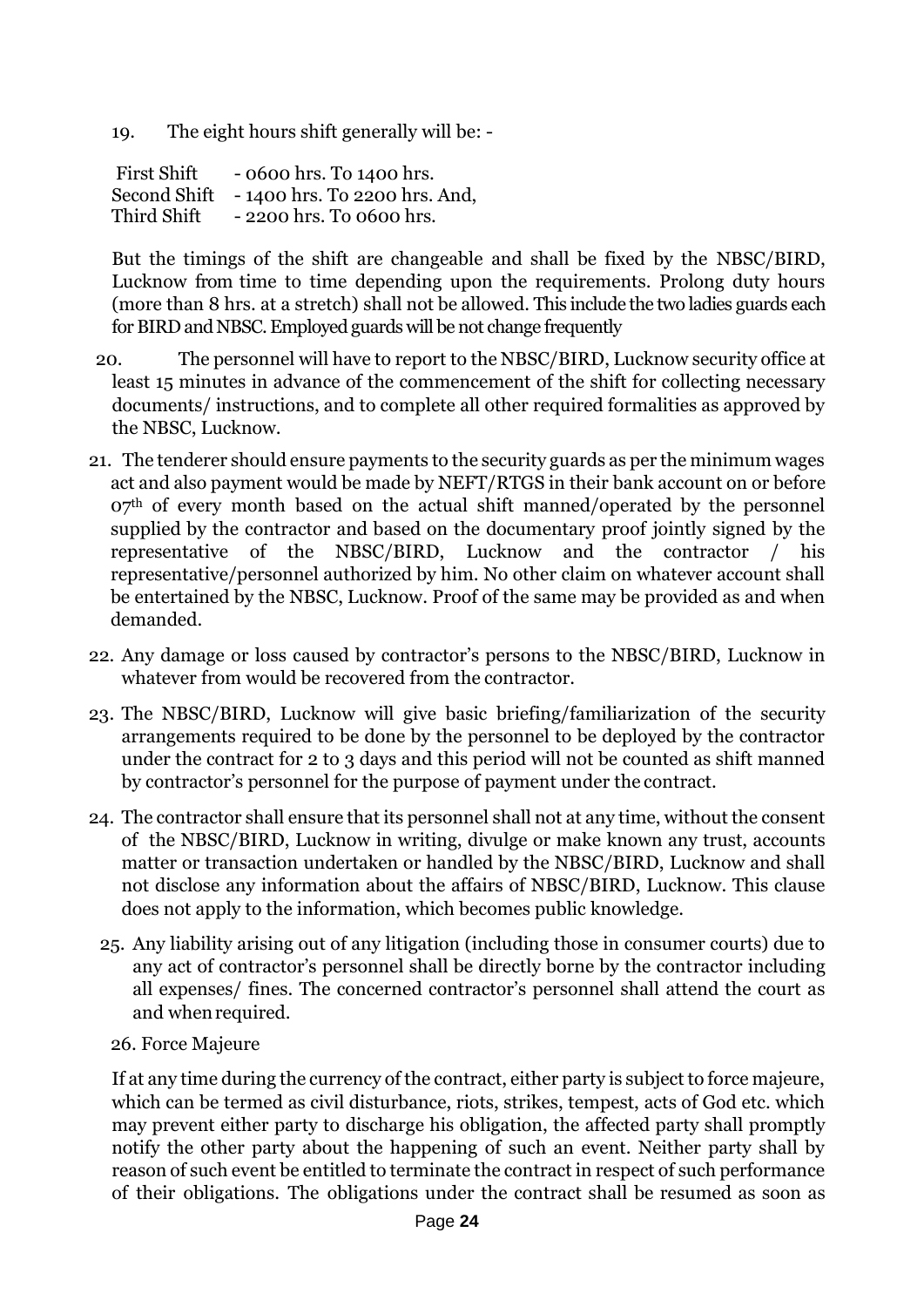19. The eight hours shift generally will be: -

First Shift - 0600 hrs. To 1400 hrs.
Second Shift - 1400 hrs. To 2200 hrs. And,
Third Shift - 2200 hrs. To 0600 hrs.

But the timings of the shift are changeable and shall be fixed by the NBSC/BIRD, Lucknow from time to time depending upon the requirements. Prolong duty hours (more than 8 hrs. at a stretch) shall not be allowed. This include the two ladies guards each for BIRD and NBSC. Employed guards will be not change frequently

20. The personnel will have to report to the NBSC/BIRD, Lucknow security office at least 15 minutes in advance of the commencement of the shift for collecting necessary documents/ instructions, and to complete all other required formalities as approved by the NBSC, Lucknow.

21. The tenderer should ensure payments to the security guards as per the minimum wages act and also payment would be made by NEFT/RTGS in their bank account on or before 07th of every month based on the actual shift manned/operated by the personnel supplied by the contractor and based on the documentary proof jointly signed by the representative of the NBSC/BIRD, Lucknow and the contractor / his representative/personnel authorized by him. No other claim on whatever account shall be entertained by the NBSC, Lucknow. Proof of the same may be provided as and when demanded.

22. Any damage or loss caused by contractor's persons to the NBSC/BIRD, Lucknow in whatever from would be recovered from the contractor.

23. The NBSC/BIRD, Lucknow will give basic briefing/familiarization of the security arrangements required to be done by the personnel to be deployed by the contractor under the contract for 2 to 3 days and this period will not be counted as shift manned by contractor's personnel for the purpose of payment under the contract.

24. The contractor shall ensure that its personnel shall not at any time, without the consent of the NBSC/BIRD, Lucknow in writing, divulge or make known any trust, accounts matter or transaction undertaken or handled by the NBSC/BIRD, Lucknow and shall not disclose any information about the affairs of NBSC/BIRD, Lucknow. This clause does not apply to the information, which becomes public knowledge.

25. Any liability arising out of any litigation (including those in consumer courts) due to any act of contractor's personnel shall be directly borne by the contractor including all expenses/ fines. The concerned contractor's personnel shall attend the court as and when required.

26. Force Majeure

If at any time during the currency of the contract, either party is subject to force majeure, which can be termed as civil disturbance, riots, strikes, tempest, acts of God etc. which may prevent either party to discharge his obligation, the affected party shall promptly notify the other party about the happening of such an event. Neither party shall by reason of such event be entitled to terminate the contract in respect of such performance of their obligations. The obligations under the contract shall be resumed as soon as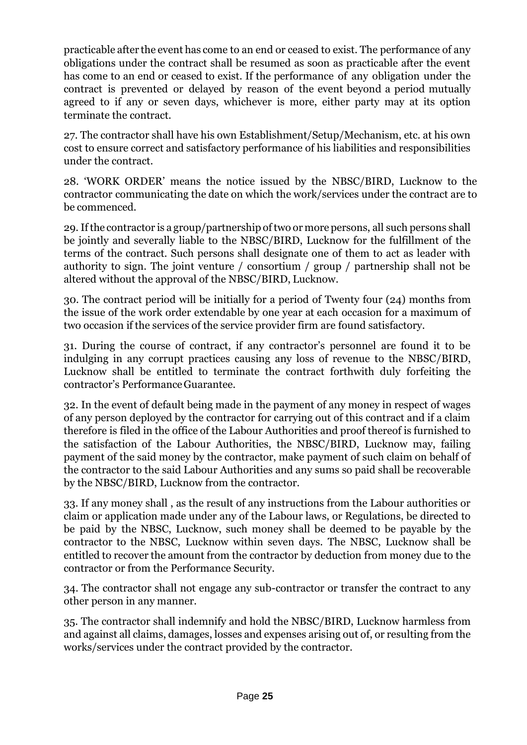practicable after the event has come to an end or ceased to exist. The performance of any obligations under the contract shall be resumed as soon as practicable after the event has come to an end or ceased to exist. If the performance of any obligation under the contract is prevented or delayed by reason of the event beyond a period mutually agreed to if any or seven days, whichever is more, either party may at its option terminate the contract.

27. The contractor shall have his own Establishment/Setup/Mechanism, etc. at his own cost to ensure correct and satisfactory performance of his liabilities and responsibilities under the contract.

28. 'WORK ORDER' means the notice issued by the NBSC/BIRD, Lucknow to the contractor communicating the date on which the work/services under the contract are to be commenced.

29. If the contractor is a group/partnership of two or more persons, all such persons shall be jointly and severally liable to the NBSC/BIRD, Lucknow for the fulfillment of the terms of the contract. Such persons shall designate one of them to act as leader with authority to sign. The joint venture / consortium / group / partnership shall not be altered without the approval of the NBSC/BIRD, Lucknow.

30. The contract period will be initially for a period of Twenty four (24) months from the issue of the work order extendable by one year at each occasion for a maximum of two occasion if the services of the service provider firm are found satisfactory.

31. During the course of contract, if any contractor's personnel are found it to be indulging in any corrupt practices causing any loss of revenue to the NBSC/BIRD, Lucknow shall be entitled to terminate the contract forthwith duly forfeiting the contractor's Performance Guarantee.

32. In the event of default being made in the payment of any money in respect of wages of any person deployed by the contractor for carrying out of this contract and if a claim therefore is filed in the office of the Labour Authorities and proof thereof is furnished to the satisfaction of the Labour Authorities, the NBSC/BIRD, Lucknow may, failing payment of the said money by the contractor, make payment of such claim on behalf of the contractor to the said Labour Authorities and any sums so paid shall be recoverable by the NBSC/BIRD, Lucknow from the contractor.

33. If any money shall , as the result of any instructions from the Labour authorities or claim or application made under any of the Labour laws, or Regulations, be directed to be paid by the NBSC, Lucknow, such money shall be deemed to be payable by the contractor to the NBSC, Lucknow within seven days. The NBSC, Lucknow shall be entitled to recover the amount from the contractor by deduction from money due to the contractor or from the Performance Security.

34. The contractor shall not engage any sub-contractor or transfer the contract to any other person in any manner.

35. The contractor shall indemnify and hold the NBSC/BIRD, Lucknow harmless from and against all claims, damages, losses and expenses arising out of, or resulting from the works/services under the contract provided by the contractor.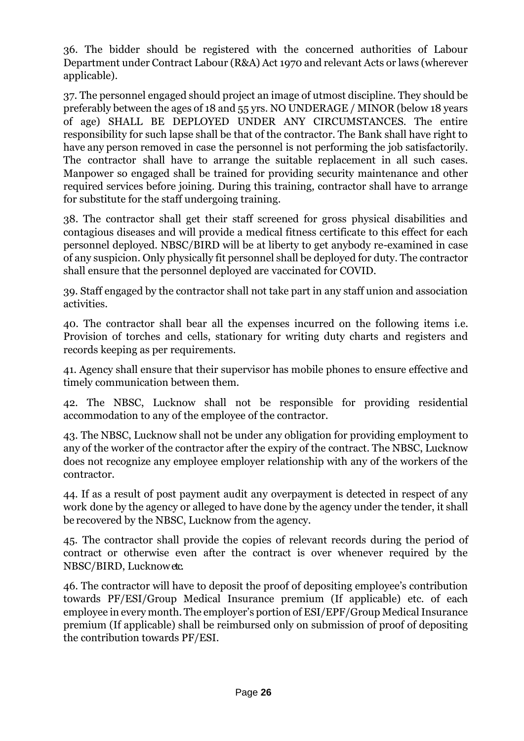36. The bidder should be registered with the concerned authorities of Labour Department under Contract Labour (R&A) Act 1970 and relevant Acts or laws (wherever applicable).

37. The personnel engaged should project an image of utmost discipline. They should be preferably between the ages of 18 and 55 yrs. NO UNDERAGE / MINOR (below 18 years of age) SHALL BE DEPLOYED UNDER ANY CIRCUMSTANCES. The entire responsibility for such lapse shall be that of the contractor. The Bank shall have right to have any person removed in case the personnel is not performing the job satisfactorily. The contractor shall have to arrange the suitable replacement in all such cases. Manpower so engaged shall be trained for providing security maintenance and other required services before joining. During this training, contractor shall have to arrange for substitute for the staff undergoing training.

38. The contractor shall get their staff screened for gross physical disabilities and contagious diseases and will provide a medical fitness certificate to this effect for each personnel deployed. NBSC/BIRD will be at liberty to get anybody re-examined in case of any suspicion. Only physically fit personnel shall be deployed for duty. The contractor shall ensure that the personnel deployed are vaccinated for COVID.

39. Staff engaged by the contractor shall not take part in any staff union and association activities.

40. The contractor shall bear all the expenses incurred on the following items i.e. Provision of torches and cells, stationary for writing duty charts and registers and records keeping as per requirements.

41. Agency shall ensure that their supervisor has mobile phones to ensure effective and timely communication between them.

42. The NBSC, Lucknow shall not be responsible for providing residential accommodation to any of the employee of the contractor.

43. The NBSC, Lucknow shall not be under any obligation for providing employment to any of the worker of the contractor after the expiry of the contract. The NBSC, Lucknow does not recognize any employee employer relationship with any of the workers of the contractor.

44. If as a result of post payment audit any overpayment is detected in respect of any work done by the agency or alleged to have done by the agency under the tender, it shall be recovered by the NBSC, Lucknow from the agency.

45. The contractor shall provide the copies of relevant records during the period of contract or otherwise even after the contract is over whenever required by the NBSC/BIRD, Lucknow etc.

46. The contractor will have to deposit the proof of depositing employee's contribution towards PF/ESI/Group Medical Insurance premium (If applicable) etc. of each employee in every month. The employer's portion of ESI/EPF/Group Medical Insurance premium (If applicable) shall be reimbursed only on submission of proof of depositing the contribution towards PF/ESI.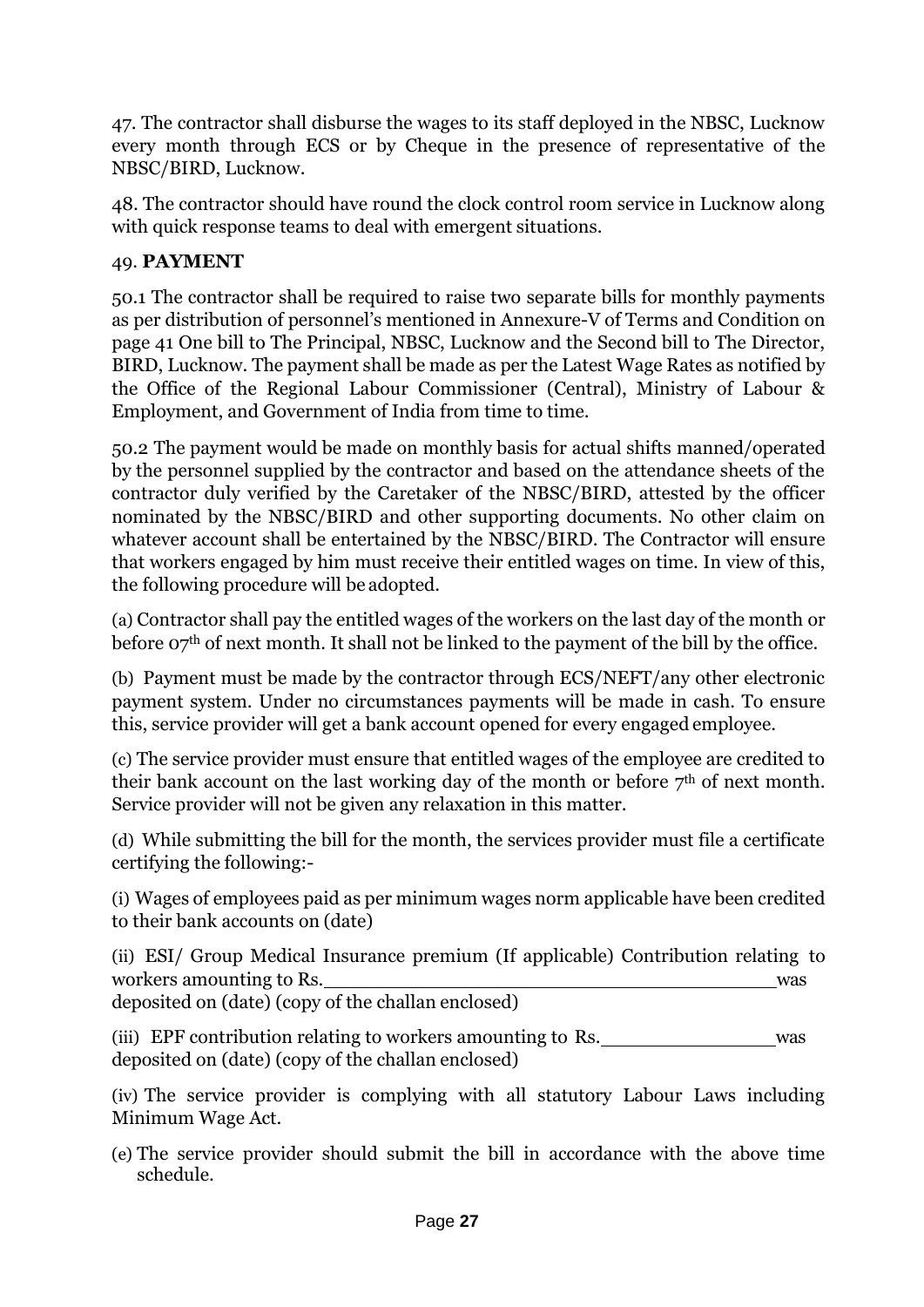47. The contractor shall disburse the wages to its staff deployed in the NBSC, Lucknow every month through ECS or by Cheque in the presence of representative of the NBSC/BIRD, Lucknow.

48. The contractor should have round the clock control room service in Lucknow along with quick response teams to deal with emergent situations.

49. **PAYMENT**

50.1 The contractor shall be required to raise two separate bills for monthly payments as per distribution of personnel's mentioned in Annexure-V of Terms and Condition on page 41 One bill to The Principal, NBSC, Lucknow and the Second bill to The Director, BIRD, Lucknow. The payment shall be made as per the Latest Wage Rates as notified by the Office of the Regional Labour Commissioner (Central), Ministry of Labour & Employment, and Government of India from time to time.

50.2 The payment would be made on monthly basis for actual shifts manned/operated by the personnel supplied by the contractor and based on the attendance sheets of the contractor duly verified by the Caretaker of the NBSC/BIRD, attested by the officer nominated by the NBSC/BIRD and other supporting documents. No other claim on whatever account shall be entertained by the NBSC/BIRD. The Contractor will ensure that workers engaged by him must receive their entitled wages on time. In view of this, the following procedure will be adopted.

(a) Contractor shall pay the entitled wages of the workers on the last day of the month or before 07th of next month. It shall not be linked to the payment of the bill by the office.

(b) Payment must be made by the contractor through ECS/NEFT/any other electronic payment system. Under no circumstances payments will be made in cash. To ensure this, service provider will get a bank account opened for every engaged employee.

(c) The service provider must ensure that entitled wages of the employee are credited to their bank account on the last working day of the month or before 7th of next month. Service provider will not be given any relaxation in this matter.

(d) While submitting the bill for the month, the services provider must file a certificate certifying the following:-

(i) Wages of employees paid as per minimum wages norm applicable have been credited to their bank accounts on (date)

(ii) ESI/ Group Medical Insurance premium (If applicable) Contribution relating to workers amounting to Rs.________________________________ was deposited on (date) (copy of the challan enclosed)

(iii) EPF contribution relating to workers amounting to Rs.______________ was deposited on (date) (copy of the challan enclosed)

(iv) The service provider is complying with all statutory Labour Laws including Minimum Wage Act.

(e) The service provider should submit the bill in accordance with the above time schedule.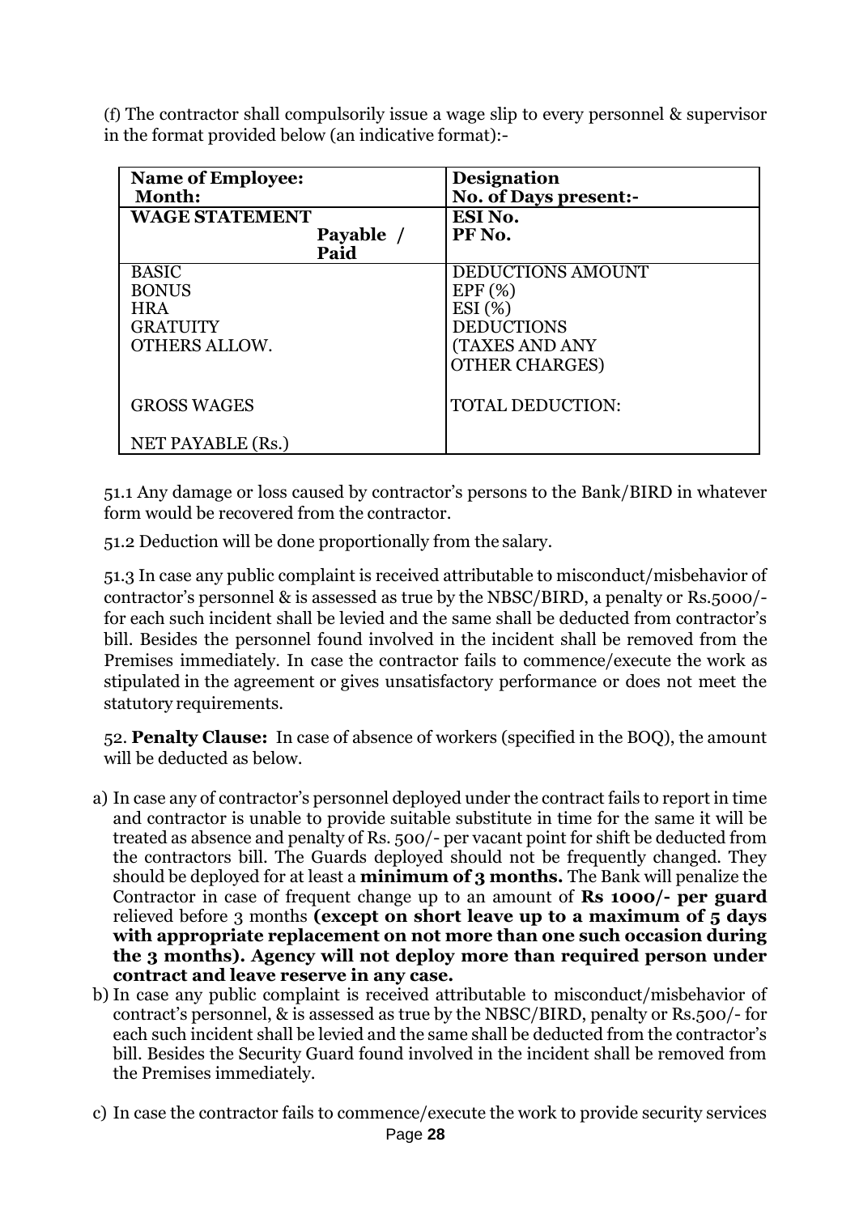(f) The contractor shall compulsorily issue a wage slip to every personnel & supervisor in the format provided below (an indicative format):-

| **Name of Employee:**<br>**Month:** | **Designation**<br>**No. of Days present:-** |
|---|---|
| **WAGE STATEMENT**<br>**Payable / Paid** | **ESI No.**<br>**PF No.** |
| BASIC<br>BONUS<br>HRA<br>GRATUITY<br>OTHERS ALLOW.<br><br>GROSS WAGES<br><br>NET PAYABLE (Rs.) | DEDUCTIONS AMOUNT<br>EPF (%)<br>ESI (%)<br>DEDUCTIONS<br>(TAXES AND ANY OTHER CHARGES)<br><br>TOTAL DEDUCTION: |

51.1 Any damage or loss caused by contractor's persons to the Bank/BIRD in whatever form would be recovered from the contractor.

51.2 Deduction will be done proportionally from the salary.

51.3 In case any public complaint is received attributable to misconduct/misbehavior of contractor's personnel & is assessed as true by the NBSC/BIRD, a penalty or Rs.5000/- for each such incident shall be levied and the same shall be deducted from contractor's bill. Besides the personnel found involved in the incident shall be removed from the Premises immediately. In case the contractor fails to commence/execute the work as stipulated in the agreement or gives unsatisfactory performance or does not meet the statutory requirements.

52. **Penalty Clause:** In case of absence of workers (specified in the BOQ), the amount will be deducted as below.

a) In case any of contractor's personnel deployed under the contract fails to report in time and contractor is unable to provide suitable substitute in time for the same it will be treated as absence and penalty of Rs. 500/- per vacant point for shift be deducted from the contractors bill. The Guards deployed should not be frequently changed. They should be deployed for at least a **minimum of 3 months.** The Bank will penalize the Contractor in case of frequent change up to an amount of **Rs 1000/- per guard** relieved before 3 months **(except on short leave up to a maximum of 5 days with appropriate replacement on not more than one such occasion during the 3 months). Agency will not deploy more than required person under contract and leave reserve in any case.**
b) In case any public complaint is received attributable to misconduct/misbehavior of contract's personnel, & is assessed as true by the NBSC/BIRD, penalty or Rs.500/- for each such incident shall be levied and the same shall be deducted from the contractor's bill. Besides the Security Guard found involved in the incident shall be removed from the Premises immediately.
c) In case the contractor fails to commence/execute the work to provide security services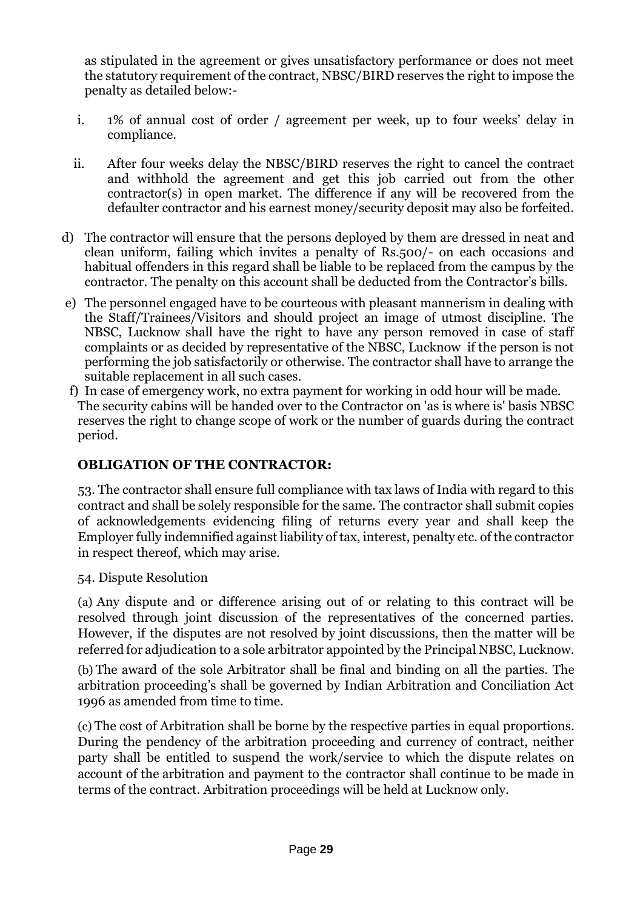as stipulated in the agreement or gives unsatisfactory performance or does not meet the statutory requirement of the contract, NBSC/BIRD reserves the right to impose the penalty as detailed below:-

i. 1% of annual cost of order / agreement per week, up to four weeks' delay in compliance.

ii. After four weeks delay the NBSC/BIRD reserves the right to cancel the contract and withhold the agreement and get this job carried out from the other contractor(s) in open market. The difference if any will be recovered from the defaulter contractor and his earnest money/security deposit may also be forfeited.

d) The contractor will ensure that the persons deployed by them are dressed in neat and clean uniform, failing which invites a penalty of Rs.500/- on each occasions and habitual offenders in this regard shall be liable to be replaced from the campus by the contractor. The penalty on this account shall be deducted from the Contractor's bills.

e) The personnel engaged have to be courteous with pleasant mannerism in dealing with the Staff/Trainees/Visitors and should project an image of utmost discipline. The NBSC, Lucknow shall have the right to have any person removed in case of staff complaints or as decided by representative of the NBSC, Lucknow if the person is not performing the job satisfactorily or otherwise. The contractor shall have to arrange the suitable replacement in all such cases.

f) In case of emergency work, no extra payment for working in odd hour will be made. The security cabins will be handed over to the Contractor on 'as is where is' basis NBSC reserves the right to change scope of work or the number of guards during the contract period.

**OBLIGATION OF THE CONTRACTOR:**

53. The contractor shall ensure full compliance with tax laws of India with regard to this contract and shall be solely responsible for the same. The contractor shall submit copies of acknowledgements evidencing filing of returns every year and shall keep the Employer fully indemnified against liability of tax, interest, penalty etc. of the contractor in respect thereof, which may arise.

54. Dispute Resolution

(a) Any dispute and or difference arising out of or relating to this contract will be resolved through joint discussion of the representatives of the concerned parties. However, if the disputes are not resolved by joint discussions, then the matter will be referred for adjudication to a sole arbitrator appointed by the Principal NBSC, Lucknow.

(b) The award of the sole Arbitrator shall be final and binding on all the parties. The arbitration proceeding's shall be governed by Indian Arbitration and Conciliation Act 1996 as amended from time to time.

(c) The cost of Arbitration shall be borne by the respective parties in equal proportions. During the pendency of the arbitration proceeding and currency of contract, neither party shall be entitled to suspend the work/service to which the dispute relates on account of the arbitration and payment to the contractor shall continue to be made in terms of the contract. Arbitration proceedings will be held at Lucknow only.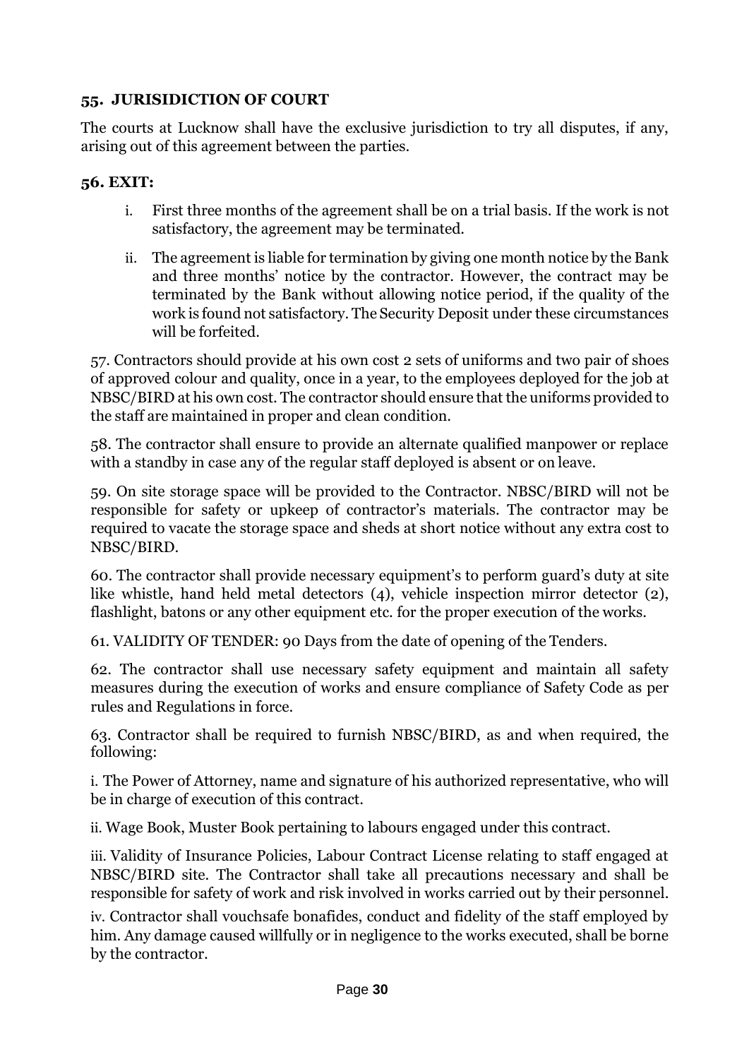### 55. JURISIDICTION OF COURT

The courts at Lucknow shall have the exclusive jurisdiction to try all disputes, if any, arising out of this agreement between the parties.

### 56. EXIT:

i. First three months of the agreement shall be on a trial basis. If the work is not satisfactory, the agreement may be terminated.

ii. The agreement is liable for termination by giving one month notice by the Bank and three months' notice by the contractor. However, the contract may be terminated by the Bank without allowing notice period, if the quality of the work is found not satisfactory. The Security Deposit under these circumstances will be forfeited.

57. Contractors should provide at his own cost 2 sets of uniforms and two pair of shoes of approved colour and quality, once in a year, to the employees deployed for the job at NBSC/BIRD at his own cost. The contractor should ensure that the uniforms provided to the staff are maintained in proper and clean condition.

58. The contractor shall ensure to provide an alternate qualified manpower or replace with a standby in case any of the regular staff deployed is absent or on leave.

59. On site storage space will be provided to the Contractor. NBSC/BIRD will not be responsible for safety or upkeep of contractor's materials. The contractor may be required to vacate the storage space and sheds at short notice without any extra cost to NBSC/BIRD.

60. The contractor shall provide necessary equipment's to perform guard's duty at site like whistle, hand held metal detectors (4), vehicle inspection mirror detector (2), flashlight, batons or any other equipment etc. for the proper execution of the works.

61. VALIDITY OF TENDER: 90 Days from the date of opening of the Tenders.

62. The contractor shall use necessary safety equipment and maintain all safety measures during the execution of works and ensure compliance of Safety Code as per rules and Regulations in force.

63. Contractor shall be required to furnish NBSC/BIRD, as and when required, the following:

i. The Power of Attorney, name and signature of his authorized representative, who will be in charge of execution of this contract.

ii. Wage Book, Muster Book pertaining to labours engaged under this contract.

iii. Validity of Insurance Policies, Labour Contract License relating to staff engaged at NBSC/BIRD site. The Contractor shall take all precautions necessary and shall be responsible for safety of work and risk involved in works carried out by their personnel.

iv. Contractor shall vouchsafe bonafides, conduct and fidelity of the staff employed by him. Any damage caused willfully or in negligence to the works executed, shall be borne by the contractor.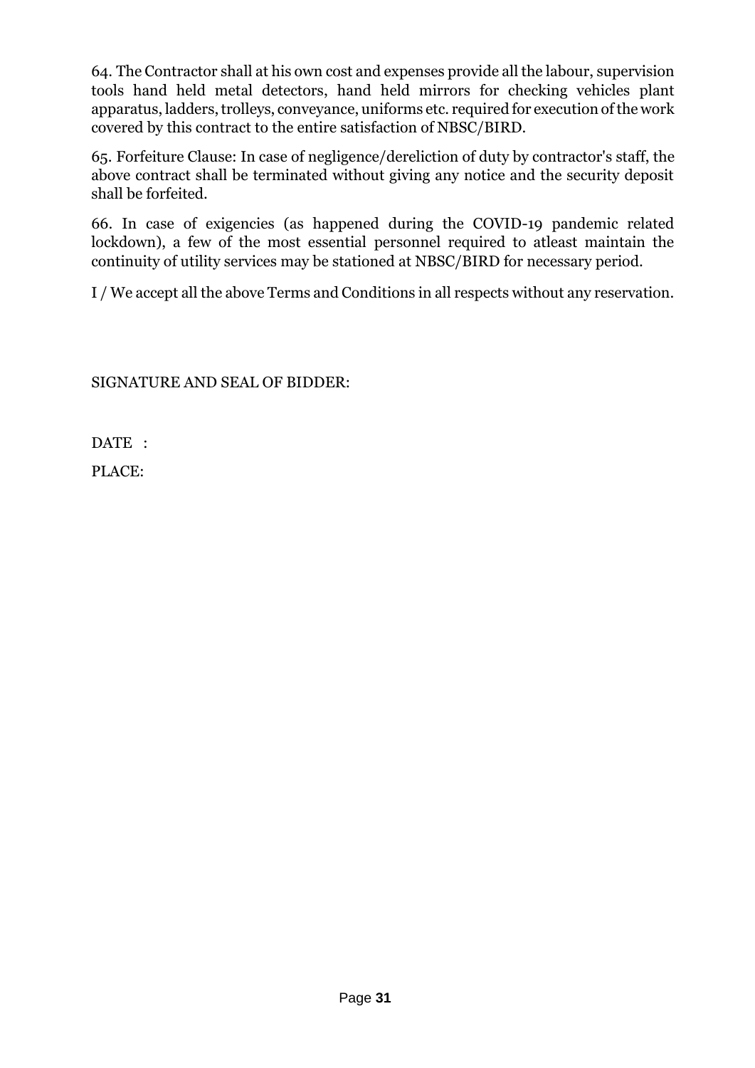64. The Contractor shall at his own cost and expenses provide all the labour, supervision tools hand held metal detectors, hand held mirrors for checking vehicles plant apparatus, ladders, trolleys, conveyance, uniforms etc. required for execution of the work covered by this contract to the entire satisfaction of NBSC/BIRD.

65. Forfeiture Clause: In case of negligence/dereliction of duty by contractor's staff, the above contract shall be terminated without giving any notice and the security deposit shall be forfeited.

66. In case of exigencies (as happened during the COVID-19 pandemic related lockdown), a few of the most essential personnel required to atleast maintain the continuity of utility services may be stationed at NBSC/BIRD for necessary period.

I / We accept all the above Terms and Conditions in all respects without any reservation.

SIGNATURE AND SEAL OF BIDDER:

DATE :

PLACE: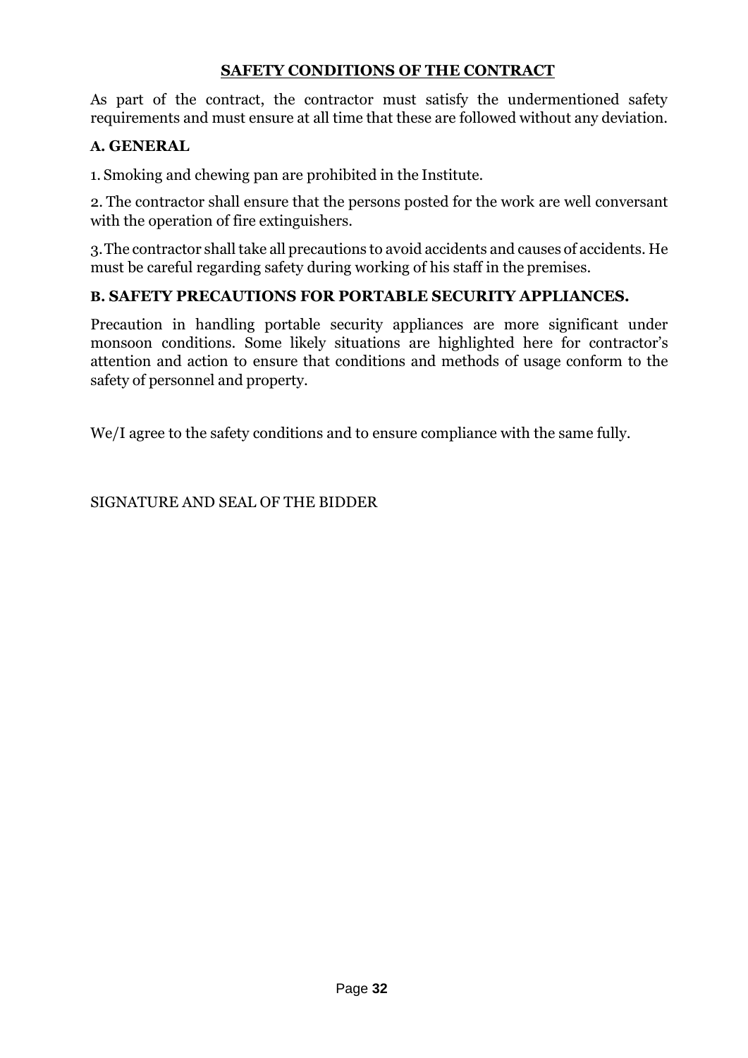## SAFETY CONDITIONS OF THE CONTRACT

As part of the contract, the contractor must satisfy the undermentioned safety requirements and must ensure at all time that these are followed without any deviation.

### A. GENERAL

1. Smoking and chewing pan are prohibited in the Institute.

2. The contractor shall ensure that the persons posted for the work are well conversant with the operation of fire extinguishers.

3. The contractor shall take all precautions to avoid accidents and causes of accidents. He must be careful regarding safety during working of his staff in the premises.

### B. SAFETY PRECAUTIONS FOR PORTABLE SECURITY APPLIANCES.

Precaution in handling portable security appliances are more significant under monsoon conditions. Some likely situations are highlighted here for contractor's attention and action to ensure that conditions and methods of usage conform to the safety of personnel and property.

We/I agree to the safety conditions and to ensure compliance with the same fully.

SIGNATURE AND SEAL OF THE BIDDER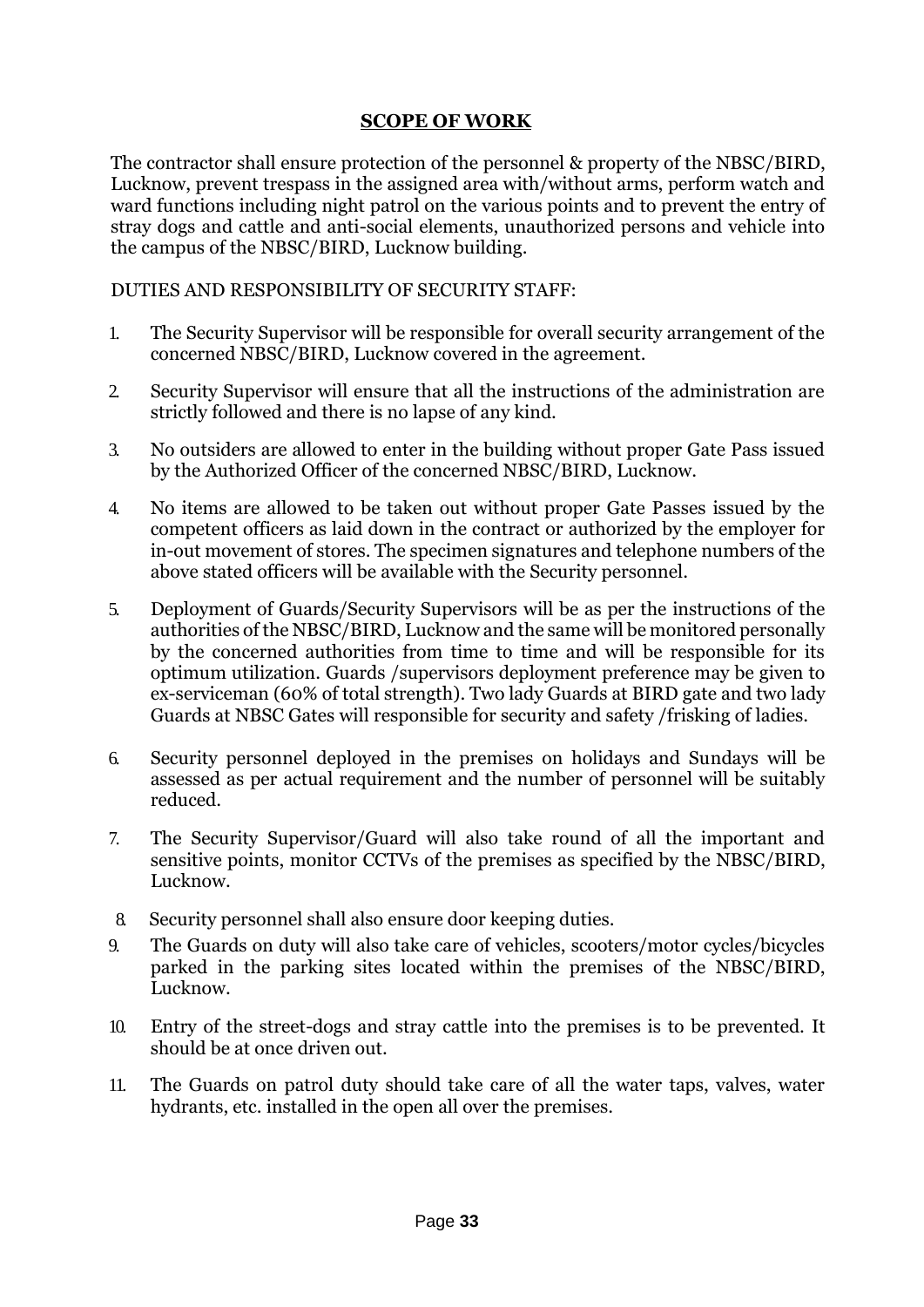## SCOPE OF WORK

The contractor shall ensure protection of the personnel & property of the NBSC/BIRD, Lucknow, prevent trespass in the assigned area with/without arms, perform watch and ward functions including night patrol on the various points and to prevent the entry of stray dogs and cattle and anti-social elements, unauthorized persons and vehicle into the campus of the NBSC/BIRD, Lucknow building.

DUTIES AND RESPONSIBILITY OF SECURITY STAFF:

1. The Security Supervisor will be responsible for overall security arrangement of the concerned NBSC/BIRD, Lucknow covered in the agreement.
2. Security Supervisor will ensure that all the instructions of the administration are strictly followed and there is no lapse of any kind.
3. No outsiders are allowed to enter in the building without proper Gate Pass issued by the Authorized Officer of the concerned NBSC/BIRD, Lucknow.
4. No items are allowed to be taken out without proper Gate Passes issued by the competent officers as laid down in the contract or authorized by the employer for in-out movement of stores. The specimen signatures and telephone numbers of the above stated officers will be available with the Security personnel.
5. Deployment of Guards/Security Supervisors will be as per the instructions of the authorities of the NBSC/BIRD, Lucknow and the same will be monitored personally by the concerned authorities from time to time and will be responsible for its optimum utilization. Guards /supervisors deployment preference may be given to ex-serviceman (60% of total strength). Two lady Guards at BIRD gate and two lady Guards at NBSC Gates will responsible for security and safety /frisking of ladies.
6. Security personnel deployed in the premises on holidays and Sundays will be assessed as per actual requirement and the number of personnel will be suitably reduced.
7. The Security Supervisor/Guard will also take round of all the important and sensitive points, monitor CCTVs of the premises as specified by the NBSC/BIRD, Lucknow.
8. Security personnel shall also ensure door keeping duties.
9. The Guards on duty will also take care of vehicles, scooters/motor cycles/bicycles parked in the parking sites located within the premises of the NBSC/BIRD, Lucknow.
10. Entry of the street-dogs and stray cattle into the premises is to be prevented. It should be at once driven out.
11. The Guards on patrol duty should take care of all the water taps, valves, water hydrants, etc. installed in the open all over the premises.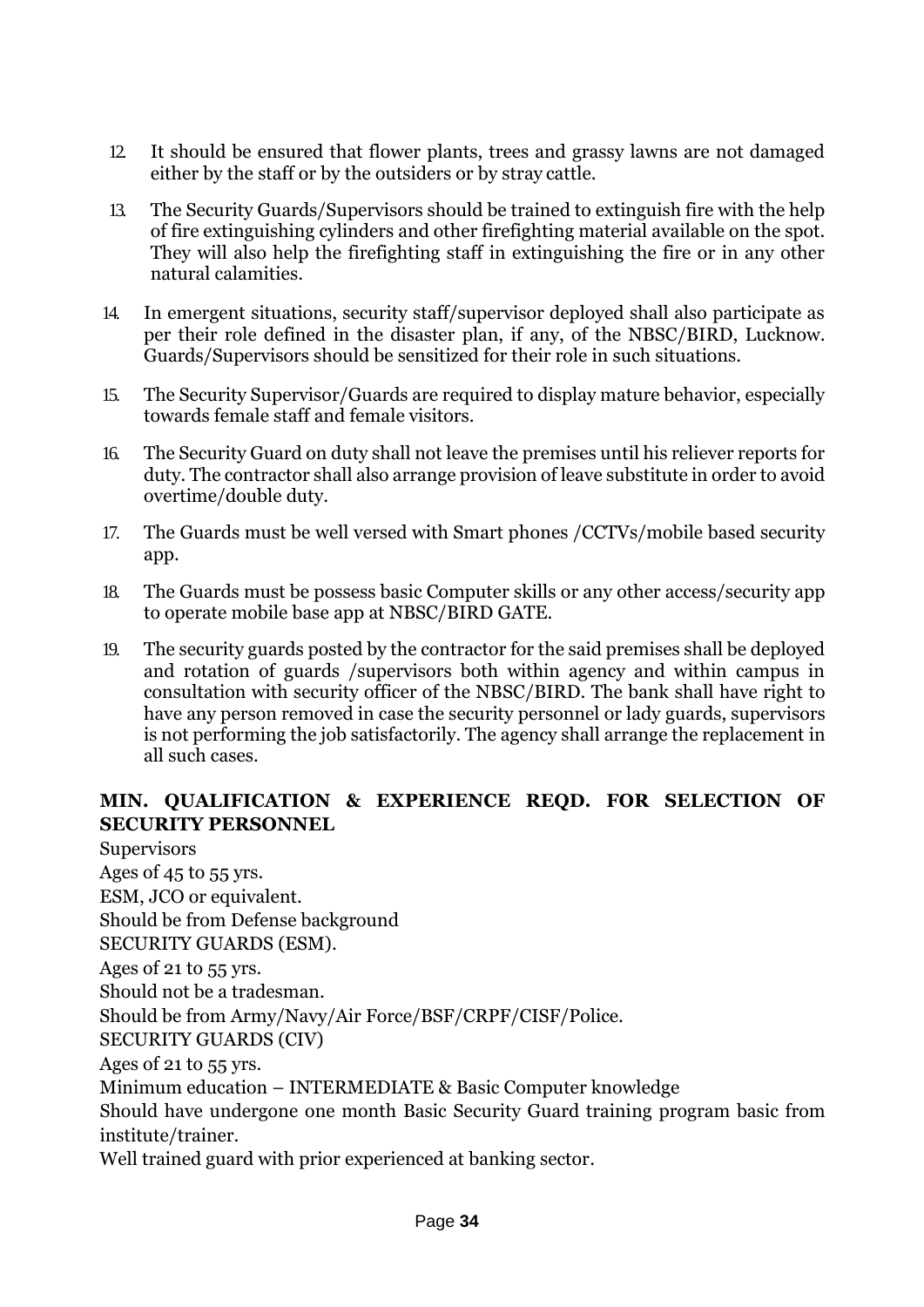12. It should be ensured that flower plants, trees and grassy lawns are not damaged either by the staff or by the outsiders or by stray cattle.

13. The Security Guards/Supervisors should be trained to extinguish fire with the help of fire extinguishing cylinders and other firefighting material available on the spot. They will also help the firefighting staff in extinguishing the fire or in any other natural calamities.

14. In emergent situations, security staff/supervisor deployed shall also participate as per their role defined in the disaster plan, if any, of the NBSC/BIRD, Lucknow. Guards/Supervisors should be sensitized for their role in such situations.

15. The Security Supervisor/Guards are required to display mature behavior, especially towards female staff and female visitors.

16. The Security Guard on duty shall not leave the premises until his reliever reports for duty. The contractor shall also arrange provision of leave substitute in order to avoid overtime/double duty.

17. The Guards must be well versed with Smart phones /CCTVs/mobile based security app.

18. The Guards must be possess basic Computer skills or any other access/security app to operate mobile base app at NBSC/BIRD GATE.

19. The security guards posted by the contractor for the said premises shall be deployed and rotation of guards /supervisors both within agency and within campus in consultation with security officer of the NBSC/BIRD. The bank shall have right to have any person removed in case the security personnel or lady guards, supervisors is not performing the job satisfactorily. The agency shall arrange the replacement in all such cases.

**MIN. QUALIFICATION & EXPERIENCE REQD. FOR SELECTION OF SECURITY PERSONNEL**

Supervisors

Ages of 45 to 55 yrs.

ESM, JCO or equivalent.

Should be from Defense background

SECURITY GUARDS (ESM).

Ages of 21 to 55 yrs.

Should not be a tradesman.

Should be from Army/Navy/Air Force/BSF/CRPF/CISF/Police.

SECURITY GUARDS (CIV)

Ages of 21 to 55 yrs.

Minimum education – INTERMEDIATE & Basic Computer knowledge

Should have undergone one month Basic Security Guard training program basic from institute/trainer.

Well trained guard with prior experienced at banking sector.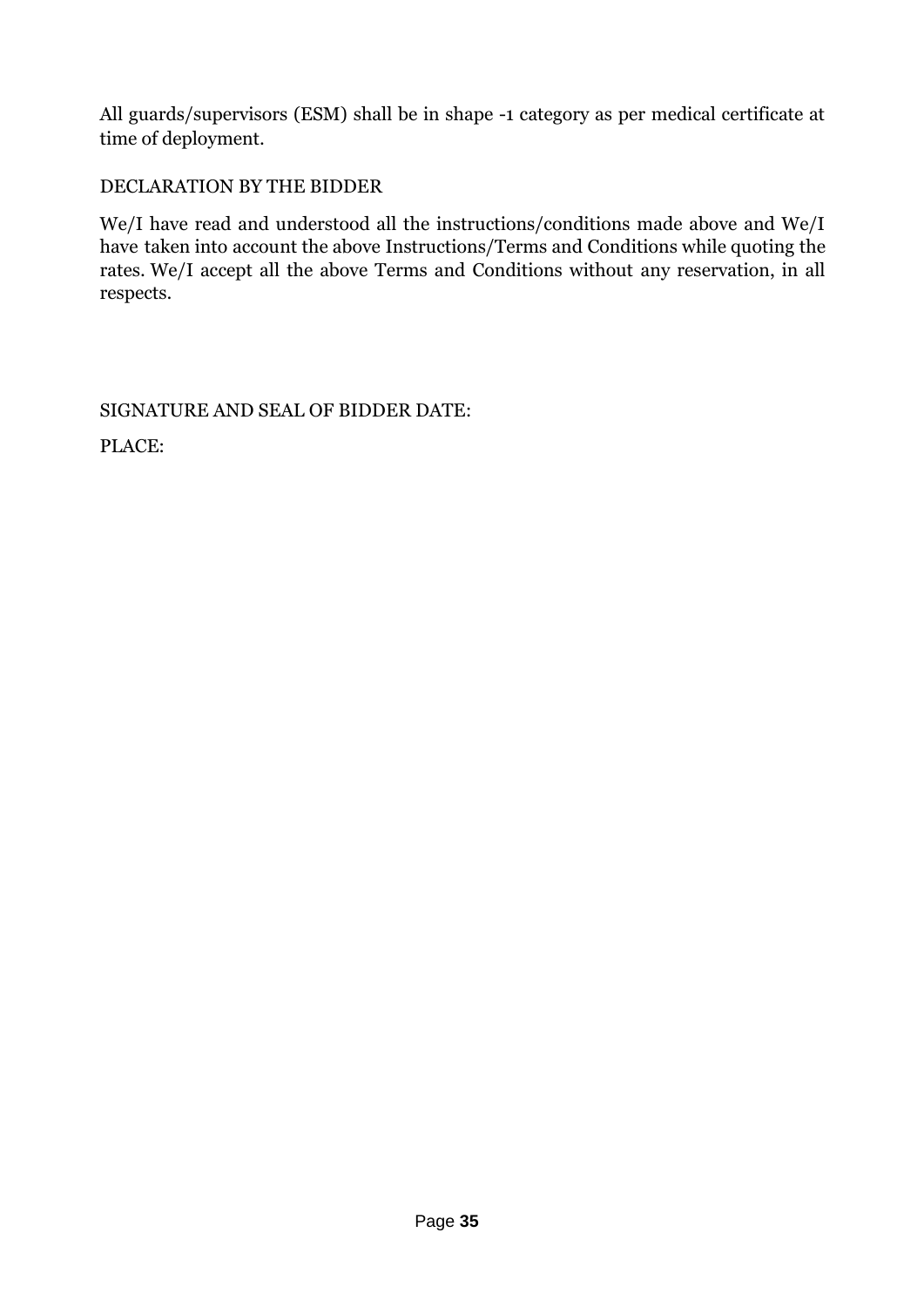All guards/supervisors (ESM) shall be in shape -1 category as per medical certificate at time of deployment.

DECLARATION BY THE BIDDER

We/I have read and understood all the instructions/conditions made above and We/I have taken into account the above Instructions/Terms and Conditions while quoting the rates. We/I accept all the above Terms and Conditions without any reservation, in all respects.

SIGNATURE AND SEAL OF BIDDER DATE:

PLACE: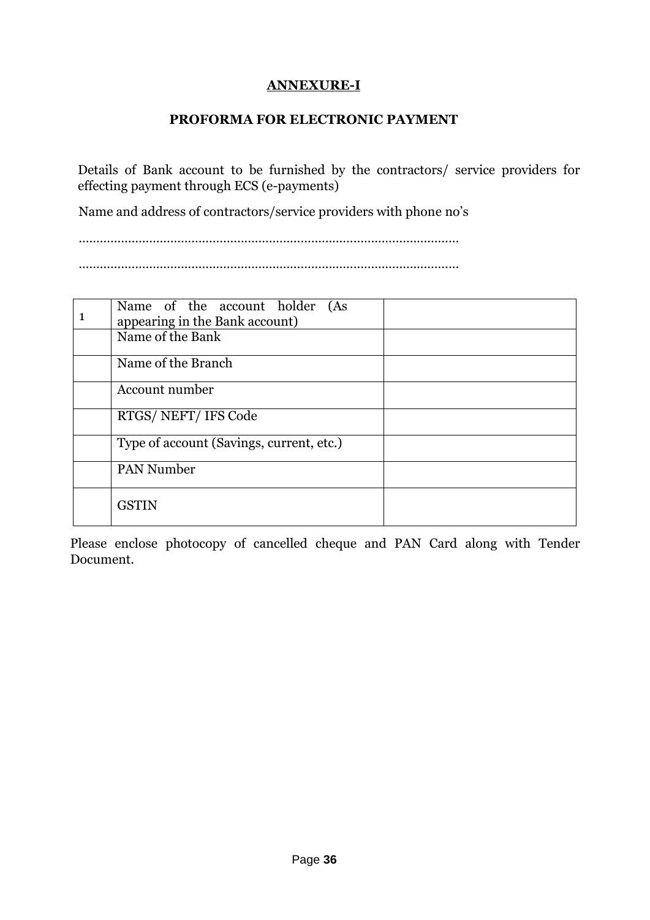## ANNEXURE-I

### PROFORMA FOR ELECTRONIC PAYMENT

Details of Bank account to be furnished by the contractors/ service providers for effecting payment through ECS (e-payments)

Name and address of contractors/service providers with phone no's

..............................................................................................................

..............................................................................................................

| | | |
|---|---|---|
| 1 | Name of the account holder (As appearing in the Bank account) | |
| | Name of the Bank | |
| | Name of the Branch | |
| | Account number | |
| | RTGS/ NEFT/ IFS Code | |
| | Type of account (Savings, current, etc.) | |
| | PAN Number | |
| | GSTIN | |

Please enclose photocopy of cancelled cheque and PAN Card along with Tender Document.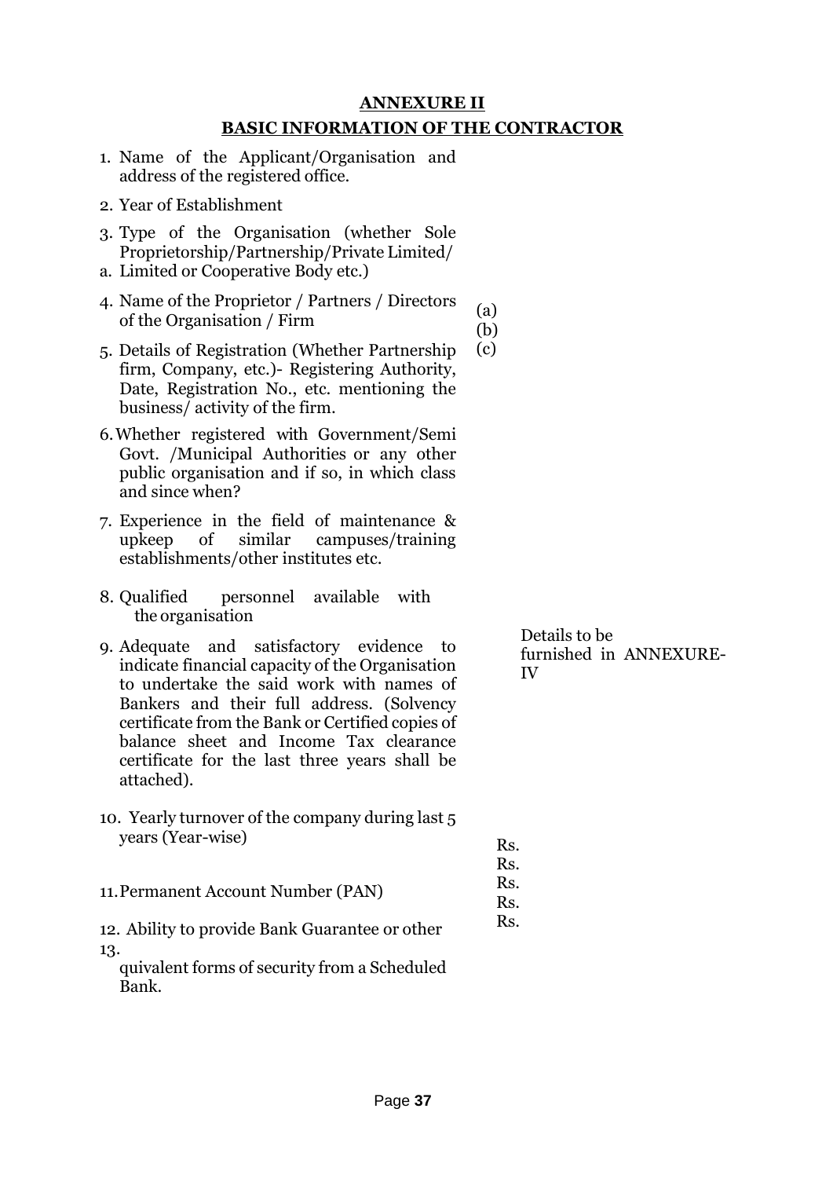**ANNEXURE II**

**BASIC INFORMATION OF THE CONTRACTOR**

1. Name of the Applicant/Organisation and address of the registered office.
2. Year of Establishment
3. Type of the Organisation (whether Sole Proprietorship/Partnership/Private Limited/
   a. Limited or Cooperative Body etc.)
4. Name of the Proprietor / Partners / Directors of the Organisation / Firm
   (a)
   (b)
   (c)
5. Details of Registration (Whether Partnership firm, Company, etc.)- Registering Authority, Date, Registration No., etc. mentioning the business/ activity of the firm.
6. Whether registered with Government/Semi Govt. /Municipal Authorities or any other public organisation and if so, in which class and since when?
7. Experience in the field of maintenance & upkeep of similar campuses/training establishments/other institutes etc.
8. Qualified personnel available with the organisation
   Details to be furnished in ANNEXURE-IV
9. Adequate and satisfactory evidence to indicate financial capacity of the Organisation to undertake the said work with names of Bankers and their full address. (Solvency certificate from the Bank or Certified copies of balance sheet and Income Tax clearance certificate for the last three years shall be attached).
10. Yearly turnover of the company during last 5 years (Year-wise)
    Rs.
    Rs.
    Rs.
    Rs.
    Rs.
11. Permanent Account Number (PAN)
12. Ability to provide Bank Guarantee or other
13. quivalent forms of security from a Scheduled Bank.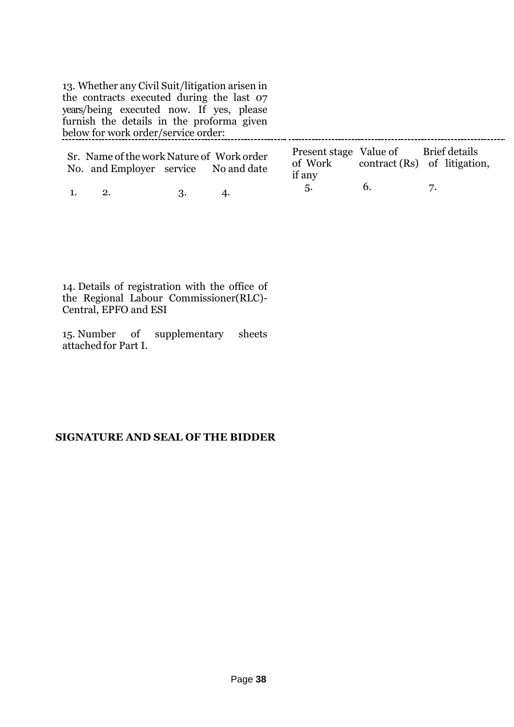13. Whether any Civil Suit/litigation arisen in the contracts executed during the last 07 years/being executed now. If yes, please furnish the details in the proforma given below for work order/service order:

| Sr. No. | Name of the work and Employer | Nature of service | Work order No and date | Present stage of Work | Value of contract (Rs) | Brief details of litigation, if any |
|---|---|---|---|---|---|---|
| 1. | 2. | 3. | 4. | 5. | 6. | 7. |

14. Details of registration with the office of the Regional Labour Commissioner(RLC)-Central, EPFO and ESI

15. Number of supplementary sheets attached for Part I.

**SIGNATURE AND SEAL OF THE BIDDER**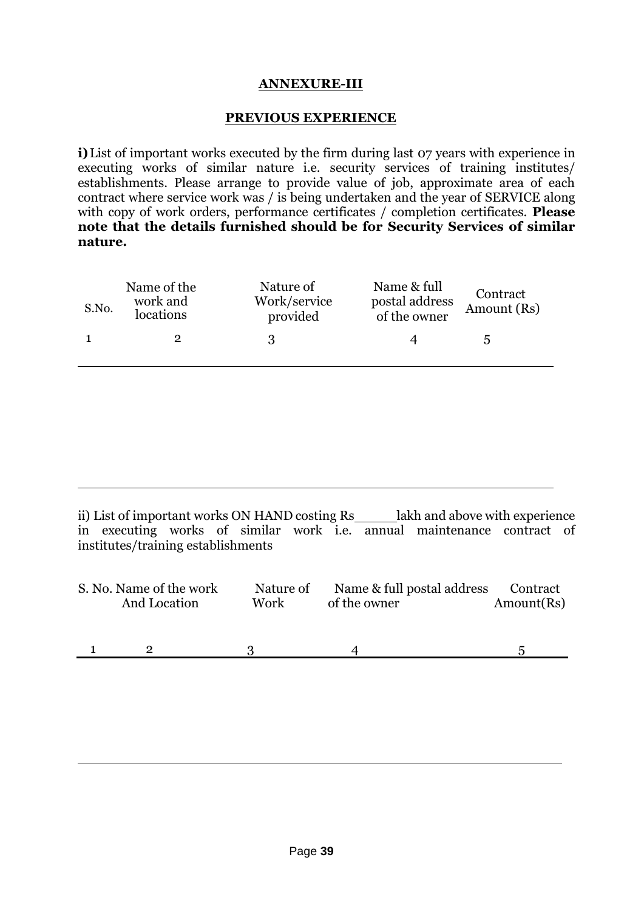# ANNEXURE-III

## PREVIOUS EXPERIENCE

**i)** List of important works executed by the firm during last 07 years with experience in executing works of similar nature i.e. security services of training institutes/ establishments. Please arrange to provide value of job, approximate area of each contract where service work was / is being undertaken and the year of SERVICE along with copy of work orders, performance certificates / completion certificates. **Please note that the details furnished should be for Security Services of similar nature.**

| S.No. | Name of the work and locations | Nature of Work/service provided | Name & full postal address of the owner | Contract Amount (Rs) |
|---|---|---|---|---|
| 1 | 2 | 3 | 4 | 5 |
| | | | | |

ii) List of important works ON HAND costing Rs\_\_\_\_\_lakh and above with experience in executing works of similar work i.e. annual maintenance contract of institutes/training establishments

| S. No. | Name of the work And Location | Nature of Work | Name & full postal address of the owner | Contract Amount(Rs) |
|---|---|---|---|---|
| 1 | 2 | 3 | 4 | 5 |
| | | | | |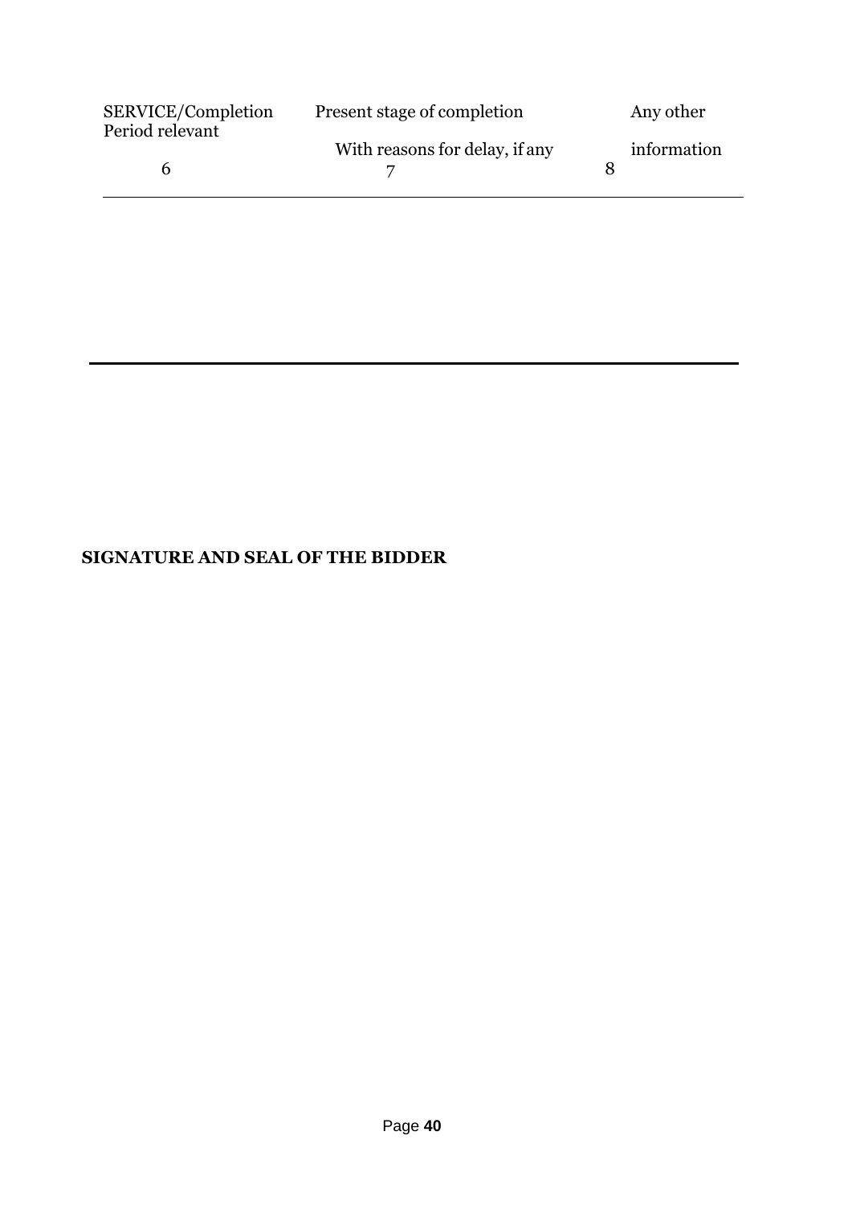| SERVICE/Completion Period relevant | Present stage of completion With reasons for delay, if any | Any other information |
| --- | --- | --- |
| 6 | 7 | 8 |

**SIGNATURE AND SEAL OF THE BIDDER**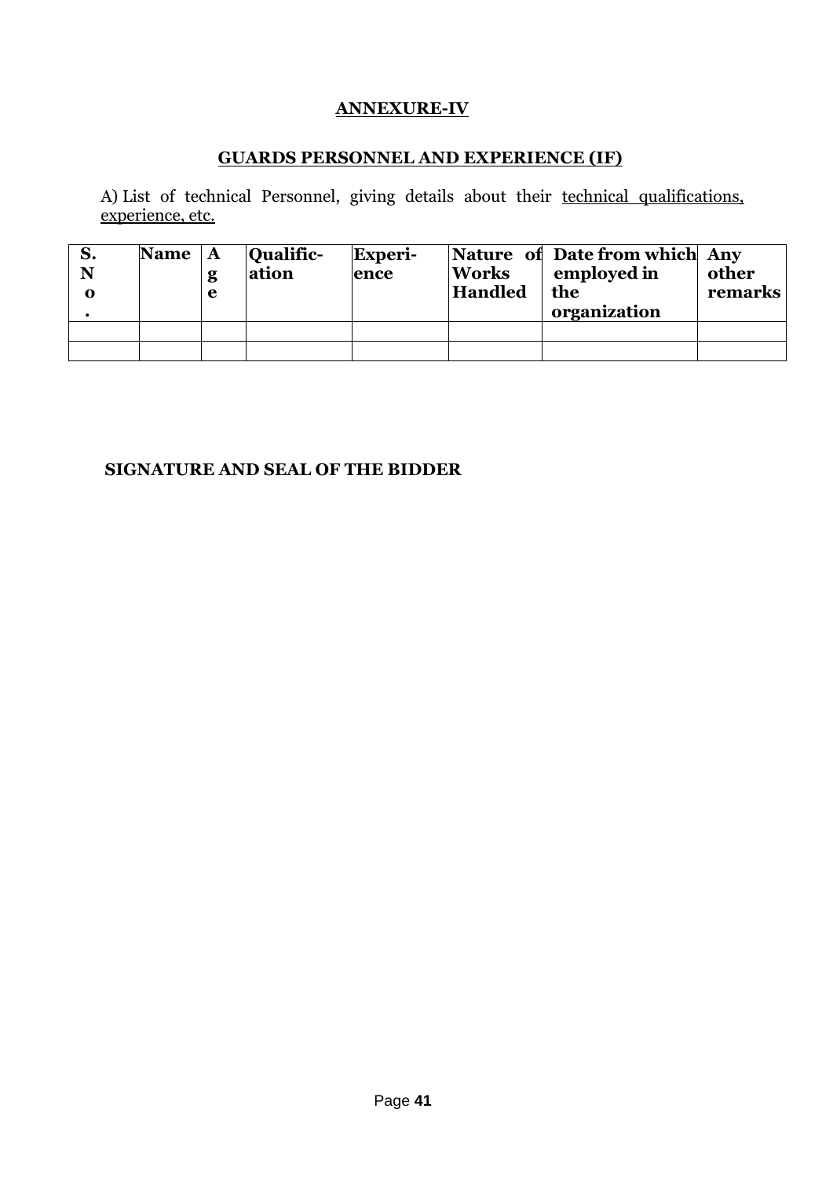**ANNEXURE-IV**

**GUARDS PERSONNEL AND EXPERIENCE (IF)**

A) List of technical Personnel, giving details about their technical qualifications, experience, etc.

| S. No. | Name | Age | Qualification | Experience | Nature of Works Handled | Date from which employed in the organization | Any other remarks |
|---|---|---|---|---|---|---|---|
| | | | | | | | |
| | | | | | | | |

**SIGNATURE AND SEAL OF THE BIDDER**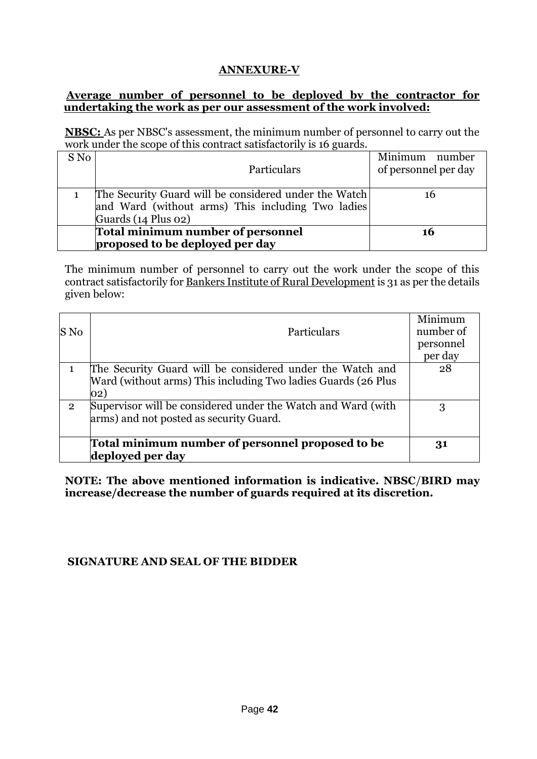## ANNEXURE-V

**Average number of personnel to be deployed by the contractor for undertaking the work as per our assessment of the work involved:**

**NBSC:** As per NBSC's assessment, the minimum number of personnel to carry out the work under the scope of this contract satisfactorily is 16 guards.

| S No | Particulars | Minimum number of personnel per day |
|---|---|---|
| 1 | The Security Guard will be considered under the Watch and Ward (without arms) This including Two ladies Guards (14 Plus 02) | 16 |
| | **Total minimum number of personnel proposed to be deployed per day** | **16** |

The minimum number of personnel to carry out the work under the scope of this contract satisfactorily for Bankers Institute of Rural Development is 31 as per the details given below:

| S No | Particulars | Minimum number of personnel per day |
|---|---|---|
| 1 | The Security Guard will be considered under the Watch and Ward (without arms) This including Two ladies Guards (26 Plus 02) | 28 |
| 2 | Supervisor will be considered under the Watch and Ward (with arms) and not posted as security Guard. | 3 |
| | **Total minimum number of personnel proposed to be deployed per day** | **31** |

**NOTE: The above mentioned information is indicative. NBSC/BIRD may increase/decrease the number of guards required at its discretion.**

**SIGNATURE AND SEAL OF THE BIDDER**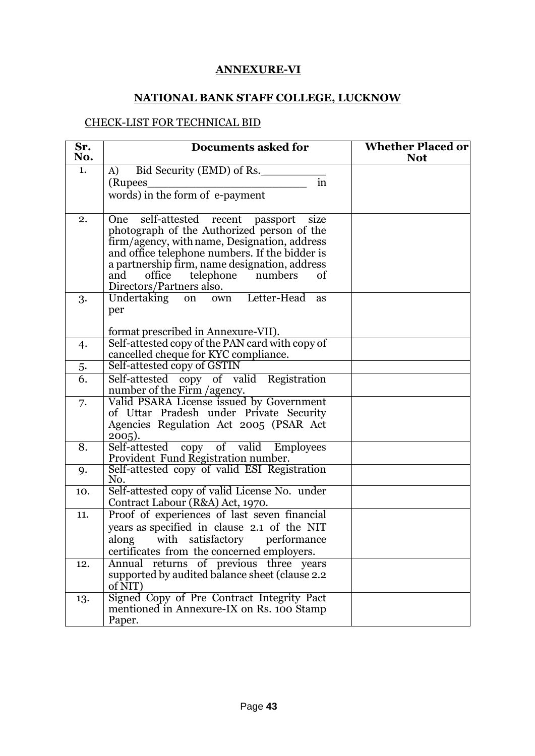## ANNEXURE-VI

## NATIONAL BANK STAFF COLLEGE, LUCKNOW

CHECK-LIST FOR TECHNICAL BID

| Sr. No. | Documents asked for | Whether Placed or Not |
|---|---|---|
| 1. | A) Bid Security (EMD) of Rs.__________ (Rupees_________________________ in words) in the form of e-payment | |
| 2. | One self-attested recent passport size photograph of the Authorized person of the firm/agency, with name, Designation, address and office telephone numbers. If the bidder is a partnership firm, name designation, address and office telephone numbers of Directors/Partners also. | |
| 3. | Undertaking on own Letter-Head as per format prescribed in Annexure-VII). | |
| 4. | Self-attested copy of the PAN card with copy of cancelled cheque for KYC compliance. | |
| 5. | Self-attested copy of GSTIN | |
| 6. | Self-attested copy of valid Registration number of the Firm /agency. | |
| 7. | Valid PSARA License issued by Government of Uttar Pradesh under Private Security Agencies Regulation Act 2005 (PSAR Act 2005). | |
| 8. | Self-attested copy of valid Employees Provident Fund Registration number. | |
| 9. | Self-attested copy of valid ESI Registration No. | |
| 10. | Self-attested copy of valid License No. under Contract Labour (R&A) Act, 1970. | |
| 11. | Proof of experiences of last seven financial years as specified in clause 2.1 of the NIT along with satisfactory performance certificates from the concerned employers. | |
| 12. | Annual returns of previous three years supported by audited balance sheet (clause 2.2 of NIT) | |
| 13. | Signed Copy of Pre Contract Integrity Pact mentioned in Annexure-IX on Rs. 100 Stamp Paper. | |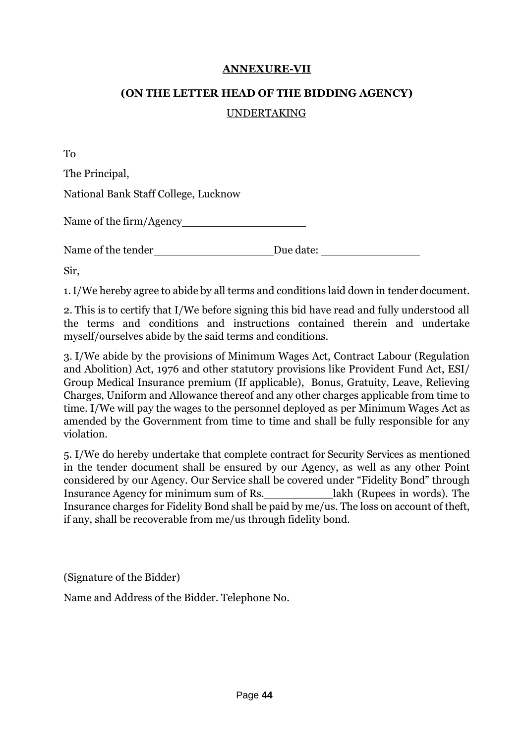**ANNEXURE-VII**

**(ON THE LETTER HEAD OF THE BIDDING AGENCY)**

UNDERTAKING

To

The Principal,

National Bank Staff College, Lucknow

Name of the firm/Agency____________________

Name of the tender___________________Due date: ________________

Sir,

1. I/We hereby agree to abide by all terms and conditions laid down in tender document.

2. This is to certify that I/We before signing this bid have read and fully understood all the terms and conditions and instructions contained therein and undertake myself/ourselves abide by the said terms and conditions.

3. I/We abide by the provisions of Minimum Wages Act, Contract Labour (Regulation and Abolition) Act, 1976 and other statutory provisions like Provident Fund Act, ESI/ Group Medical Insurance premium (If applicable), Bonus, Gratuity, Leave, Relieving Charges, Uniform and Allowance thereof and any other charges applicable from time to time. I/We will pay the wages to the personnel deployed as per Minimum Wages Act as amended by the Government from time to time and shall be fully responsible for any violation.

5. I/We do hereby undertake that complete contract for Security Services as mentioned in the tender document shall be ensured by our Agency, as well as any other Point considered by our Agency. Our Service shall be covered under "Fidelity Bond" through Insurance Agency for minimum sum of Rs.___________lakh (Rupees in words). The Insurance charges for Fidelity Bond shall be paid by me/us. The loss on account of theft, if any, shall be recoverable from me/us through fidelity bond.

(Signature of the Bidder)

Name and Address of the Bidder. Telephone No.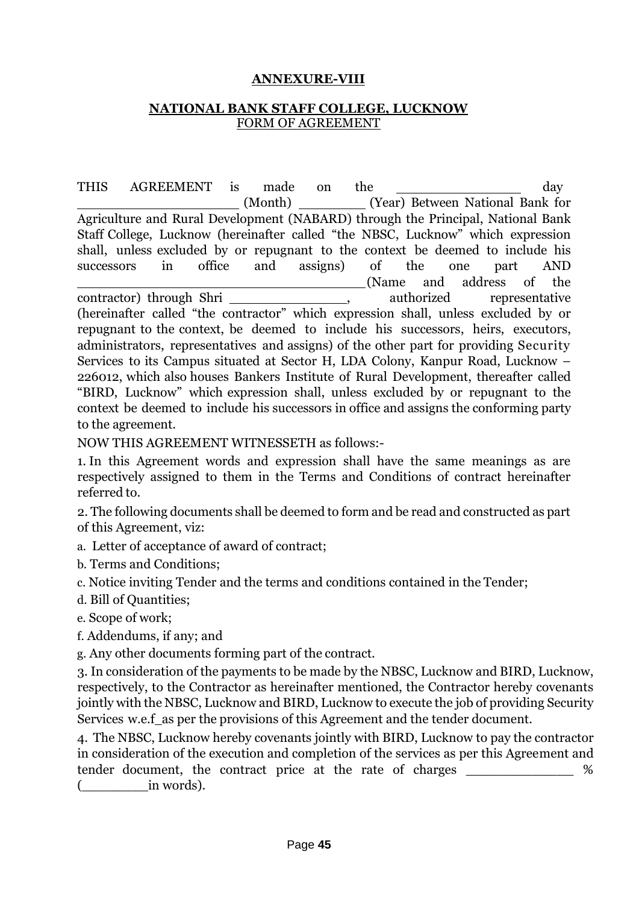**ANNEXURE-VIII**

**NATIONAL BANK STAFF COLLEGE, LUCKNOW**
FORM OF AGREEMENT

THIS AGREEMENT is made on the _______________ day ____________________ (Month) ________ (Year) Between National Bank for Agriculture and Rural Development (NABARD) through the Principal, National Bank Staff College, Lucknow (hereinafter called "the NBSC, Lucknow" which expression shall, unless excluded by or repugnant to the context be deemed to include his successors in office and assigns) of the one part AND ___________________________________(Name and address of the contractor) through Shri _______________, authorized representative (hereinafter called "the contractor" which expression shall, unless excluded by or repugnant to the context, be deemed to include his successors, heirs, executors, administrators, representatives and assigns) of the other part for providing Security Services to its Campus situated at Sector H, LDA Colony, Kanpur Road, Lucknow – 226012, which also houses Bankers Institute of Rural Development, thereafter called "BIRD, Lucknow" which expression shall, unless excluded by or repugnant to the context be deemed to include his successors in office and assigns the conforming party to the agreement.

NOW THIS AGREEMENT WITNESSETH as follows:-

1. In this Agreement words and expression shall have the same meanings as are respectively assigned to them in the Terms and Conditions of contract hereinafter referred to.

2. The following documents shall be deemed to form and be read and constructed as part of this Agreement, viz:

a. Letter of acceptance of award of contract;

b. Terms and Conditions;

c. Notice inviting Tender and the terms and conditions contained in the Tender;

d. Bill of Quantities;

e. Scope of work;

f. Addendums, if any; and

g. Any other documents forming part of the contract.

3. In consideration of the payments to be made by the NBSC, Lucknow and BIRD, Lucknow, respectively, to the Contractor as hereinafter mentioned, the Contractor hereby covenants jointly with the NBSC, Lucknow and BIRD, Lucknow to execute the job of providing Security Services w.e.f_as per the provisions of this Agreement and the tender document.

4. The NBSC, Lucknow hereby covenants jointly with BIRD, Lucknow to pay the contractor in consideration of the execution and completion of the services as per this Agreement and tender document, the contract price at the rate of charges _____________ % (_________in words).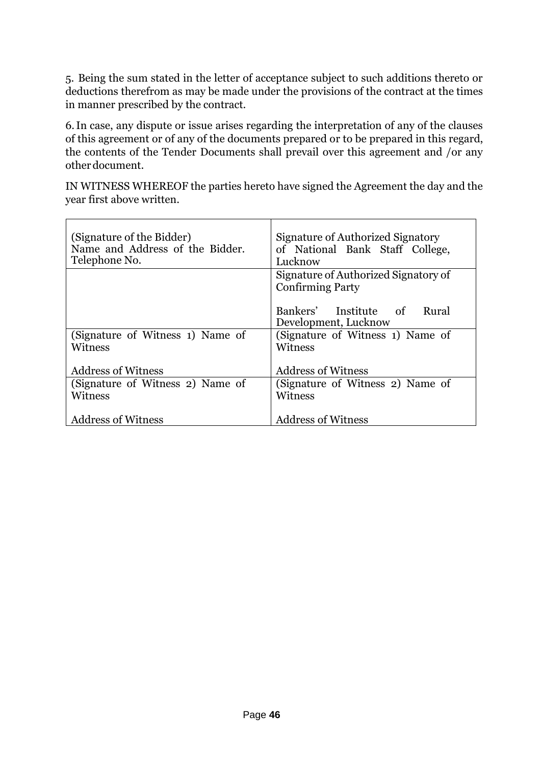5. Being the sum stated in the letter of acceptance subject to such additions thereto or deductions therefrom as may be made under the provisions of the contract at the times in manner prescribed by the contract.

6. In case, any dispute or issue arises regarding the interpretation of any of the clauses of this agreement or of any of the documents prepared or to be prepared in this regard, the contents of the Tender Documents shall prevail over this agreement and /or any other document.

IN WITNESS WHEREOF the parties hereto have signed the Agreement the day and the year first above written.

| | |
|---|---|
| (Signature of the Bidder)<br>Name and Address of the Bidder.<br>Telephone No. | Signature of Authorized Signatory of National Bank Staff College, Lucknow |
| | Signature of Authorized Signatory of Confirming Party<br><br>Bankers' Institute of Rural Development, Lucknow |
| (Signature of Witness 1) Name of Witness<br><br>Address of Witness | (Signature of Witness 1) Name of Witness<br><br>Address of Witness |
| (Signature of Witness 2) Name of Witness<br><br>Address of Witness | (Signature of Witness 2) Name of Witness<br><br>Address of Witness |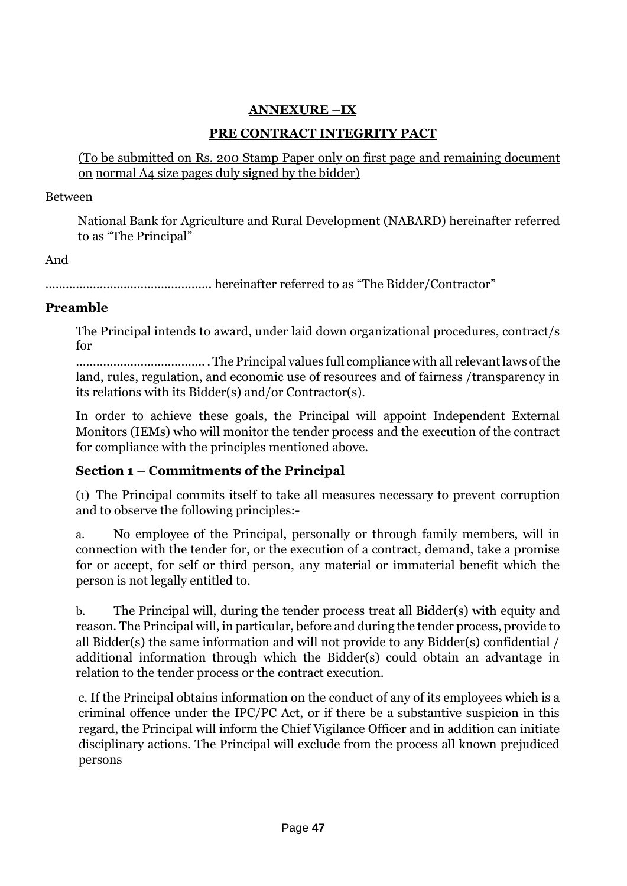**ANNEXURE –IX**

**PRE CONTRACT INTEGRITY PACT**

(To be submitted on Rs. 200 Stamp Paper only on first page and remaining document on normal A4 size pages duly signed by the bidder)

Between

National Bank for Agriculture and Rural Development (NABARD) hereinafter referred to as "The Principal"

And

................................................ hereinafter referred to as "The Bidder/Contractor"

**Preamble**

The Principal intends to award, under laid down organizational procedures, contract/s for

..................................... . The Principal values full compliance with all relevant laws of the land, rules, regulation, and economic use of resources and of fairness /transparency in its relations with its Bidder(s) and/or Contractor(s).

In order to achieve these goals, the Principal will appoint Independent External Monitors (IEMs) who will monitor the tender process and the execution of the contract for compliance with the principles mentioned above.

**Section 1 – Commitments of the Principal**

(1) The Principal commits itself to take all measures necessary to prevent corruption and to observe the following principles:-

a. No employee of the Principal, personally or through family members, will in connection with the tender for, or the execution of a contract, demand, take a promise for or accept, for self or third person, any material or immaterial benefit which the person is not legally entitled to.

b. The Principal will, during the tender process treat all Bidder(s) with equity and reason. The Principal will, in particular, before and during the tender process, provide to all Bidder(s) the same information and will not provide to any Bidder(s) confidential / additional information through which the Bidder(s) could obtain an advantage in relation to the tender process or the contract execution.

c. If the Principal obtains information on the conduct of any of its employees which is a criminal offence under the IPC/PC Act, or if there be a substantive suspicion in this regard, the Principal will inform the Chief Vigilance Officer and in addition can initiate disciplinary actions. The Principal will exclude from the process all known prejudiced persons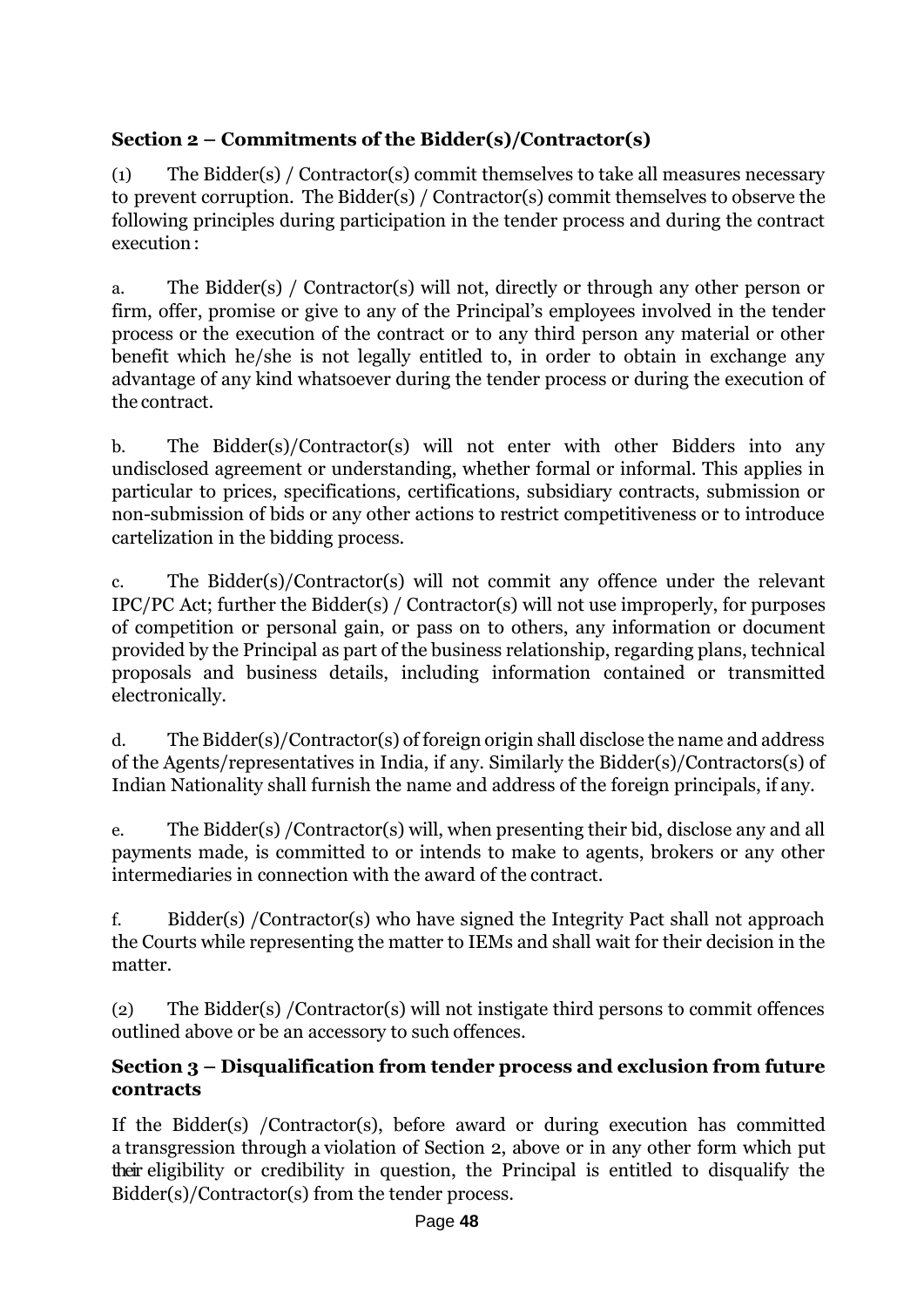**Section 2 – Commitments of the Bidder(s)/Contractor(s)**

(1) The Bidder(s) / Contractor(s) commit themselves to take all measures necessary to prevent corruption. The Bidder(s) / Contractor(s) commit themselves to observe the following principles during participation in the tender process and during the contract execution :

a. The Bidder(s) / Contractor(s) will not, directly or through any other person or firm, offer, promise or give to any of the Principal's employees involved in the tender process or the execution of the contract or to any third person any material or other benefit which he/she is not legally entitled to, in order to obtain in exchange any advantage of any kind whatsoever during the tender process or during the execution of the contract.

b. The Bidder(s)/Contractor(s) will not enter with other Bidders into any undisclosed agreement or understanding, whether formal or informal. This applies in particular to prices, specifications, certifications, subsidiary contracts, submission or non-submission of bids or any other actions to restrict competitiveness or to introduce cartelization in the bidding process.

c. The Bidder(s)/Contractor(s) will not commit any offence under the relevant IPC/PC Act; further the Bidder(s) / Contractor(s) will not use improperly, for purposes of competition or personal gain, or pass on to others, any information or document provided by the Principal as part of the business relationship, regarding plans, technical proposals and business details, including information contained or transmitted electronically.

d. The Bidder(s)/Contractor(s) of foreign origin shall disclose the name and address of the Agents/representatives in India, if any. Similarly the Bidder(s)/Contractors(s) of Indian Nationality shall furnish the name and address of the foreign principals, if any.

e. The Bidder(s) /Contractor(s) will, when presenting their bid, disclose any and all payments made, is committed to or intends to make to agents, brokers or any other intermediaries in connection with the award of the contract.

f. Bidder(s) /Contractor(s) who have signed the Integrity Pact shall not approach the Courts while representing the matter to IEMs and shall wait for their decision in the matter.

(2) The Bidder(s) /Contractor(s) will not instigate third persons to commit offences outlined above or be an accessory to such offences.

**Section 3 – Disqualification from tender process and exclusion from future contracts**

If the Bidder(s) /Contractor(s), before award or during execution has committed a transgression through a violation of Section 2, above or in any other form which put their eligibility or credibility in question, the Principal is entitled to disqualify the Bidder(s)/Contractor(s) from the tender process.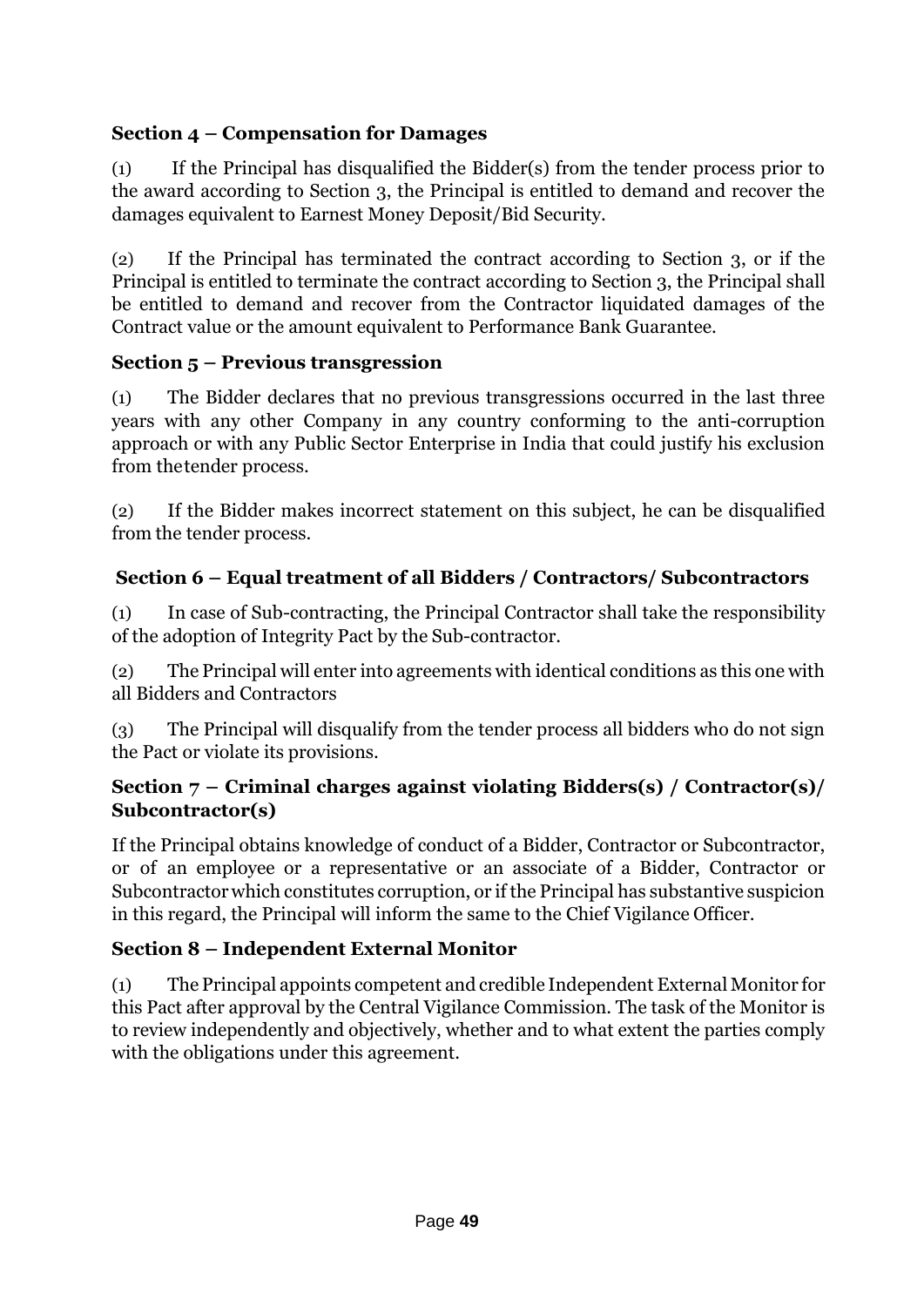### Section 4 – Compensation for Damages

(1) If the Principal has disqualified the Bidder(s) from the tender process prior to the award according to Section 3, the Principal is entitled to demand and recover the damages equivalent to Earnest Money Deposit/Bid Security.

(2) If the Principal has terminated the contract according to Section 3, or if the Principal is entitled to terminate the contract according to Section 3, the Principal shall be entitled to demand and recover from the Contractor liquidated damages of the Contract value or the amount equivalent to Performance Bank Guarantee.

### Section 5 – Previous transgression

(1) The Bidder declares that no previous transgressions occurred in the last three years with any other Company in any country conforming to the anti-corruption approach or with any Public Sector Enterprise in India that could justify his exclusion from thetender process.

(2) If the Bidder makes incorrect statement on this subject, he can be disqualified from the tender process.

### Section 6 – Equal treatment of all Bidders / Contractors/ Subcontractors

(1) In case of Sub-contracting, the Principal Contractor shall take the responsibility of the adoption of Integrity Pact by the Sub-contractor.

(2) The Principal will enter into agreements with identical conditions as this one with all Bidders and Contractors

(3) The Principal will disqualify from the tender process all bidders who do not sign the Pact or violate its provisions.

### Section 7 – Criminal charges against violating Bidders(s) / Contractor(s)/ Subcontractor(s)

If the Principal obtains knowledge of conduct of a Bidder, Contractor or Subcontractor, or of an employee or a representative or an associate of a Bidder, Contractor or Subcontractor which constitutes corruption, or if the Principal has substantive suspicion in this regard, the Principal will inform the same to the Chief Vigilance Officer.

### Section 8 – Independent External Monitor

(1) The Principal appoints competent and credible Independent External Monitor for this Pact after approval by the Central Vigilance Commission. The task of the Monitor is to review independently and objectively, whether and to what extent the parties comply with the obligations under this agreement.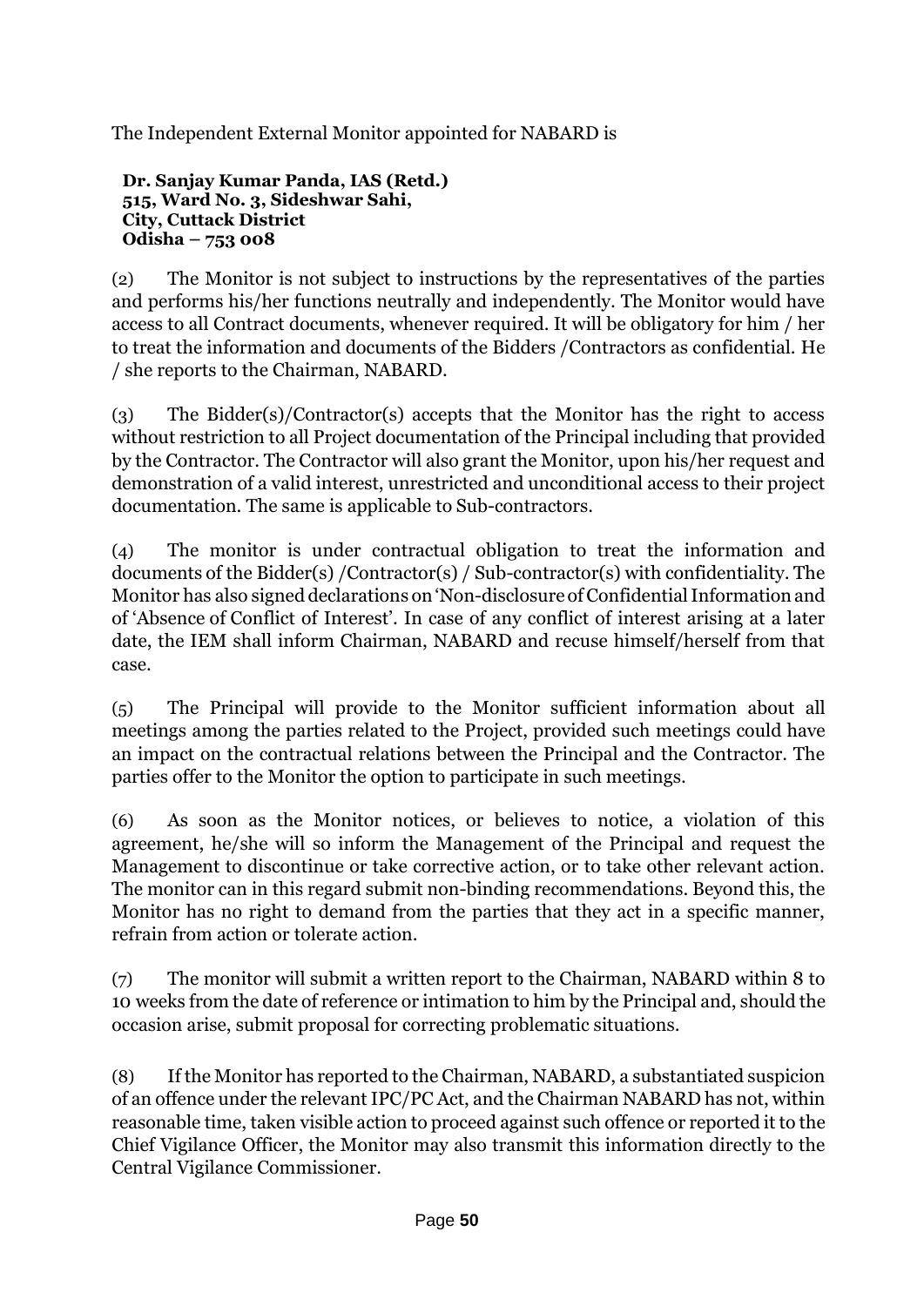The Independent External Monitor appointed for NABARD is

**Dr. Sanjay Kumar Panda, IAS (Retd.)**
**515, Ward No. 3, Sideshwar Sahi,**
**City, Cuttack District**
**Odisha – 753 008**

(2) The Monitor is not subject to instructions by the representatives of the parties and performs his/her functions neutrally and independently. The Monitor would have access to all Contract documents, whenever required. It will be obligatory for him / her to treat the information and documents of the Bidders /Contractors as confidential. He / she reports to the Chairman, NABARD.

(3) The Bidder(s)/Contractor(s) accepts that the Monitor has the right to access without restriction to all Project documentation of the Principal including that provided by the Contractor. The Contractor will also grant the Monitor, upon his/her request and demonstration of a valid interest, unrestricted and unconditional access to their project documentation. The same is applicable to Sub-contractors.

(4) The monitor is under contractual obligation to treat the information and documents of the Bidder(s) /Contractor(s) / Sub-contractor(s) with confidentiality. The Monitor has also signed declarations on 'Non-disclosure of Confidential Information and of 'Absence of Conflict of Interest'. In case of any conflict of interest arising at a later date, the IEM shall inform Chairman, NABARD and recuse himself/herself from that case.

(5) The Principal will provide to the Monitor sufficient information about all meetings among the parties related to the Project, provided such meetings could have an impact on the contractual relations between the Principal and the Contractor. The parties offer to the Monitor the option to participate in such meetings.

(6) As soon as the Monitor notices, or believes to notice, a violation of this agreement, he/she will so inform the Management of the Principal and request the Management to discontinue or take corrective action, or to take other relevant action. The monitor can in this regard submit non-binding recommendations. Beyond this, the Monitor has no right to demand from the parties that they act in a specific manner, refrain from action or tolerate action.

(7) The monitor will submit a written report to the Chairman, NABARD within 8 to 10 weeks from the date of reference or intimation to him by the Principal and, should the occasion arise, submit proposal for correcting problematic situations.

(8) If the Monitor has reported to the Chairman, NABARD, a substantiated suspicion of an offence under the relevant IPC/PC Act, and the Chairman NABARD has not, within reasonable time, taken visible action to proceed against such offence or reported it to the Chief Vigilance Officer, the Monitor may also transmit this information directly to the Central Vigilance Commissioner.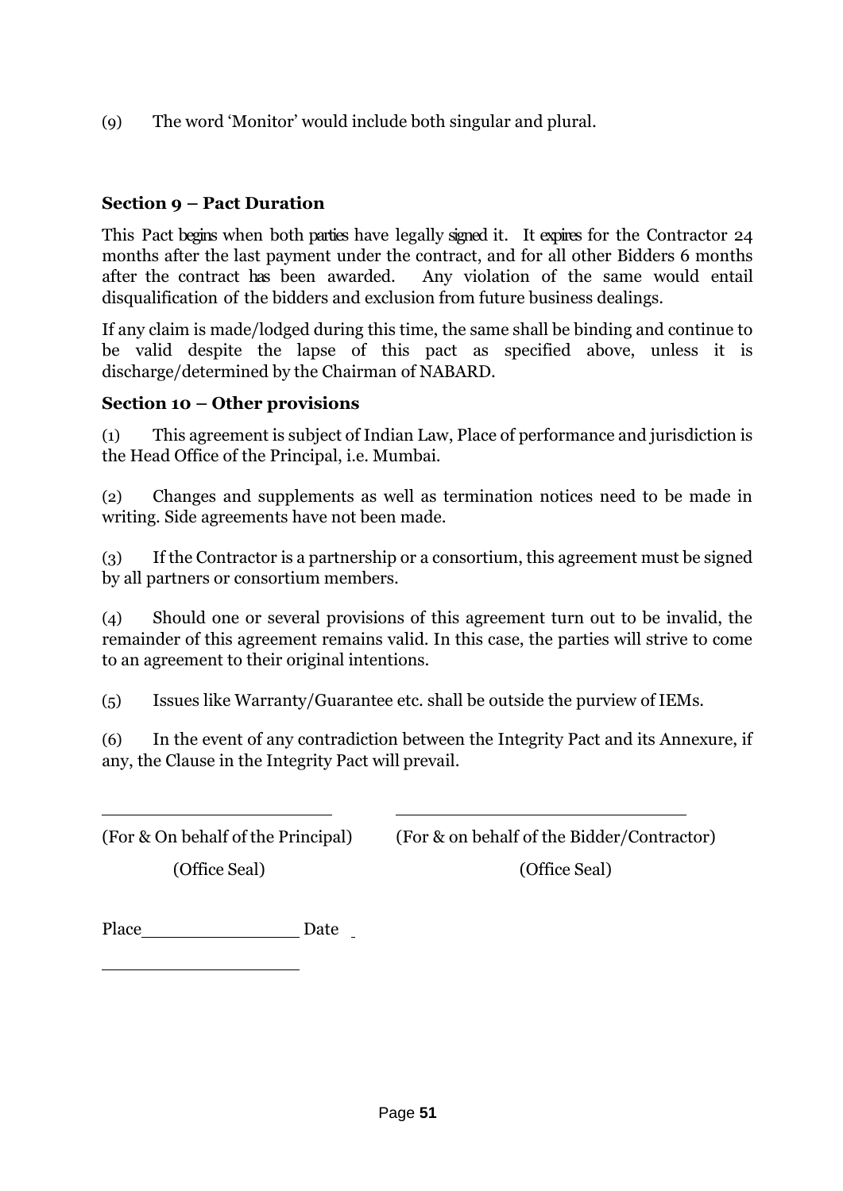(9) The word 'Monitor' would include both singular and plural.

**Section 9 – Pact Duration**

This Pact begins when both parties have legally signed it. It expires for the Contractor 24 months after the last payment under the contract, and for all other Bidders 6 months after the contract has been awarded. Any violation of the same would entail disqualification of the bidders and exclusion from future business dealings.

If any claim is made/lodged during this time, the same shall be binding and continue to be valid despite the lapse of this pact as specified above, unless it is discharge/determined by the Chairman of NABARD.

**Section 10 – Other provisions**

(1) This agreement is subject of Indian Law, Place of performance and jurisdiction is the Head Office of the Principal, i.e. Mumbai.

(2) Changes and supplements as well as termination notices need to be made in writing. Side agreements have not been made.

(3) If the Contractor is a partnership or a consortium, this agreement must be signed by all partners or consortium members.

(4) Should one or several provisions of this agreement turn out to be invalid, the remainder of this agreement remains valid. In this case, the parties will strive to come to an agreement to their original intentions.

(5) Issues like Warranty/Guarantee etc. shall be outside the purview of IEMs.

(6) In the event of any contradiction between the Integrity Pact and its Annexure, if any, the Clause in the Integrity Pact will prevail.

______________________ ______________________________

(For & On behalf of the Principal) (For & on behalf of the Bidder/Contractor)

(Office Seal) (Office Seal)

Place______________ Date

____________________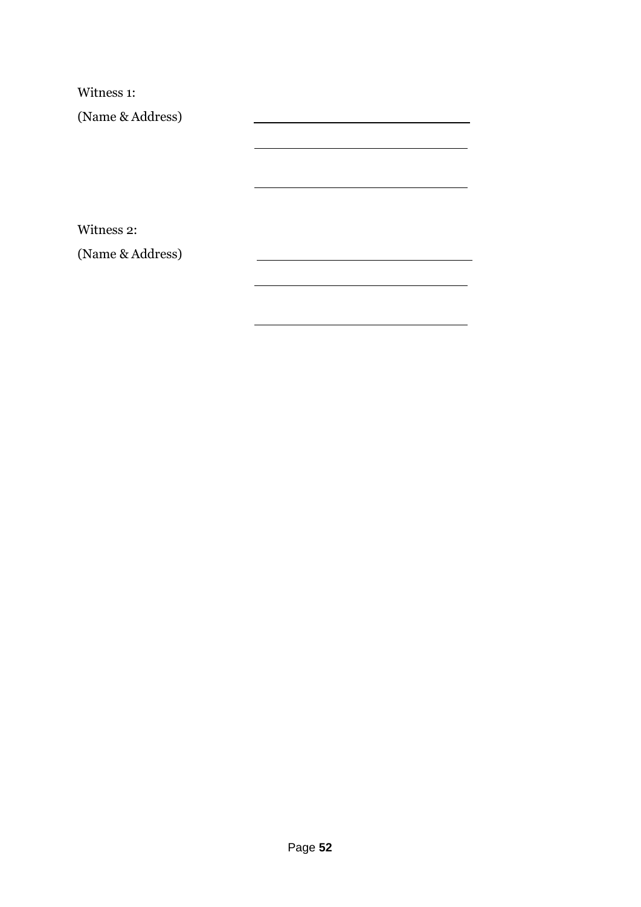Witness 1:

(Name & Address) ______________________________

______________________________

______________________________

Witness 2:

(Name & Address) ______________________________

______________________________

______________________________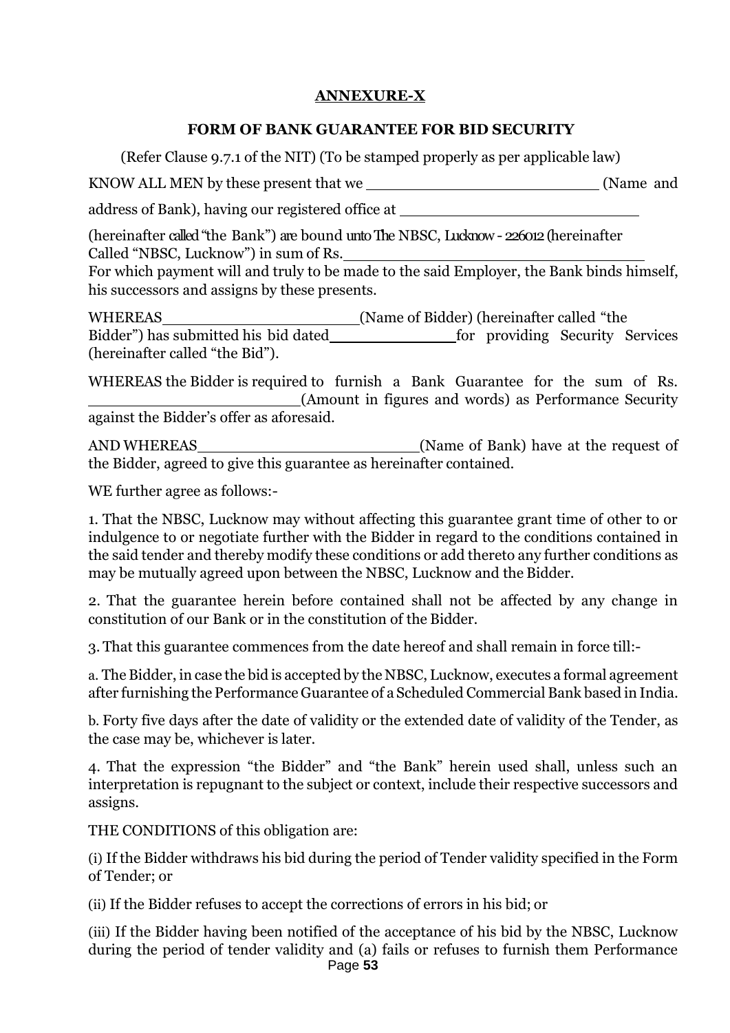**ANNEXURE-X**

**FORM OF BANK GUARANTEE FOR BID SECURITY**

(Refer Clause 9.7.1 of the NIT) (To be stamped properly as per applicable law)

KNOW ALL MEN by these present that we ______________________ (Name and address of Bank), having our registered office at ______________________

(hereinafter called "the Bank") are bound unto The NBSC, Lucknow - 226012 (hereinafter Called "NBSC, Lucknow") in sum of Rs.______________________

For which payment will and truly to be made to the said Employer, the Bank binds himself, his successors and assigns by these presents.

WHEREAS______________________(Name of Bidder) (hereinafter called "the Bidder") has submitted his bid dated______________for providing Security Services (hereinafter called "the Bid").

WHEREAS the Bidder is required to furnish a Bank Guarantee for the sum of Rs. ______________________(Amount in figures and words) as Performance Security against the Bidder's offer as aforesaid.

AND WHEREAS______________________(Name of Bank) have at the request of the Bidder, agreed to give this guarantee as hereinafter contained.

WE further agree as follows:-

1. That the NBSC, Lucknow may without affecting this guarantee grant time of other to or indulgence to or negotiate further with the Bidder in regard to the conditions contained in the said tender and thereby modify these conditions or add thereto any further conditions as may be mutually agreed upon between the NBSC, Lucknow and the Bidder.

2. That the guarantee herein before contained shall not be affected by any change in constitution of our Bank or in the constitution of the Bidder.

3. That this guarantee commences from the date hereof and shall remain in force till:-

a. The Bidder, in case the bid is accepted by the NBSC, Lucknow, executes a formal agreement after furnishing the Performance Guarantee of a Scheduled Commercial Bank based in India.

b. Forty five days after the date of validity or the extended date of validity of the Tender, as the case may be, whichever is later.

4. That the expression "the Bidder" and "the Bank" herein used shall, unless such an interpretation is repugnant to the subject or context, include their respective successors and assigns.

THE CONDITIONS of this obligation are:

(i) If the Bidder withdraws his bid during the period of Tender validity specified in the Form of Tender; or

(ii) If the Bidder refuses to accept the corrections of errors in his bid; or

(iii) If the Bidder having been notified of the acceptance of his bid by the NBSC, Lucknow during the period of tender validity and (a) fails or refuses to furnish them Performance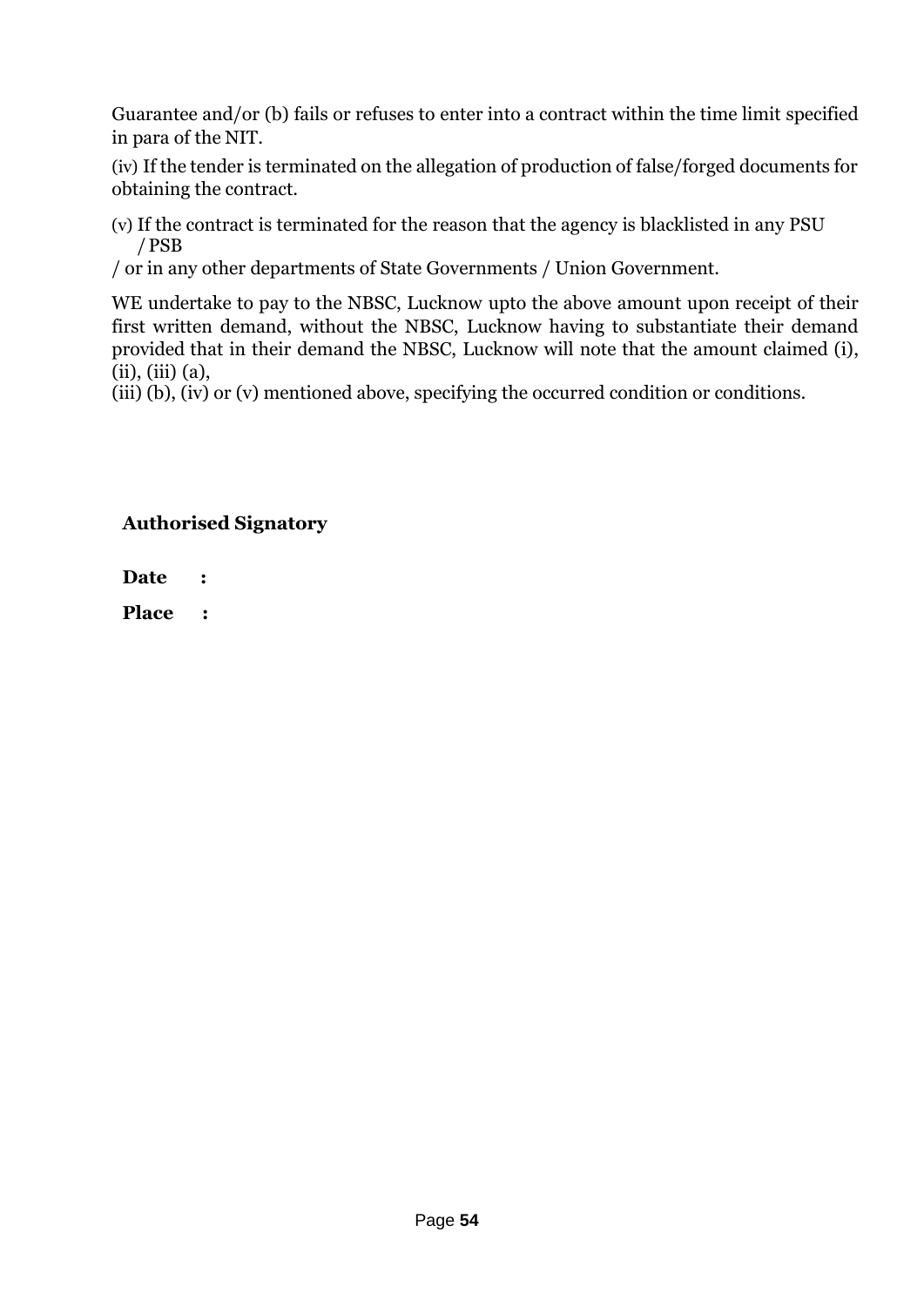Guarantee and/or (b) fails or refuses to enter into a contract within the time limit specified in para of the NIT.

(iv) If the tender is terminated on the allegation of production of false/forged documents for obtaining the contract.

(v) If the contract is terminated for the reason that the agency is blacklisted in any PSU / PSB / or in any other departments of State Governments / Union Government.

WE undertake to pay to the NBSC, Lucknow upto the above amount upon receipt of their first written demand, without the NBSC, Lucknow having to substantiate their demand provided that in their demand the NBSC, Lucknow will note that the amount claimed (i), (ii), (iii) (a), (iii) (b), (iv) or (v) mentioned above, specifying the occurred condition or conditions.

**Authorised Signatory**

**Date :**

**Place :**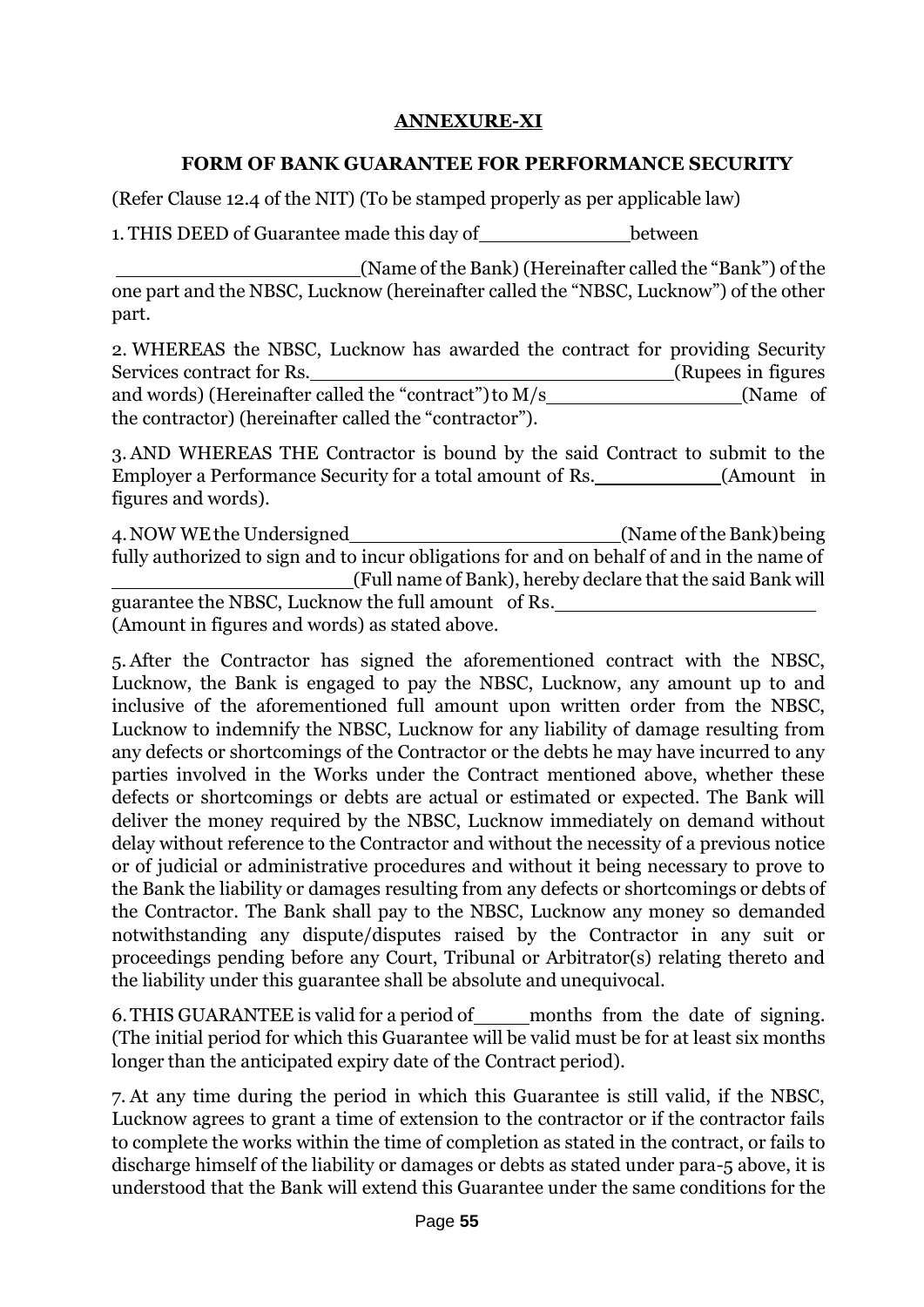**ANNEXURE-XI**

**FORM OF BANK GUARANTEE FOR PERFORMANCE SECURITY**

(Refer Clause 12.4 of the NIT) (To be stamped properly as per applicable law)

1. THIS DEED of Guarantee made this day of _____________ between

_____________________ (Name of the Bank) (Hereinafter called the "Bank") of the one part and the NBSC, Lucknow (hereinafter called the "NBSC, Lucknow") of the other part.

2. WHEREAS the NBSC, Lucknow has awarded the contract for providing Security Services contract for Rs. ________________________________ (Rupees in figures and words) (Hereinafter called the "contract") to M/s _________________ (Name of the contractor) (hereinafter called the "contractor").

3. AND WHEREAS THE Contractor is bound by the said Contract to submit to the Employer a Performance Security for a total amount of Rs. ___________ (Amount in figures and words).

4. NOW WE the Undersigned _______________________ (Name of the Bank) being fully authorized to sign and to incur obligations for and on behalf of and in the name of _____________________ (Full name of Bank), hereby declare that the said Bank will guarantee the NBSC, Lucknow the full amount of Rs. ______________________ (Amount in figures and words) as stated above.

5. After the Contractor has signed the aforementioned contract with the NBSC, Lucknow, the Bank is engaged to pay the NBSC, Lucknow, any amount up to and inclusive of the aforementioned full amount upon written order from the NBSC, Lucknow to indemnify the NBSC, Lucknow for any liability of damage resulting from any defects or shortcomings of the Contractor or the debts he may have incurred to any parties involved in the Works under the Contract mentioned above, whether these defects or shortcomings or debts are actual or estimated or expected. The Bank will deliver the money required by the NBSC, Lucknow immediately on demand without delay without reference to the Contractor and without the necessity of a previous notice or of judicial or administrative procedures and without it being necessary to prove to the Bank the liability or damages resulting from any defects or shortcomings or debts of the Contractor. The Bank shall pay to the NBSC, Lucknow any money so demanded notwithstanding any dispute/disputes raised by the Contractor in any suit or proceedings pending before any Court, Tribunal or Arbitrator(s) relating thereto and the liability under this guarantee shall be absolute and unequivocal.

6. THIS GUARANTEE is valid for a period of _____ months from the date of signing. (The initial period for which this Guarantee will be valid must be for at least six months longer than the anticipated expiry date of the Contract period).

7. At any time during the period in which this Guarantee is still valid, if the NBSC, Lucknow agrees to grant a time of extension to the contractor or if the contractor fails to complete the works within the time of completion as stated in the contract, or fails to discharge himself of the liability or damages or debts as stated under para-5 above, it is understood that the Bank will extend this Guarantee under the same conditions for the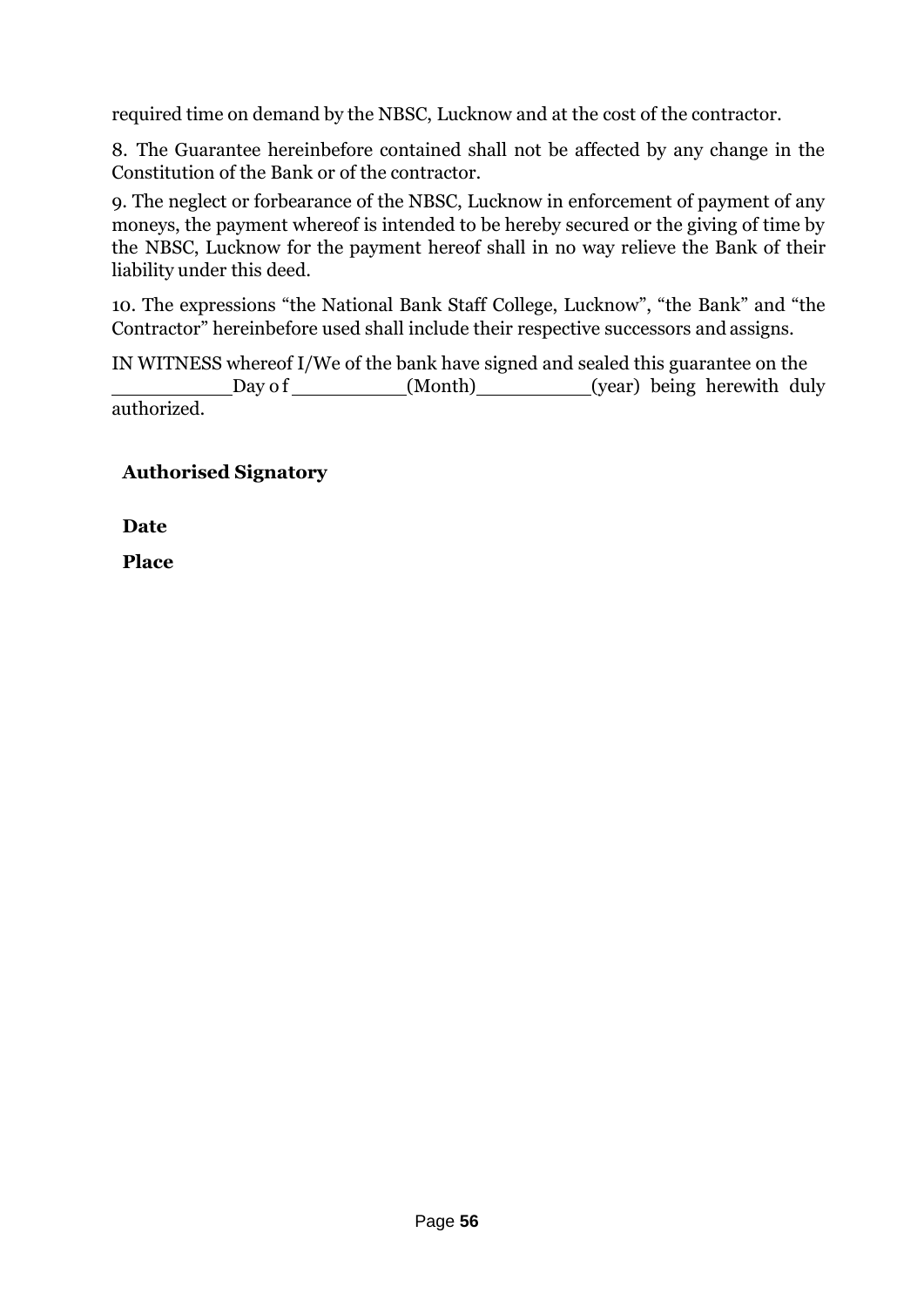required time on demand by the NBSC, Lucknow and at the cost of the contractor.

8. The Guarantee hereinbefore contained shall not be affected by any change in the Constitution of the Bank or of the contractor.

9. The neglect or forbearance of the NBSC, Lucknow in enforcement of payment of any moneys, the payment whereof is intended to be hereby secured or the giving of time by the NBSC, Lucknow for the payment hereof shall in no way relieve the Bank of their liability under this deed.

10. The expressions "the National Bank Staff College, Lucknow", "the Bank" and "the Contractor" hereinbefore used shall include their respective successors and assigns.

IN WITNESS whereof I/We of the bank have signed and sealed this guarantee on the __________Day of __________(Month)__________(year) being herewith duly authorized.

**Authorised Signatory**

**Date**

**Place**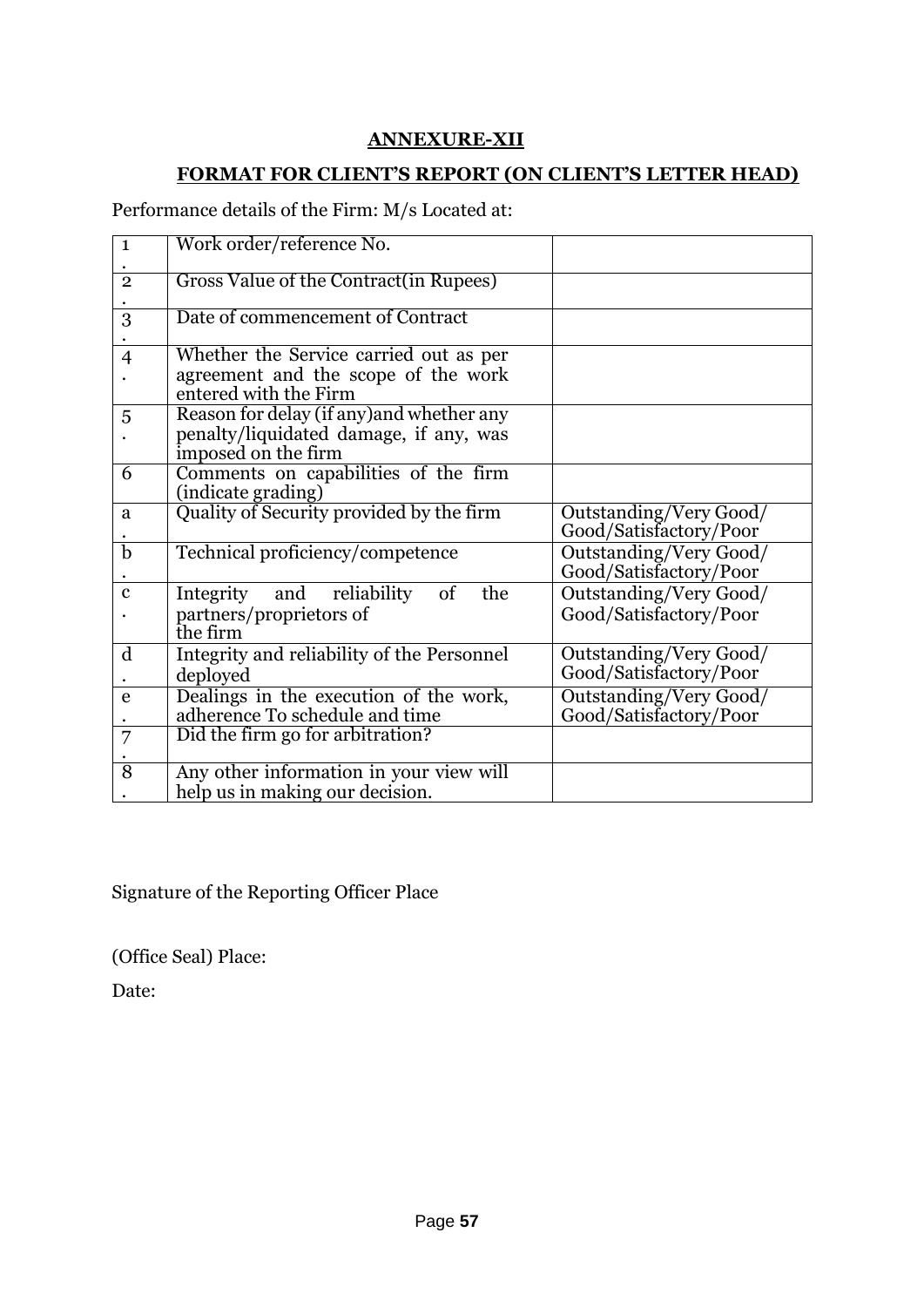## ANNEXURE-XII

## FORMAT FOR CLIENT'S REPORT (ON CLIENT'S LETTER HEAD)

Performance details of the Firm: M/s Located at:

| | | |
|---|---|---|
| 1. | Work order/reference No. | |
| 2. | Gross Value of the Contract(in Rupees) | |
| 3. | Date of commencement of Contract | |
| 4. | Whether the Service carried out as per agreement and the scope of the work entered with the Firm | |
| 5. | Reason for delay (if any)and whether any penalty/liquidated damage, if any, was imposed on the firm | |
| 6 | Comments on capabilities of the firm (indicate grading) | |
| a. | Quality of Security provided by the firm | Outstanding/Very Good/ Good/Satisfactory/Poor |
| b. | Technical proficiency/competence | Outstanding/Very Good/ Good/Satisfactory/Poor |
| c. | Integrity and reliability of the partners/proprietors of the firm | Outstanding/Very Good/ Good/Satisfactory/Poor |
| d. | Integrity and reliability of the Personnel deployed | Outstanding/Very Good/ Good/Satisfactory/Poor |
| e. | Dealings in the execution of the work, adherence To schedule and time | Outstanding/Very Good/ Good/Satisfactory/Poor |
| 7. | Did the firm go for arbitration? | |
| 8. | Any other information in your view will help us in making our decision. | |

Signature of the Reporting Officer Place

(Office Seal) Place:

Date: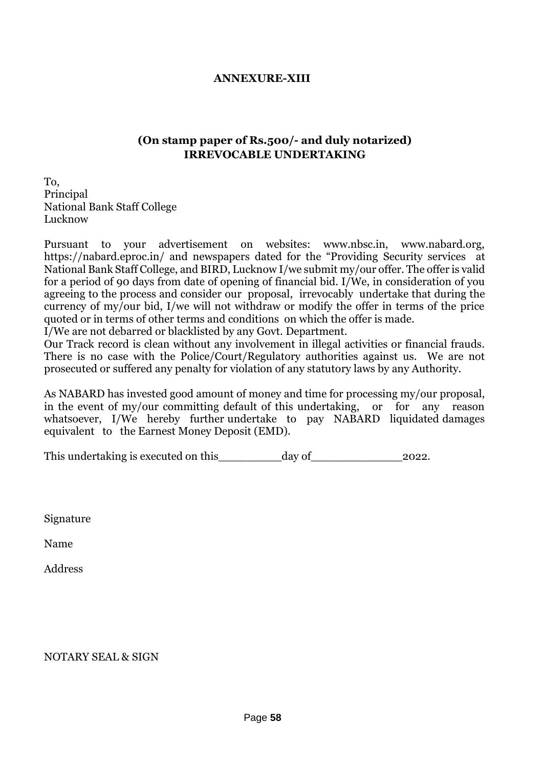**ANNEXURE-XIII**

**(On stamp paper of Rs.500/- and duly notarized)**
**IRREVOCABLE UNDERTAKING**

To,
Principal
National Bank Staff College
Lucknow

Pursuant to your advertisement on websites: www.nbsc.in, www.nabard.org, https://nabard.eproc.in/ and newspapers dated for the "Providing Security services at National Bank Staff College, and BIRD, Lucknow I/we submit my/our offer. The offer is valid for a period of 90 days from date of opening of financial bid. I/We, in consideration of you agreeing to the process and consider our proposal, irrevocably undertake that during the currency of my/our bid, I/we will not withdraw or modify the offer in terms of the price quoted or in terms of other terms and conditions on which the offer is made.
I/We are not debarred or blacklisted by any Govt. Department.
Our Track record is clean without any involvement in illegal activities or financial frauds. There is no case with the Police/Court/Regulatory authorities against us. We are not prosecuted or suffered any penalty for violation of any statutory laws by any Authority.

As NABARD has invested good amount of money and time for processing my/our proposal, in the event of my/our committing default of this undertaking, or for any reason whatsoever, I/We hereby further undertake to pay NABARD liquidated damages equivalent to the Earnest Money Deposit (EMD).

This undertaking is executed on this_________day of_____________2022.

Signature

Name

Address

NOTARY SEAL & SIGN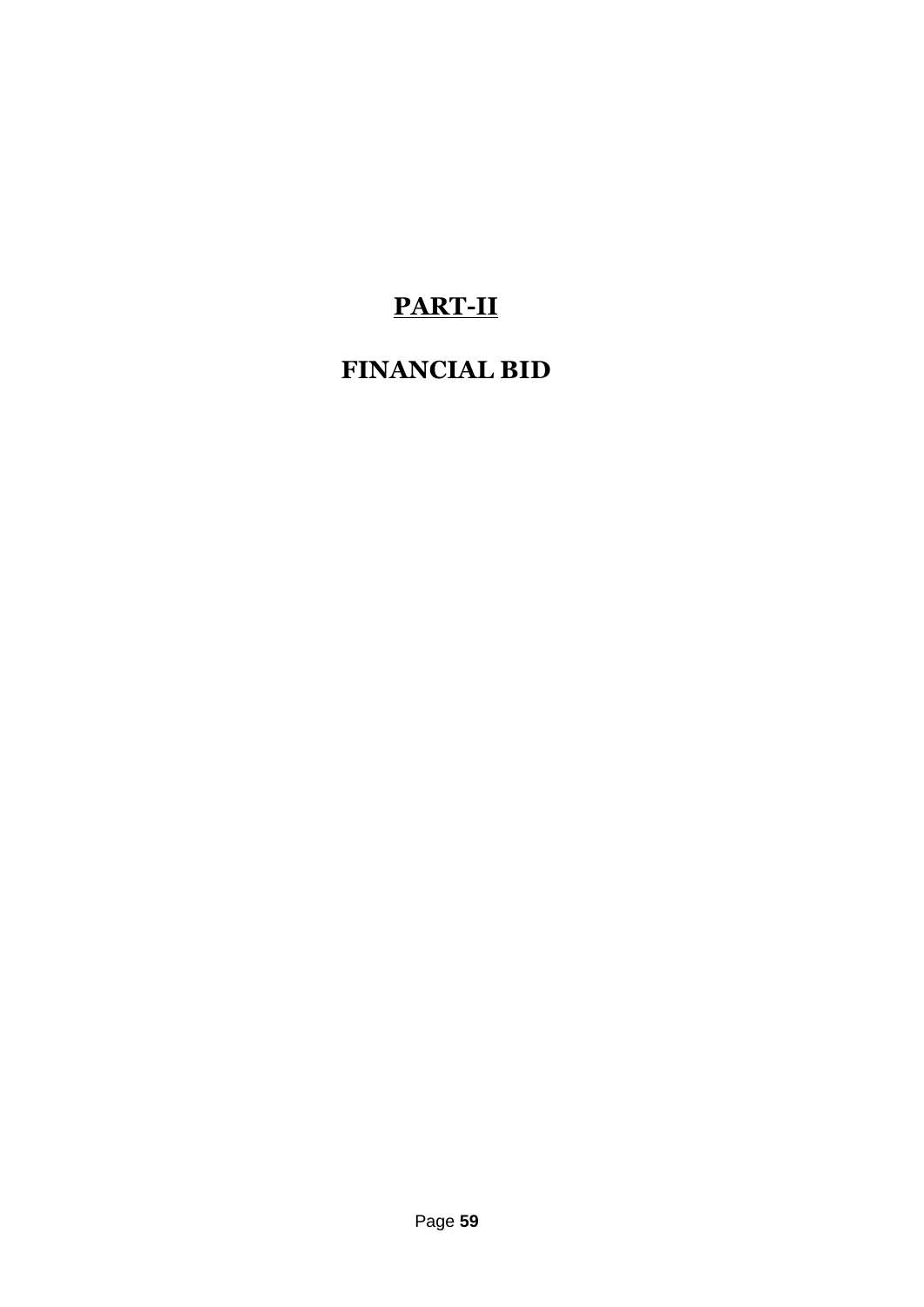# PART-II

# FINANCIAL BID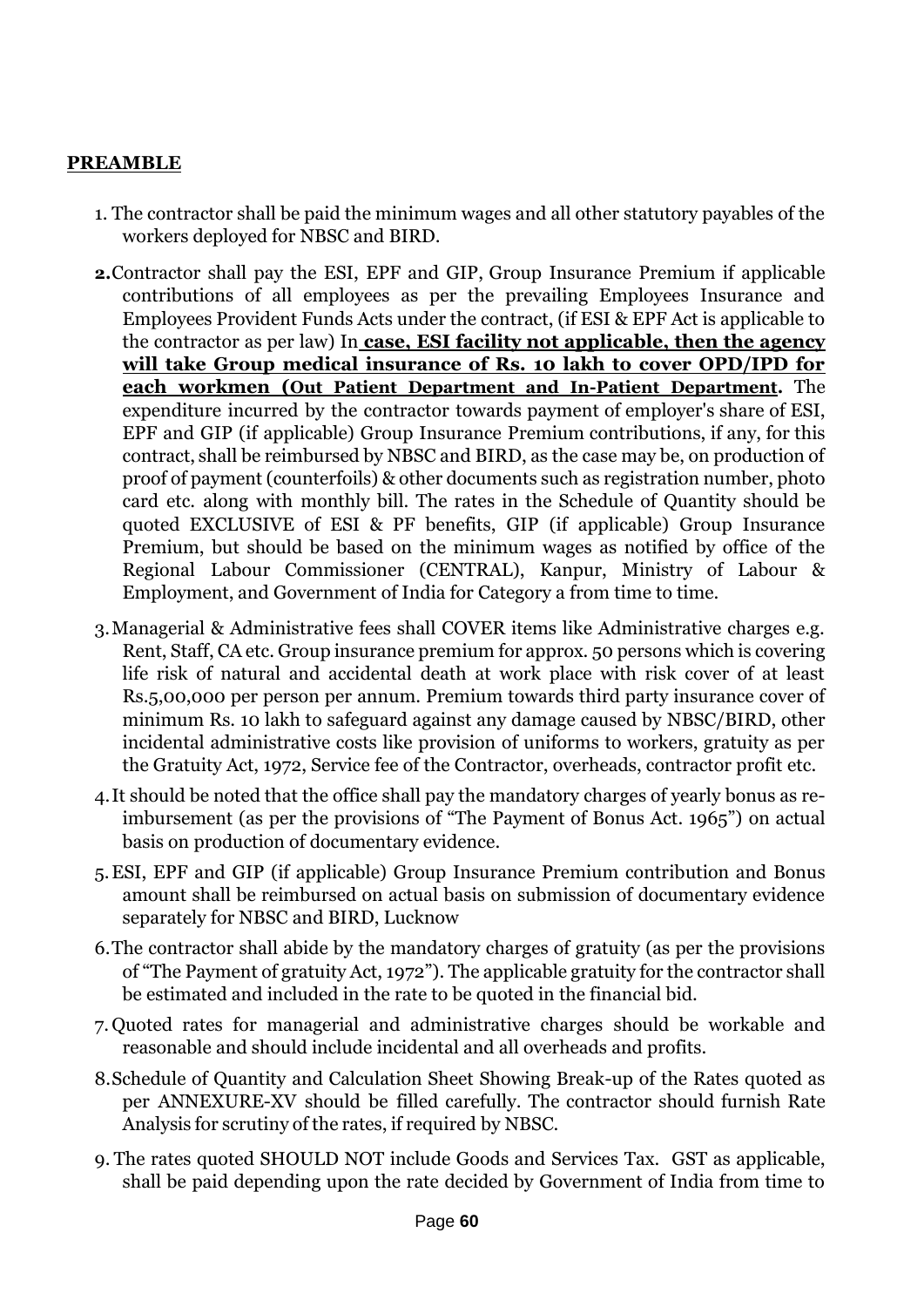**PREAMBLE**

1. The contractor shall be paid the minimum wages and all other statutory payables of the workers deployed for NBSC and BIRD.

2. Contractor shall pay the ESI, EPF and GIP, Group Insurance Premium if applicable contributions of all employees as per the prevailing Employees Insurance and Employees Provident Funds Acts under the contract, (if ESI & EPF Act is applicable to the contractor as per law) In **case, ESI facility not applicable, then the agency will take Group medical insurance of Rs. 10 lakh to cover OPD/IPD for each workmen (Out Patient Department and In-Patient Department.** The expenditure incurred by the contractor towards payment of employer's share of ESI, EPF and GIP (if applicable) Group Insurance Premium contributions, if any, for this contract, shall be reimbursed by NBSC and BIRD, as the case may be, on production of proof of payment (counterfoils) & other documents such as registration number, photo card etc. along with monthly bill. The rates in the Schedule of Quantity should be quoted EXCLUSIVE of ESI & PF benefits, GIP (if applicable) Group Insurance Premium, but should be based on the minimum wages as notified by office of the Regional Labour Commissioner (CENTRAL), Kanpur, Ministry of Labour & Employment, and Government of India for Category a from time to time.

3. Managerial & Administrative fees shall COVER items like Administrative charges e.g. Rent, Staff, CA etc. Group insurance premium for approx. 50 persons which is covering life risk of natural and accidental death at work place with risk cover of at least Rs.5,00,000 per person per annum. Premium towards third party insurance cover of minimum Rs. 10 lakh to safeguard against any damage caused by NBSC/BIRD, other incidental administrative costs like provision of uniforms to workers, gratuity as per the Gratuity Act, 1972, Service fee of the Contractor, overheads, contractor profit etc.

4. It should be noted that the office shall pay the mandatory charges of yearly bonus as re-imbursement (as per the provisions of "The Payment of Bonus Act. 1965") on actual basis on production of documentary evidence.

5. ESI, EPF and GIP (if applicable) Group Insurance Premium contribution and Bonus amount shall be reimbursed on actual basis on submission of documentary evidence separately for NBSC and BIRD, Lucknow

6. The contractor shall abide by the mandatory charges of gratuity (as per the provisions of "The Payment of gratuity Act, 1972"). The applicable gratuity for the contractor shall be estimated and included in the rate to be quoted in the financial bid.

7. Quoted rates for managerial and administrative charges should be workable and reasonable and should include incidental and all overheads and profits.

8. Schedule of Quantity and Calculation Sheet Showing Break-up of the Rates quoted as per ANNEXURE-XV should be filled carefully. The contractor should furnish Rate Analysis for scrutiny of the rates, if required by NBSC.

9. The rates quoted SHOULD NOT include Goods and Services Tax. GST as applicable, shall be paid depending upon the rate decided by Government of India from time to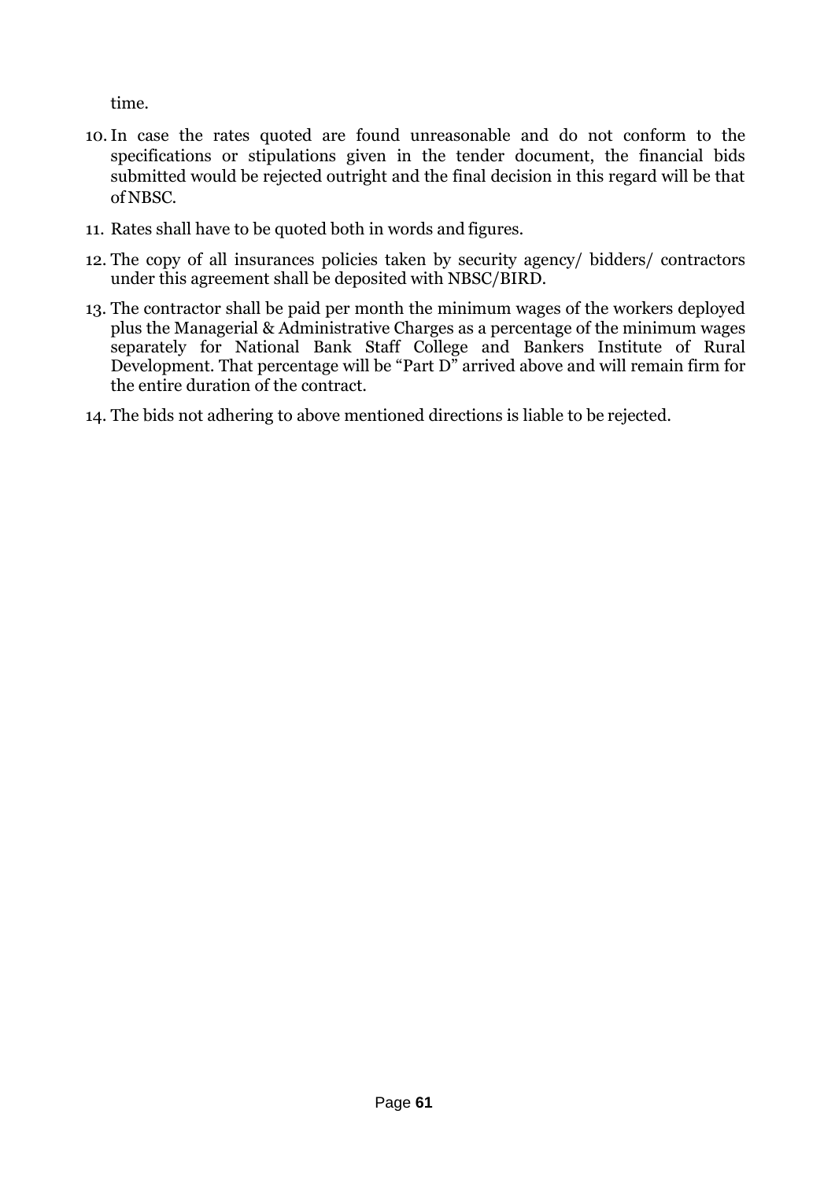time.

10. In case the rates quoted are found unreasonable and do not conform to the specifications or stipulations given in the tender document, the financial bids submitted would be rejected outright and the final decision in this regard will be that of NBSC.
11. Rates shall have to be quoted both in words and figures.
12. The copy of all insurances policies taken by security agency/ bidders/ contractors under this agreement shall be deposited with NBSC/BIRD.
13. The contractor shall be paid per month the minimum wages of the workers deployed plus the Managerial & Administrative Charges as a percentage of the minimum wages separately for National Bank Staff College and Bankers Institute of Rural Development. That percentage will be "Part D" arrived above and will remain firm for the entire duration of the contract.
14. The bids not adhering to above mentioned directions is liable to be rejected.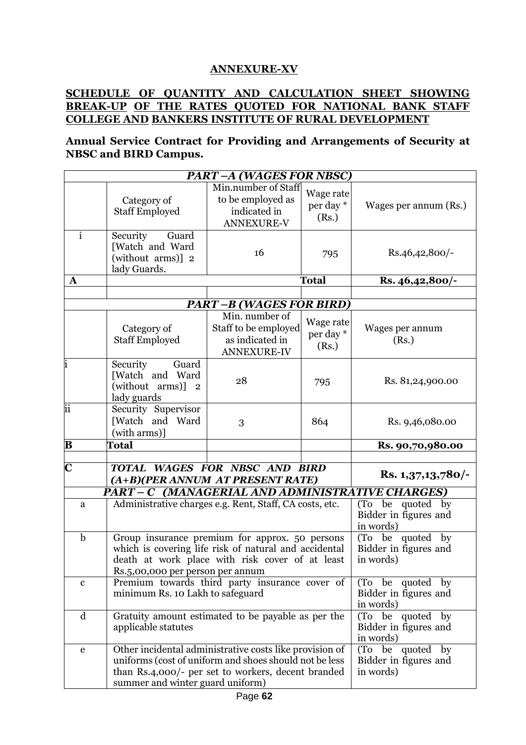## ANNEXURE-XV

## SCHEDULE OF QUANTITY AND CALCULATION SHEET SHOWING BREAK-UP OF THE RATES QUOTED FOR NATIONAL BANK STAFF COLLEGE AND BANKERS INSTITUTE OF RURAL DEVELOPMENT

**Annual Service Contract for Providing and Arrangements of Security at NBSC and BIRD Campus.**

| ***PART –A (WAGES FOR NBSC)*** | | | | |
|---|---|---|---|---|
| | Category of Staff Employed | Min.number of Staff to be employed as indicated in ANNEXURE-V | Wage rate per day * (Rs.) | Wages per annum (Rs.) |
| i | Security Guard [Watch and Ward (without arms)] 2 lady Guards. | 16 | 795 | Rs.46,42,800/- |
| **A** | | | **Total** | **Rs. 46,42,800/-** |
| | | | | |
| ***PART –B (WAGES FOR BIRD)*** | | | | |
| | Category of Staff Employed | Min. number of Staff to be employed as indicated in ANNEXURE-IV | Wage rate per day * (Rs.) | Wages per annum (Rs.) |
| i | Security Guard [Watch and Ward (without arms)] 2 lady guards | 28 | 795 | Rs. 81,24,900.00 |
| ii | Security Supervisor [Watch and Ward (with arms)] | 3 | 864 | Rs. 9,46,080.00 |
| **B** | **Total** | | | **Rs. 90,70,980.00** |
| | | | | |
| **C** | ***TOTAL WAGES FOR NBSC AND BIRD (A+B)(PER ANNUM AT PRESENT RATE)*** | | | **Rs. 1,37,13,780/-** |
| ***PART – C (MANAGERIAL AND ADMINISTRATIVE CHARGES)*** | | | | |
| a | Administrative charges e.g. Rent, Staff, CA costs, etc. | | | (To be quoted by Bidder in figures and in words) |
| b | Group insurance premium for approx. 50 persons which is covering life risk of natural and accidental death at work place with risk cover of at least Rs.5,00,000 per person per annum | | | (To be quoted by Bidder in figures and in words) |
| c | Premium towards third party insurance cover of minimum Rs. 10 Lakh to safeguard | | | (To be quoted by Bidder in figures and in words) |
| d | Gratuity amount estimated to be payable as per the applicable statutes | | | (To be quoted by Bidder in figures and in words) |
| e | Other incidental administrative costs like provision of uniforms (cost of uniform and shoes should not be less than Rs.4,000/- per set to workers, decent branded summer and winter guard uniform) | | | (To be quoted by Bidder in figures and in words) |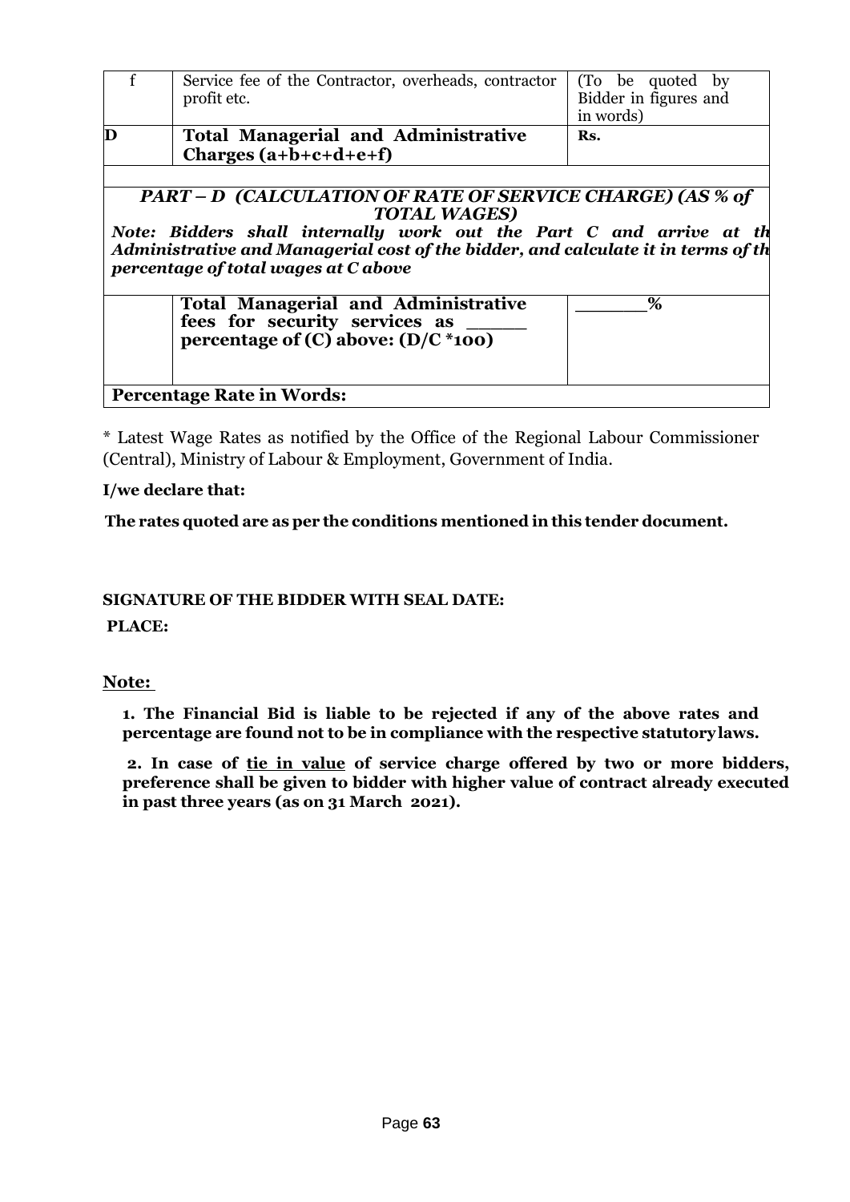| | | |
|---|---|---|
| f | Service fee of the Contractor, overheads, contractor profit etc. | (To be quoted by Bidder in figures and in words) |
| **D** | **Total Managerial and Administrative Charges (a+b+c+d+e+f)** | **Rs.** |

***PART – D (CALCULATION OF RATE OF SERVICE CHARGE) (AS % of TOTAL WAGES)***

***Note: Bidders shall internally work out the Part C and arrive at th Administrative and Managerial cost of the bidder, and calculate it in terms of th percentage of total wages at C above***

| | | |
|---|---|---|
| | **Total Managerial and Administrative fees for security services as _____ percentage of (C) above: (D/C *100)** | **______%** |
| **Percentage Rate in Words:** | | |

* Latest Wage Rates as notified by the Office of the Regional Labour Commissioner (Central), Ministry of Labour & Employment, Government of India.

**I/we declare that:**

**The rates quoted are as per the conditions mentioned in this tender document.**

**SIGNATURE OF THE BIDDER WITH SEAL DATE:**

**PLACE:**

**Note:**

**1. The Financial Bid is liable to be rejected if any of the above rates and percentage are found not to be in compliance with the respective statutory laws.**

**2. In case of tie in value of service charge offered by two or more bidders, preference shall be given to bidder with higher value of contract already executed in past three years (as on 31 March 2021).**